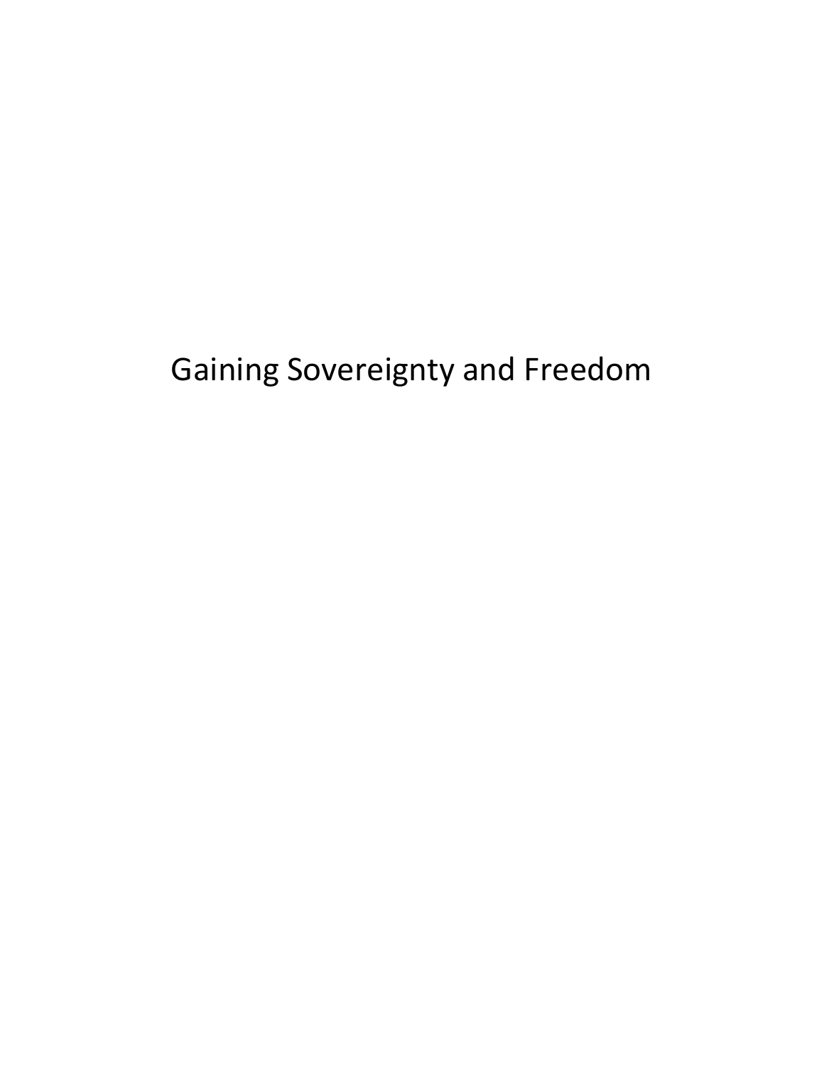# Gaining Sovereignty and Freedom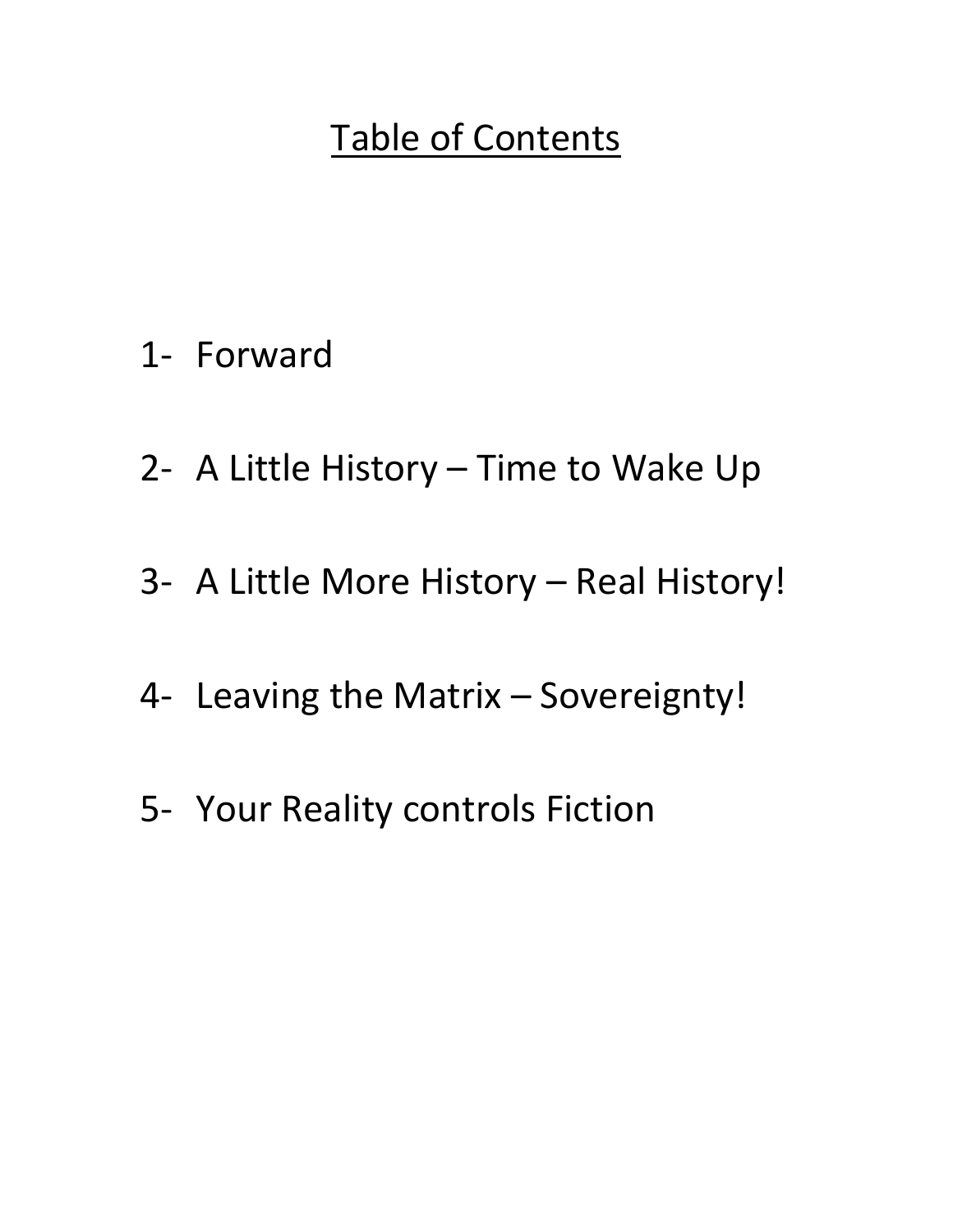# Table of Contents

1- Forward

2- A Little History – Time to Wake Up

3- A Little More History – Real History!

4- Leaving the Matrix – Sovereignty!

5- Your Reality controls Fiction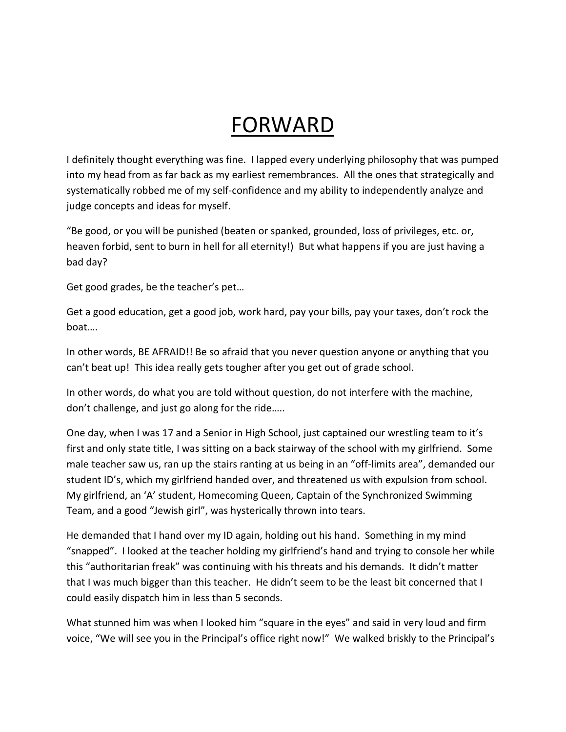# FORWARD

I definitely thought everything was fine. I lapped every underlying philosophy that was pumped into my head from as far back as my earliest remembrances. All the ones that strategically and systematically robbed me of my self-confidence and my ability to independently analyze and judge concepts and ideas for myself.

"Be good, or you will be punished (beaten or spanked, grounded, loss of privileges, etc. or, heaven forbid, sent to burn in hell for all eternity!) But what happens if you are just having a bad day?

Get good grades, be the teacher's pet…

Get a good education, get a good job, work hard, pay your bills, pay your taxes, don't rock the boat….

In other words, BE AFRAID!! Be so afraid that you never question anyone or anything that you can't beat up! This idea really gets tougher after you get out of grade school.

In other words, do what you are told without question, do not interfere with the machine, don't challenge, and just go along for the ride…..

One day, when I was 17 and a Senior in High School, just captained our wrestling team to it's first and only state title, I was sitting on a back stairway of the school with my girlfriend. Some male teacher saw us, ran up the stairs ranting at us being in an "off-limits area", demanded our student ID's, which my girlfriend handed over, and threatened us with expulsion from school. My girlfriend, an 'A' student, Homecoming Queen, Captain of the Synchronized Swimming Team, and a good "Jewish girl", was hysterically thrown into tears.

He demanded that I hand over my ID again, holding out his hand. Something in my mind "snapped". I looked at the teacher holding my girlfriend's hand and trying to console her while this "authoritarian freak" was continuing with his threats and his demands. It didn't matter that I was much bigger than this teacher. He didn't seem to be the least bit concerned that I could easily dispatch him in less than 5 seconds.

What stunned him was when I looked him "square in the eyes" and said in very loud and firm voice, "We will see you in the Principal's office right now!" We walked briskly to the Principal's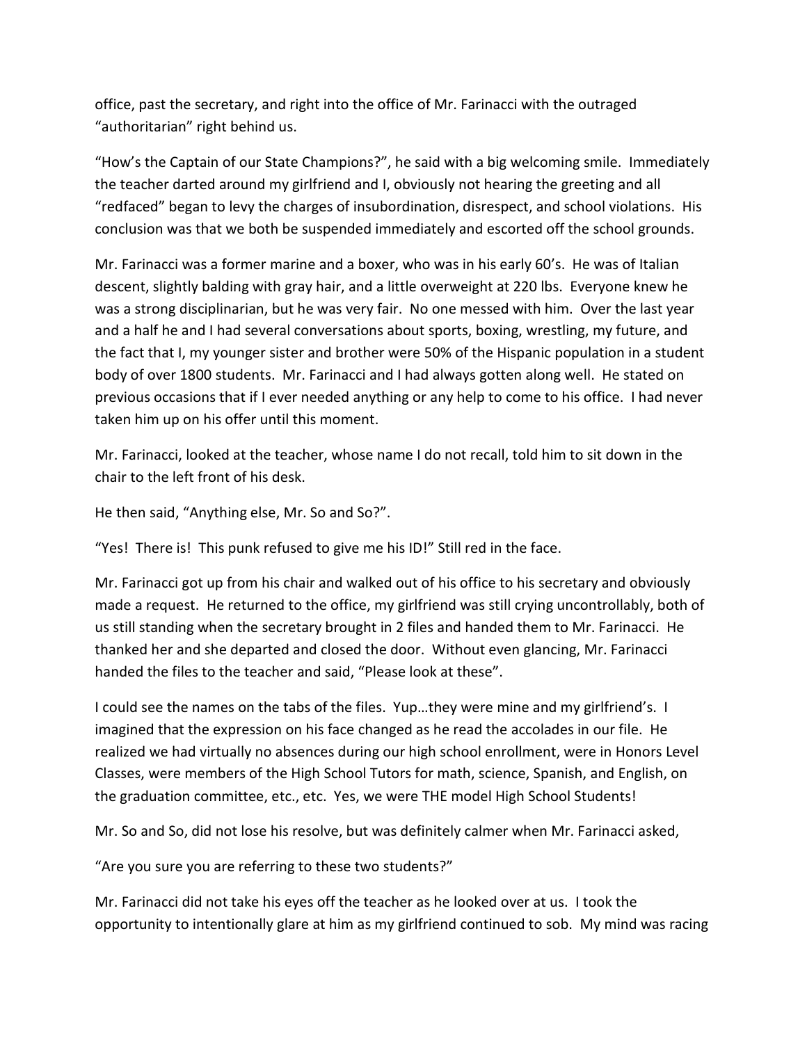office, past the secretary, and right into the office of Mr. Farinacci with the outraged "authoritarian" right behind us.

"How's the Captain of our State Champions?", he said with a big welcoming smile. Immediately the teacher darted around my girlfriend and I, obviously not hearing the greeting and all "redfaced" began to levy the charges of insubordination, disrespect, and school violations. His conclusion was that we both be suspended immediately and escorted off the school grounds.

Mr. Farinacci was a former marine and a boxer, who was in his early 60's. He was of Italian descent, slightly balding with gray hair, and a little overweight at 220 lbs. Everyone knew he was a strong disciplinarian, but he was very fair. No one messed with him. Over the last year and a half he and I had several conversations about sports, boxing, wrestling, my future, and the fact that I, my younger sister and brother were 50% of the Hispanic population in a student body of over 1800 students. Mr. Farinacci and I had always gotten along well. He stated on previous occasions that if I ever needed anything or any help to come to his office. I had never taken him up on his offer until this moment.

Mr. Farinacci, looked at the teacher, whose name I do not recall, told him to sit down in the chair to the left front of his desk.

He then said, "Anything else, Mr. So and So?".

"Yes! There is! This punk refused to give me his ID!" Still red in the face.

Mr. Farinacci got up from his chair and walked out of his office to his secretary and obviously made a request. He returned to the office, my girlfriend was still crying uncontrollably, both of us still standing when the secretary brought in 2 files and handed them to Mr. Farinacci. He thanked her and she departed and closed the door. Without even glancing, Mr. Farinacci handed the files to the teacher and said, "Please look at these".

I could see the names on the tabs of the files. Yup…they were mine and my girlfriend's. I imagined that the expression on his face changed as he read the accolades in our file. He realized we had virtually no absences during our high school enrollment, were in Honors Level Classes, were members of the High School Tutors for math, science, Spanish, and English, on the graduation committee, etc., etc. Yes, we were THE model High School Students!

Mr. So and So, did not lose his resolve, but was definitely calmer when Mr. Farinacci asked,

"Are you sure you are referring to these two students?"

Mr. Farinacci did not take his eyes off the teacher as he looked over at us. I took the opportunity to intentionally glare at him as my girlfriend continued to sob. My mind was racing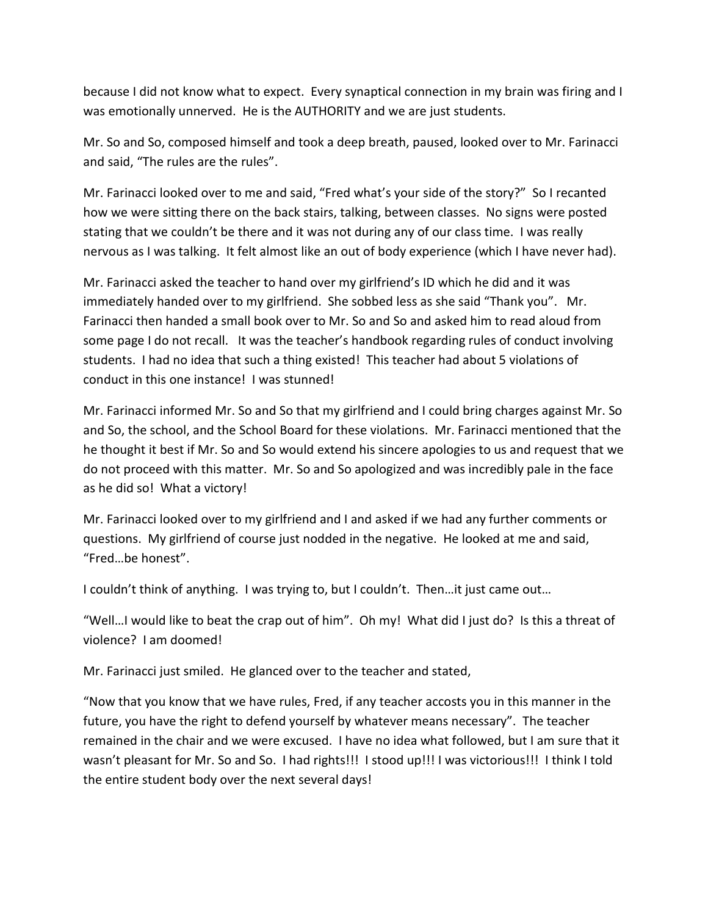because I did not know what to expect. Every synaptical connection in my brain was firing and I was emotionally unnerved. He is the AUTHORITY and we are just students.

Mr. So and So, composed himself and took a deep breath, paused, looked over to Mr. Farinacci and said, "The rules are the rules".

Mr. Farinacci looked over to me and said, "Fred what's your side of the story?" So I recanted how we were sitting there on the back stairs, talking, between classes. No signs were posted stating that we couldn't be there and it was not during any of our class time. I was really nervous as I was talking. It felt almost like an out of body experience (which I have never had).

Mr. Farinacci asked the teacher to hand over my girlfriend's ID which he did and it was immediately handed over to my girlfriend. She sobbed less as she said "Thank you". Mr. Farinacci then handed a small book over to Mr. So and So and asked him to read aloud from some page I do not recall. It was the teacher's handbook regarding rules of conduct involving students. I had no idea that such a thing existed! This teacher had about 5 violations of conduct in this one instance! I was stunned!

Mr. Farinacci informed Mr. So and So that my girlfriend and I could bring charges against Mr. So and So, the school, and the School Board for these violations. Mr. Farinacci mentioned that the he thought it best if Mr. So and So would extend his sincere apologies to us and request that we do not proceed with this matter. Mr. So and So apologized and was incredibly pale in the face as he did so! What a victory!

Mr. Farinacci looked over to my girlfriend and I and asked if we had any further comments or questions. My girlfriend of course just nodded in the negative. He looked at me and said, "Fred…be honest".

I couldn't think of anything. I was trying to, but I couldn't. Then…it just came out…

"Well…I would like to beat the crap out of him". Oh my! What did I just do? Is this a threat of violence? I am doomed!

Mr. Farinacci just smiled. He glanced over to the teacher and stated,

"Now that you know that we have rules, Fred, if any teacher accosts you in this manner in the future, you have the right to defend yourself by whatever means necessary". The teacher remained in the chair and we were excused. I have no idea what followed, but I am sure that it wasn't pleasant for Mr. So and So. I had rights!!! I stood up!!! I was victorious!!! I think I told the entire student body over the next several days!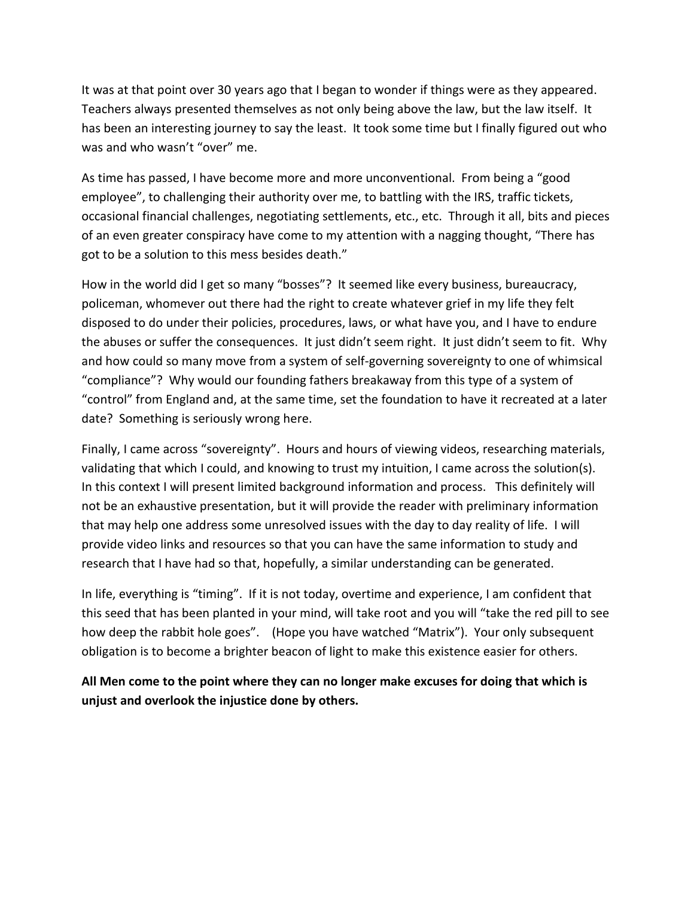It was at that point over 30 years ago that I began to wonder if things were as they appeared. Teachers always presented themselves as not only being above the law, but the law itself. It has been an interesting journey to say the least. It took some time but I finally figured out who was and who wasn't "over" me.

As time has passed, I have become more and more unconventional. From being a "good employee", to challenging their authority over me, to battling with the IRS, traffic tickets, occasional financial challenges, negotiating settlements, etc., etc. Through it all, bits and pieces of an even greater conspiracy have come to my attention with a nagging thought, "There has got to be a solution to this mess besides death."

How in the world did I get so many "bosses"? It seemed like every business, bureaucracy, policeman, whomever out there had the right to create whatever grief in my life they felt disposed to do under their policies, procedures, laws, or what have you, and I have to endure the abuses or suffer the consequences. It just didn't seem right. It just didn't seem to fit. Why and how could so many move from a system of self-governing sovereignty to one of whimsical "compliance"? Why would our founding fathers breakaway from this type of a system of "control" from England and, at the same time, set the foundation to have it recreated at a later date? Something is seriously wrong here.

Finally, I came across "sovereignty". Hours and hours of viewing videos, researching materials, validating that which I could, and knowing to trust my intuition, I came across the solution(s). In this context I will present limited background information and process. This definitely will not be an exhaustive presentation, but it will provide the reader with preliminary information that may help one address some unresolved issues with the day to day reality of life. I will provide video links and resources so that you can have the same information to study and research that I have had so that, hopefully, a similar understanding can be generated.

In life, everything is "timing". If it is not today, overtime and experience, I am confident that this seed that has been planted in your mind, will take root and you will "take the red pill to see how deep the rabbit hole goes". (Hope you have watched "Matrix"). Your only subsequent obligation is to become a brighter beacon of light to make this existence easier for others.

**All Men come to the point where they can no longer make excuses for doing that which is unjust and overlook the injustice done by others.**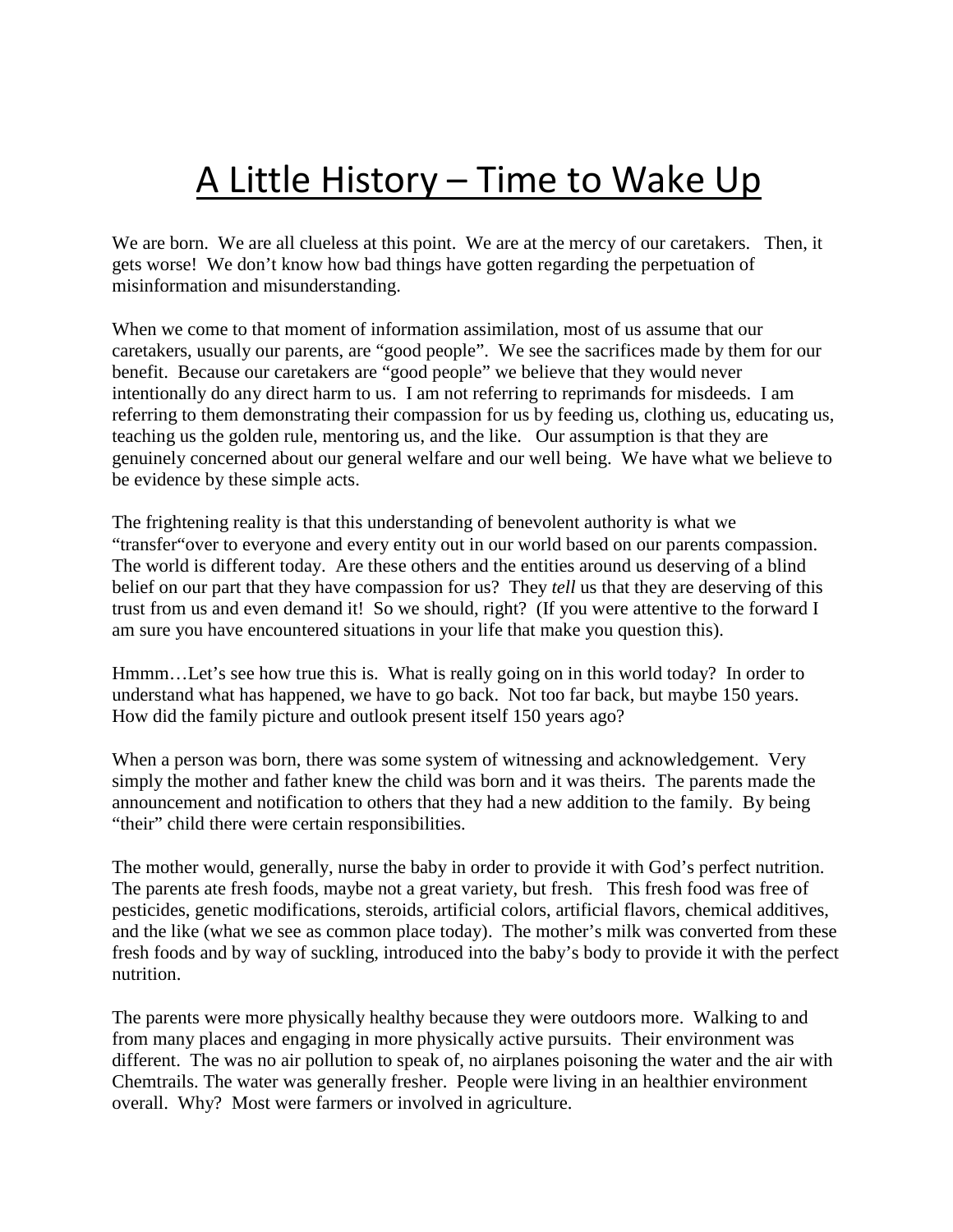# A Little History – Time to Wake Up

We are born. We are all clueless at this point. We are at the mercy of our caretakers. Then, it gets worse! We don't know how bad things have gotten regarding the perpetuation of misinformation and misunderstanding.

When we come to that moment of information assimilation, most of us assume that our caretakers, usually our parents, are "good people". We see the sacrifices made by them for our benefit. Because our caretakers are "good people" we believe that they would never intentionally do any direct harm to us. I am not referring to reprimands for misdeeds. I am referring to them demonstrating their compassion for us by feeding us, clothing us, educating us, teaching us the golden rule, mentoring us, and the like. Our assumption is that they are genuinely concerned about our general welfare and our well being. We have what we believe to be evidence by these simple acts.

The frightening reality is that this understanding of benevolent authority is what we "transfer"over to everyone and every entity out in our world based on our parents compassion. The world is different today. Are these others and the entities around us deserving of a blind belief on our part that they have compassion for us? They *tell* us that they are deserving of this trust from us and even demand it! So we should, right? (If you were attentive to the forward I am sure you have encountered situations in your life that make you question this).

Hmmm…Let's see how true this is. What is really going on in this world today? In order to understand what has happened, we have to go back. Not too far back, but maybe 150 years. How did the family picture and outlook present itself 150 years ago?

When a person was born, there was some system of witnessing and acknowledgement. Very simply the mother and father knew the child was born and it was theirs. The parents made the announcement and notification to others that they had a new addition to the family. By being "their" child there were certain responsibilities.

The mother would, generally, nurse the baby in order to provide it with God's perfect nutrition. The parents ate fresh foods, maybe not a great variety, but fresh. This fresh food was free of pesticides, genetic modifications, steroids, artificial colors, artificial flavors, chemical additives, and the like (what we see as common place today). The mother's milk was converted from these fresh foods and by way of suckling, introduced into the baby's body to provide it with the perfect nutrition.

The parents were more physically healthy because they were outdoors more. Walking to and from many places and engaging in more physically active pursuits. Their environment was different. The was no air pollution to speak of, no airplanes poisoning the water and the air with Chemtrails. The water was generally fresher. People were living in an healthier environment overall. Why? Most were farmers or involved in agriculture.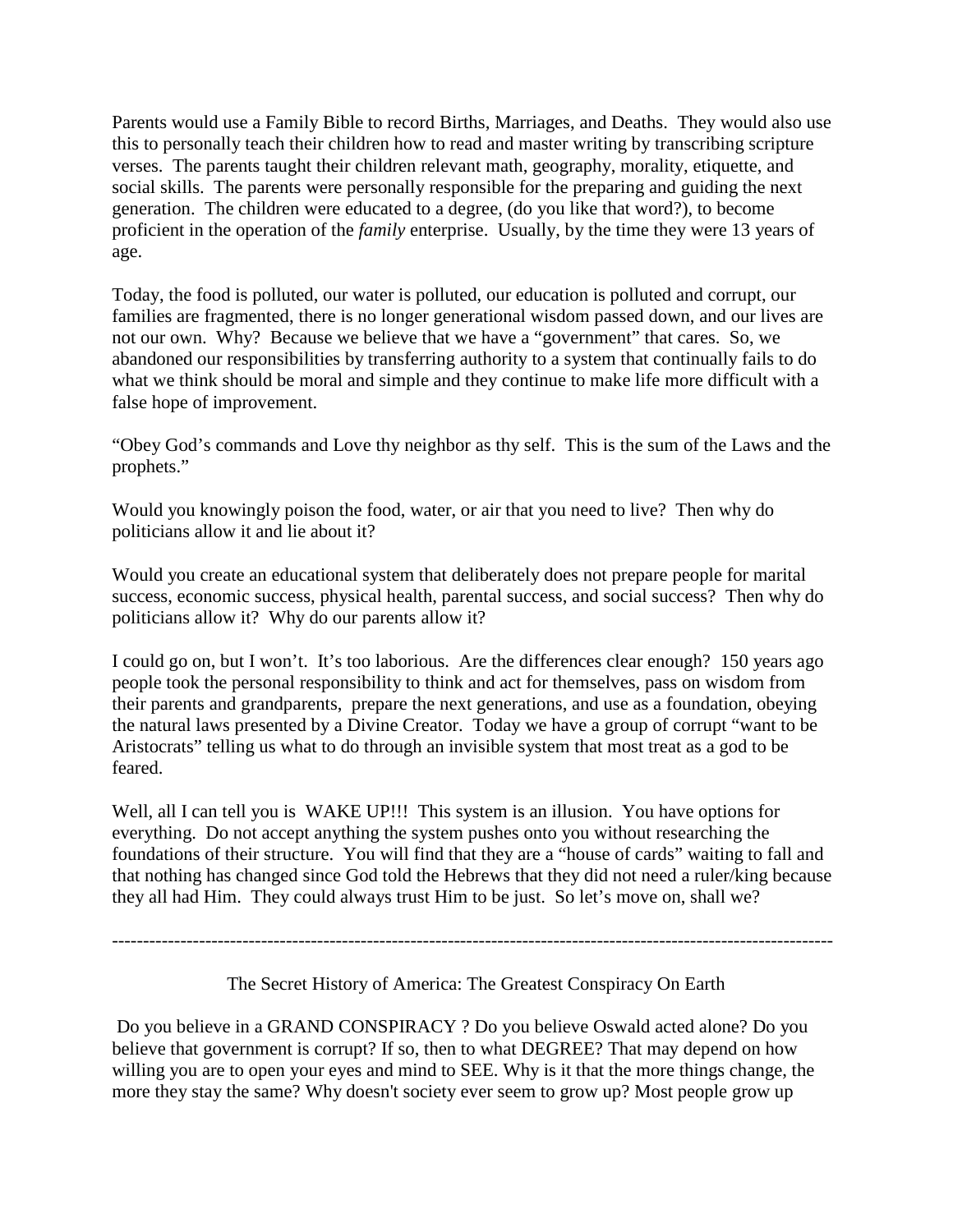Parents would use a Family Bible to record Births, Marriages, and Deaths. They would also use this to personally teach their children how to read and master writing by transcribing scripture verses. The parents taught their children relevant math, geography, morality, etiquette, and social skills. The parents were personally responsible for the preparing and guiding the next generation. The children were educated to a degree, (do you like that word?), to become proficient in the operation of the *family* enterprise. Usually, by the time they were 13 years of age.

Today, the food is polluted, our water is polluted, our education is polluted and corrupt, our families are fragmented, there is no longer generational wisdom passed down, and our lives are not our own. Why? Because we believe that we have a "government" that cares. So, we abandoned our responsibilities by transferring authority to a system that continually fails to do what we think should be moral and simple and they continue to make life more difficult with a false hope of improvement.

"Obey God's commands and Love thy neighbor as thy self. This is the sum of the Laws and the prophets."

Would you knowingly poison the food, water, or air that you need to live? Then why do politicians allow it and lie about it?

Would you create an educational system that deliberately does not prepare people for marital success, economic success, physical health, parental success, and social success? Then why do politicians allow it? Why do our parents allow it?

I could go on, but I won't. It's too laborious. Are the differences clear enough? 150 years ago people took the personal responsibility to think and act for themselves, pass on wisdom from their parents and grandparents, prepare the next generations, and use as a foundation, obeying the natural laws presented by a Divine Creator. Today we have a group of corrupt "want to be Aristocrats" telling us what to do through an invisible system that most treat as a god to be feared.

Well, all I can tell you is WAKE UP!!! This system is an illusion. You have options for everything. Do not accept anything the system pushes onto you without researching the foundations of their structure. You will find that they are a "house of cards" waiting to fall and that nothing has changed since God told the Hebrews that they did not need a ruler/king because they all had Him. They could always trust Him to be just. So let's move on, shall we?

---

## The Secret History of America: The Greatest Conspiracy On Earth

Do you believe in a GRAND CONSPIRACY ? Do you believe Oswald acted alone? Do you believe that government is corrupt? If so, then to what DEGREE? That may depend on how willing you are to open your eyes and mind to SEE. Why is it that the more things change, the more they stay the same? Why doesn't society ever seem to grow up? Most people grow up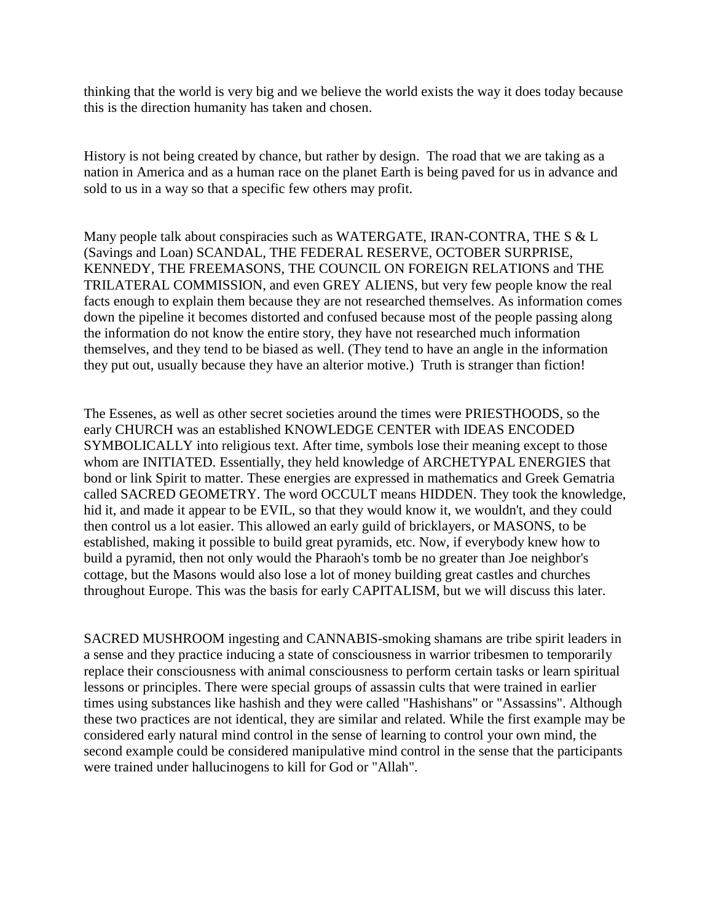thinking that the world is very big and we believe the world exists the way it does today because this is the direction humanity has taken and chosen.

History is not being created by chance, but rather by design. The road that we are taking as a nation in America and as a human race on the planet Earth is being paved for us in advance and sold to us in a way so that a specific few others may profit.

Many people talk about conspiracies such as WATERGATE, IRAN-CONTRA, THE S & L (Savings and Loan) SCANDAL, THE FEDERAL RESERVE, OCTOBER SURPRISE, KENNEDY, THE FREEMASONS, THE COUNCIL ON FOREIGN RELATIONS and THE TRILATERAL COMMISSION, and even GREY ALIENS, but very few people know the real facts enough to explain them because they are not researched themselves. As information comes down the pipeline it becomes distorted and confused because most of the people passing along the information do not know the entire story, they have not researched much information themselves, and they tend to be biased as well. (They tend to have an angle in the information they put out, usually because they have an alterior motive.) Truth is stranger than fiction!

The Essenes, as well as other secret societies around the times were PRIESTHOODS, so the early CHURCH was an established KNOWLEDGE CENTER with IDEAS ENCODED SYMBOLICALLY into religious text. After time, symbols lose their meaning except to those whom are INITIATED. Essentially, they held knowledge of ARCHETYPAL ENERGIES that bond or link Spirit to matter. These energies are expressed in mathematics and Greek Gematria called SACRED GEOMETRY. The word OCCULT means HIDDEN. They took the knowledge, hid it, and made it appear to be EVIL, so that they would know it, we wouldn't, and they could then control us a lot easier. This allowed an early guild of bricklayers, or MASONS, to be established, making it possible to build great pyramids, etc. Now, if everybody knew how to build a pyramid, then not only would the Pharaoh's tomb be no greater than Joe neighbor's cottage, but the Masons would also lose a lot of money building great castles and churches throughout Europe. This was the basis for early CAPITALISM, but we will discuss this later.

SACRED MUSHROOM ingesting and CANNABIS-smoking shamans are tribe spirit leaders in a sense and they practice inducing a state of consciousness in warrior tribesmen to temporarily replace their consciousness with animal consciousness to perform certain tasks or learn spiritual lessons or principles. There were special groups of assassin cults that were trained in earlier times using substances like hashish and they were called "Hashishans" or "Assassins". Although these two practices are not identical, they are similar and related. While the first example may be considered early natural mind control in the sense of learning to control your own mind, the second example could be considered manipulative mind control in the sense that the participants were trained under hallucinogens to kill for God or "Allah".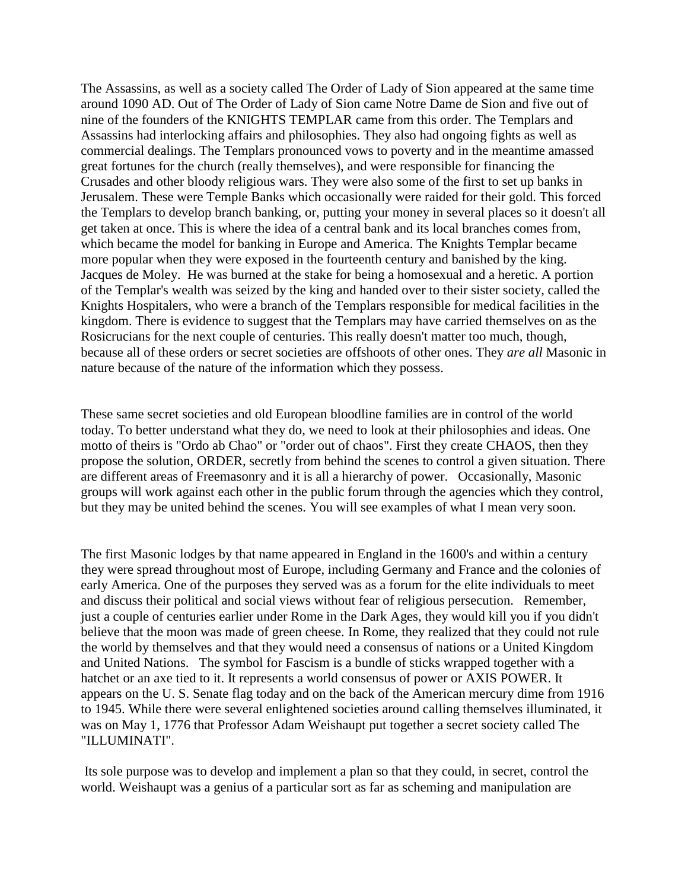The Assassins, as well as a society called The Order of Lady of Sion appeared at the same time around 1090 AD. Out of The Order of Lady of Sion came Notre Dame de Sion and five out of nine of the founders of the KNIGHTS TEMPLAR came from this order. The Templars and Assassins had interlocking affairs and philosophies. They also had ongoing fights as well as commercial dealings. The Templars pronounced vows to poverty and in the meantime amassed great fortunes for the church (really themselves), and were responsible for financing the Crusades and other bloody religious wars. They were also some of the first to set up banks in Jerusalem. These were Temple Banks which occasionally were raided for their gold. This forced the Templars to develop branch banking, or, putting your money in several places so it doesn't all get taken at once. This is where the idea of a central bank and its local branches comes from, which became the model for banking in Europe and America. The Knights Templar became more popular when they were exposed in the fourteenth century and banished by the king. Jacques de Moley. He was burned at the stake for being a homosexual and a heretic. A portion of the Templar's wealth was seized by the king and handed over to their sister society, called the Knights Hospitalers, who were a branch of the Templars responsible for medical facilities in the kingdom. There is evidence to suggest that the Templars may have carried themselves on as the Rosicrucians for the next couple of centuries. This really doesn't matter too much, though, because all of these orders or secret societies are offshoots of other ones. They *are all* Masonic in nature because of the nature of the information which they possess.

These same secret societies and old European bloodline families are in control of the world today. To better understand what they do, we need to look at their philosophies and ideas. One motto of theirs is "Ordo ab Chao" or "order out of chaos". First they create CHAOS, then they propose the solution, ORDER, secretly from behind the scenes to control a given situation. There are different areas of Freemasonry and it is all a hierarchy of power. Occasionally, Masonic groups will work against each other in the public forum through the agencies which they control, but they may be united behind the scenes. You will see examples of what I mean very soon.

The first Masonic lodges by that name appeared in England in the 1600's and within a century they were spread throughout most of Europe, including Germany and France and the colonies of early America. One of the purposes they served was as a forum for the elite individuals to meet and discuss their political and social views without fear of religious persecution. Remember, just a couple of centuries earlier under Rome in the Dark Ages, they would kill you if you didn't believe that the moon was made of green cheese. In Rome, they realized that they could not rule the world by themselves and that they would need a consensus of nations or a United Kingdom and United Nations. The symbol for Fascism is a bundle of sticks wrapped together with a hatchet or an axe tied to it. It represents a world consensus of power or AXIS POWER. It appears on the U. S. Senate flag today and on the back of the American mercury dime from 1916 to 1945. While there were several enlightened societies around calling themselves illuminated, it was on May 1, 1776 that Professor Adam Weishaupt put together a secret society called The "ILLUMINATI".

Its sole purpose was to develop and implement a plan so that they could, in secret, control the world. Weishaupt was a genius of a particular sort as far as scheming and manipulation are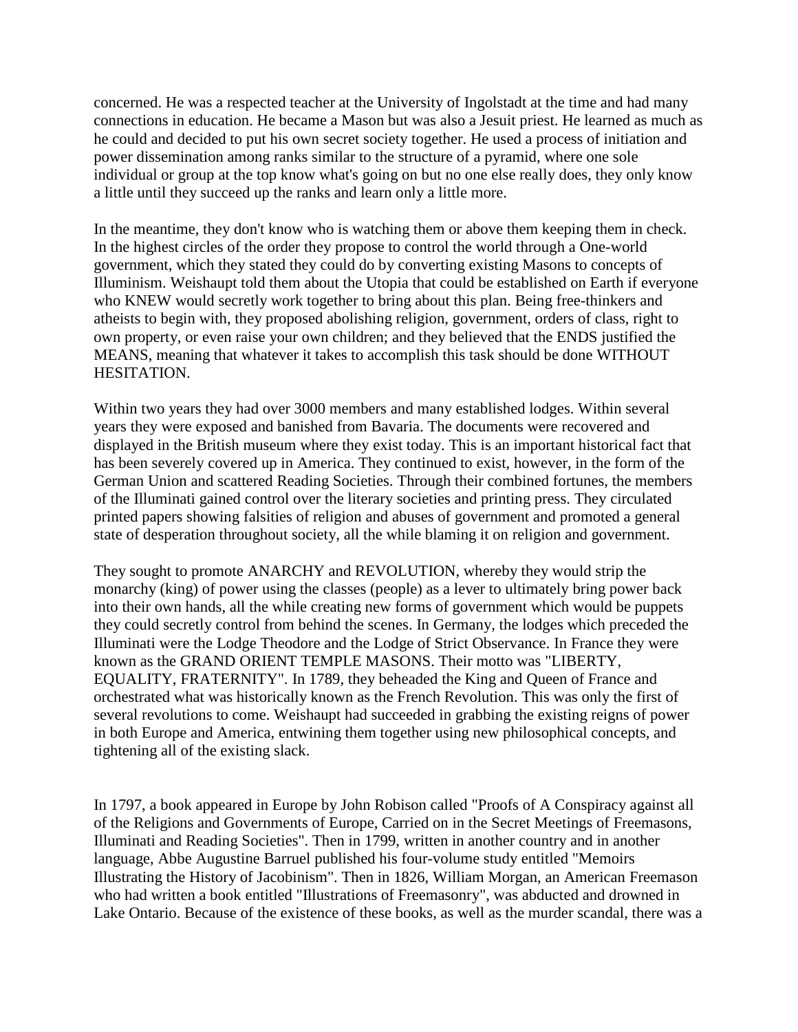concerned. He was a respected teacher at the University of Ingolstadt at the time and had many connections in education. He became a Mason but was also a Jesuit priest. He learned as much as he could and decided to put his own secret society together. He used a process of initiation and power dissemination among ranks similar to the structure of a pyramid, where one sole individual or group at the top know what's going on but no one else really does, they only know a little until they succeed up the ranks and learn only a little more.

In the meantime, they don't know who is watching them or above them keeping them in check. In the highest circles of the order they propose to control the world through a One-world government, which they stated they could do by converting existing Masons to concepts of Illuminism. Weishaupt told them about the Utopia that could be established on Earth if everyone who KNEW would secretly work together to bring about this plan. Being free-thinkers and atheists to begin with, they proposed abolishing religion, government, orders of class, right to own property, or even raise your own children; and they believed that the ENDS justified the MEANS, meaning that whatever it takes to accomplish this task should be done WITHOUT HESITATION.

Within two years they had over 3000 members and many established lodges. Within several years they were exposed and banished from Bavaria. The documents were recovered and displayed in the British museum where they exist today. This is an important historical fact that has been severely covered up in America. They continued to exist, however, in the form of the German Union and scattered Reading Societies. Through their combined fortunes, the members of the Illuminati gained control over the literary societies and printing press. They circulated printed papers showing falsities of religion and abuses of government and promoted a general state of desperation throughout society, all the while blaming it on religion and government.

They sought to promote ANARCHY and REVOLUTION, whereby they would strip the monarchy (king) of power using the classes (people) as a lever to ultimately bring power back into their own hands, all the while creating new forms of government which would be puppets they could secretly control from behind the scenes. In Germany, the lodges which preceded the Illuminati were the Lodge Theodore and the Lodge of Strict Observance. In France they were known as the GRAND ORIENT TEMPLE MASONS. Their motto was "LIBERTY, EQUALITY, FRATERNITY". In 1789, they beheaded the King and Queen of France and orchestrated what was historically known as the French Revolution. This was only the first of several revolutions to come. Weishaupt had succeeded in grabbing the existing reigns of power in both Europe and America, entwining them together using new philosophical concepts, and tightening all of the existing slack.

In 1797, a book appeared in Europe by John Robison called "Proofs of A Conspiracy against all of the Religions and Governments of Europe, Carried on in the Secret Meetings of Freemasons, Illuminati and Reading Societies". Then in 1799, written in another country and in another language, Abbe Augustine Barruel published his four-volume study entitled "Memoirs Illustrating the History of Jacobinism". Then in 1826, William Morgan, an American Freemason who had written a book entitled "Illustrations of Freemasonry", was abducted and drowned in Lake Ontario. Because of the existence of these books, as well as the murder scandal, there was a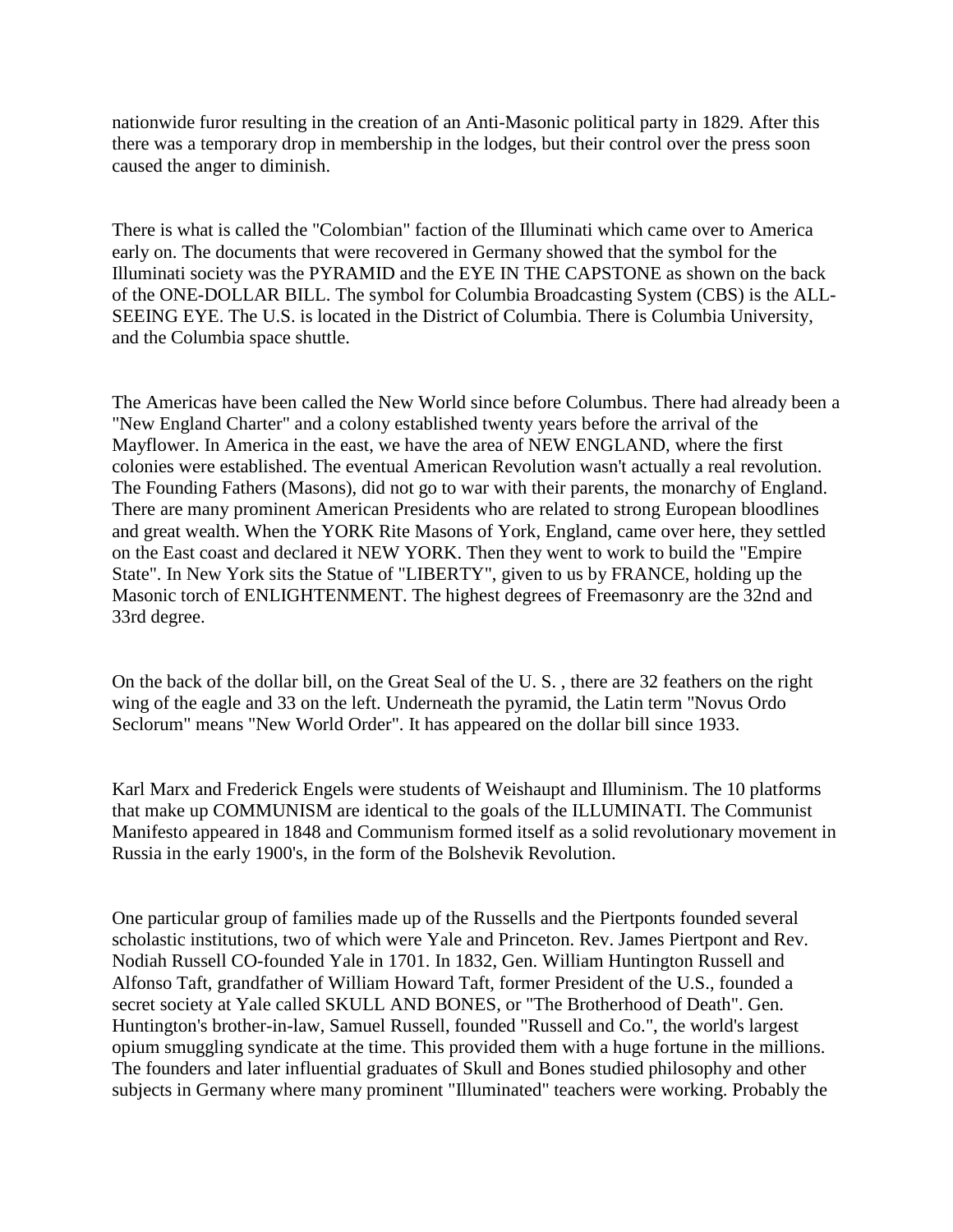nationwide furor resulting in the creation of an Anti-Masonic political party in 1829. After this there was a temporary drop in membership in the lodges, but their control over the press soon caused the anger to diminish.

There is what is called the "Colombian" faction of the Illuminati which came over to America early on. The documents that were recovered in Germany showed that the symbol for the Illuminati society was the PYRAMID and the EYE IN THE CAPSTONE as shown on the back of the ONE-DOLLAR BILL. The symbol for Columbia Broadcasting System (CBS) is the ALL-SEEING EYE. The U.S. is located in the District of Columbia. There is Columbia University, and the Columbia space shuttle.

The Americas have been called the New World since before Columbus. There had already been a "New England Charter" and a colony established twenty years before the arrival of the Mayflower. In America in the east, we have the area of NEW ENGLAND, where the first colonies were established. The eventual American Revolution wasn't actually a real revolution. The Founding Fathers (Masons), did not go to war with their parents, the monarchy of England. There are many prominent American Presidents who are related to strong European bloodlines and great wealth. When the YORK Rite Masons of York, England, came over here, they settled on the East coast and declared it NEW YORK. Then they went to work to build the "Empire State". In New York sits the Statue of "LIBERTY", given to us by FRANCE, holding up the Masonic torch of ENLIGHTENMENT. The highest degrees of Freemasonry are the 32nd and 33rd degree.

On the back of the dollar bill, on the Great Seal of the U. S. , there are 32 feathers on the right wing of the eagle and 33 on the left. Underneath the pyramid, the Latin term "Novus Ordo Seclorum" means "New World Order". It has appeared on the dollar bill since 1933.

Karl Marx and Frederick Engels were students of Weishaupt and Illuminism. The 10 platforms that make up COMMUNISM are identical to the goals of the ILLUMINATI. The Communist Manifesto appeared in 1848 and Communism formed itself as a solid revolutionary movement in Russia in the early 1900's, in the form of the Bolshevik Revolution.

One particular group of families made up of the Russells and the Piertponts founded several scholastic institutions, two of which were Yale and Princeton. Rev. James Piertpont and Rev. Nodiah Russell CO-founded Yale in 1701. In 1832, Gen. William Huntington Russell and Alfonso Taft, grandfather of William Howard Taft, former President of the U.S., founded a secret society at Yale called SKULL AND BONES, or "The Brotherhood of Death". Gen. Huntington's brother-in-law, Samuel Russell, founded "Russell and Co.", the world's largest opium smuggling syndicate at the time. This provided them with a huge fortune in the millions. The founders and later influential graduates of Skull and Bones studied philosophy and other subjects in Germany where many prominent "Illuminated" teachers were working. Probably the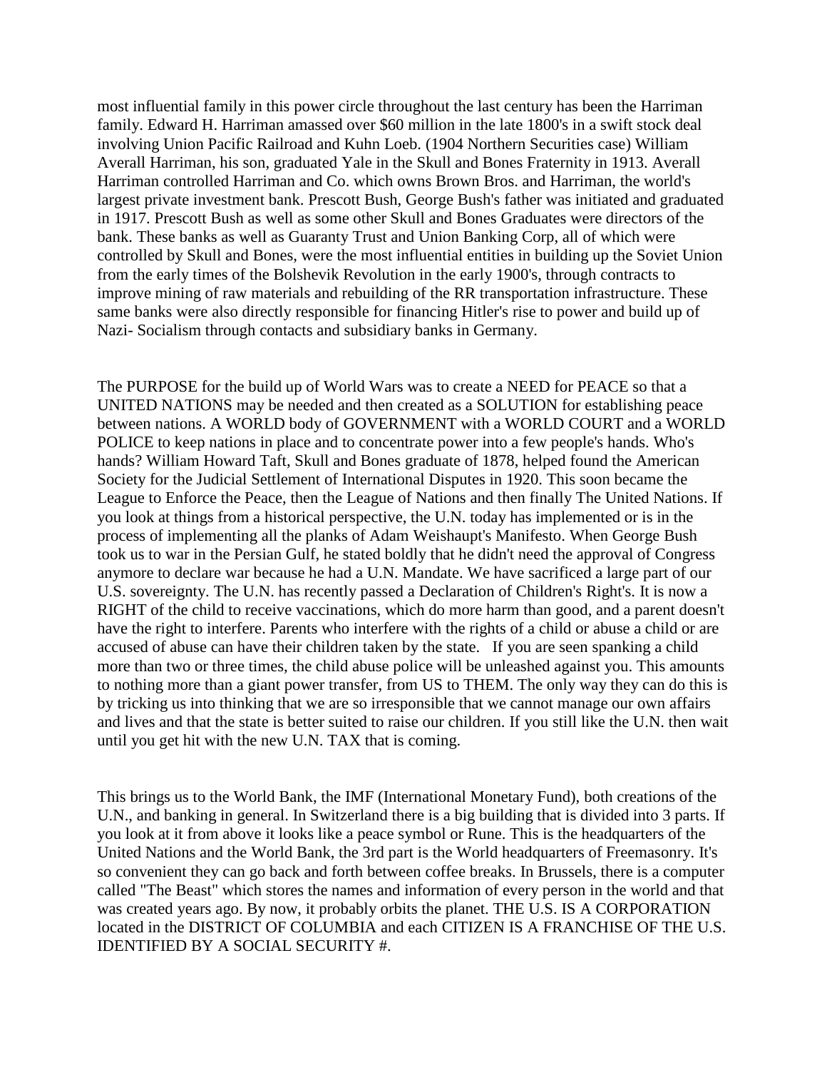most influential family in this power circle throughout the last century has been the Harriman family. Edward H. Harriman amassed over $60 million in the late 1800's in a swift stock deal involving Union Pacific Railroad and Kuhn Loeb. (1904 Northern Securities case) William Averall Harriman, his son, graduated Yale in the Skull and Bones Fraternity in 1913. Averall Harriman controlled Harriman and Co. which owns Brown Bros. and Harriman, the world's largest private investment bank. Prescott Bush, George Bush's father was initiated and graduated in 1917. Prescott Bush as well as some other Skull and Bones Graduates were directors of the bank. These banks as well as Guaranty Trust and Union Banking Corp, all of which were controlled by Skull and Bones, were the most influential entities in building up the Soviet Union from the early times of the Bolshevik Revolution in the early 1900's, through contracts to improve mining of raw materials and rebuilding of the RR transportation infrastructure. These same banks were also directly responsible for financing Hitler's rise to power and build up of Nazi- Socialism through contacts and subsidiary banks in Germany.

The PURPOSE for the build up of World Wars was to create a NEED for PEACE so that a UNITED NATIONS may be needed and then created as a SOLUTION for establishing peace between nations. A WORLD body of GOVERNMENT with a WORLD COURT and a WORLD POLICE to keep nations in place and to concentrate power into a few people's hands. Who's hands? William Howard Taft, Skull and Bones graduate of 1878, helped found the American Society for the Judicial Settlement of International Disputes in 1920. This soon became the League to Enforce the Peace, then the League of Nations and then finally The United Nations. If you look at things from a historical perspective, the U.N. today has implemented or is in the process of implementing all the planks of Adam Weishaupt's Manifesto. When George Bush took us to war in the Persian Gulf, he stated boldly that he didn't need the approval of Congress anymore to declare war because he had a U.N. Mandate. We have sacrificed a large part of our U.S. sovereignty. The U.N. has recently passed a Declaration of Children's Right's. It is now a RIGHT of the child to receive vaccinations, which do more harm than good, and a parent doesn't have the right to interfere. Parents who interfere with the rights of a child or abuse a child or are accused of abuse can have their children taken by the state. If you are seen spanking a child more than two or three times, the child abuse police will be unleashed against you. This amounts to nothing more than a giant power transfer, from US to THEM. The only way they can do this is by tricking us into thinking that we are so irresponsible that we cannot manage our own affairs and lives and that the state is better suited to raise our children. If you still like the U.N. then wait until you get hit with the new U.N. TAX that is coming.

This brings us to the World Bank, the IMF (International Monetary Fund), both creations of the U.N., and banking in general. In Switzerland there is a big building that is divided into 3 parts. If you look at it from above it looks like a peace symbol or Rune. This is the headquarters of the United Nations and the World Bank, the 3rd part is the World headquarters of Freemasonry. It's so convenient they can go back and forth between coffee breaks. In Brussels, there is a computer called "The Beast" which stores the names and information of every person in the world and that was created years ago. By now, it probably orbits the planet. THE U.S. IS A CORPORATION located in the DISTRICT OF COLUMBIA and each CITIZEN IS A FRANCHISE OF THE U.S. IDENTIFIED BY A SOCIAL SECURITY #.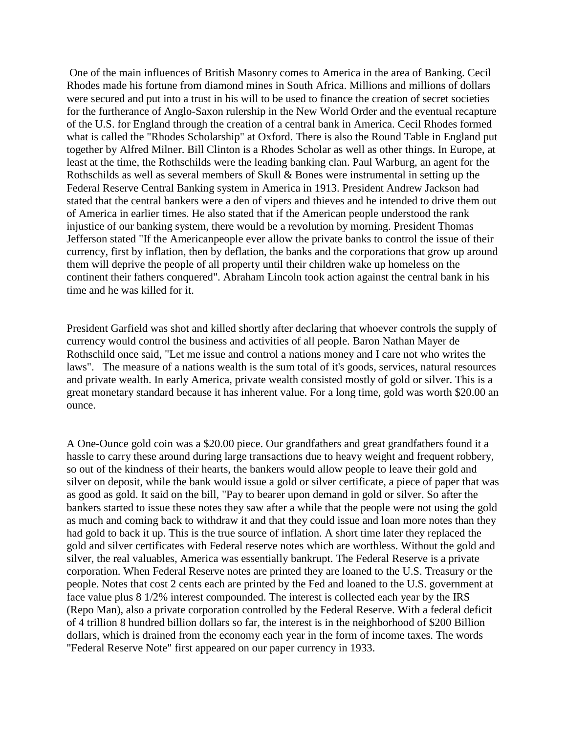One of the main influences of British Masonry comes to America in the area of Banking. Cecil Rhodes made his fortune from diamond mines in South Africa. Millions and millions of dollars were secured and put into a trust in his will to be used to finance the creation of secret societies for the furtherance of Anglo-Saxon rulership in the New World Order and the eventual recapture of the U.S. for England through the creation of a central bank in America. Cecil Rhodes formed what is called the "Rhodes Scholarship" at Oxford. There is also the Round Table in England put together by Alfred Milner. Bill Clinton is a Rhodes Scholar as well as other things. In Europe, at least at the time, the Rothschilds were the leading banking clan. Paul Warburg, an agent for the Rothschilds as well as several members of Skull & Bones were instrumental in setting up the Federal Reserve Central Banking system in America in 1913. President Andrew Jackson had stated that the central bankers were a den of vipers and thieves and he intended to drive them out of America in earlier times. He also stated that if the American people understood the rank injustice of our banking system, there would be a revolution by morning. President Thomas Jefferson stated "If the Americanpeople ever allow the private banks to control the issue of their currency, first by inflation, then by deflation, the banks and the corporations that grow up around them will deprive the people of all property until their children wake up homeless on the continent their fathers conquered". Abraham Lincoln took action against the central bank in his time and he was killed for it.

President Garfield was shot and killed shortly after declaring that whoever controls the supply of currency would control the business and activities of all people. Baron Nathan Mayer de Rothschild once said, "Let me issue and control a nations money and I care not who writes the laws". The measure of a nations wealth is the sum total of it's goods, services, natural resources and private wealth. In early America, private wealth consisted mostly of gold or silver. This is a great monetary standard because it has inherent value. For a long time, gold was worth $20.00 an ounce.

A One-Ounce gold coin was a $20.00 piece. Our grandfathers and great grandfathers found it a hassle to carry these around during large transactions due to heavy weight and frequent robbery, so out of the kindness of their hearts, the bankers would allow people to leave their gold and silver on deposit, while the bank would issue a gold or silver certificate, a piece of paper that was as good as gold. It said on the bill, "Pay to bearer upon demand in gold or silver. So after the bankers started to issue these notes they saw after a while that the people were not using the gold as much and coming back to withdraw it and that they could issue and loan more notes than they had gold to back it up. This is the true source of inflation. A short time later they replaced the gold and silver certificates with Federal reserve notes which are worthless. Without the gold and silver, the real valuables, America was essentially bankrupt. The Federal Reserve is a private corporation. When Federal Reserve notes are printed they are loaned to the U.S. Treasury or the people. Notes that cost 2 cents each are printed by the Fed and loaned to the U.S. government at face value plus 8 1/2% interest compounded. The interest is collected each year by the IRS (Repo Man), also a private corporation controlled by the Federal Reserve. With a federal deficit of 4 trillion 8 hundred billion dollars so far, the interest is in the neighborhood of $200 Billion dollars, which is drained from the economy each year in the form of income taxes. The words "Federal Reserve Note" first appeared on our paper currency in 1933.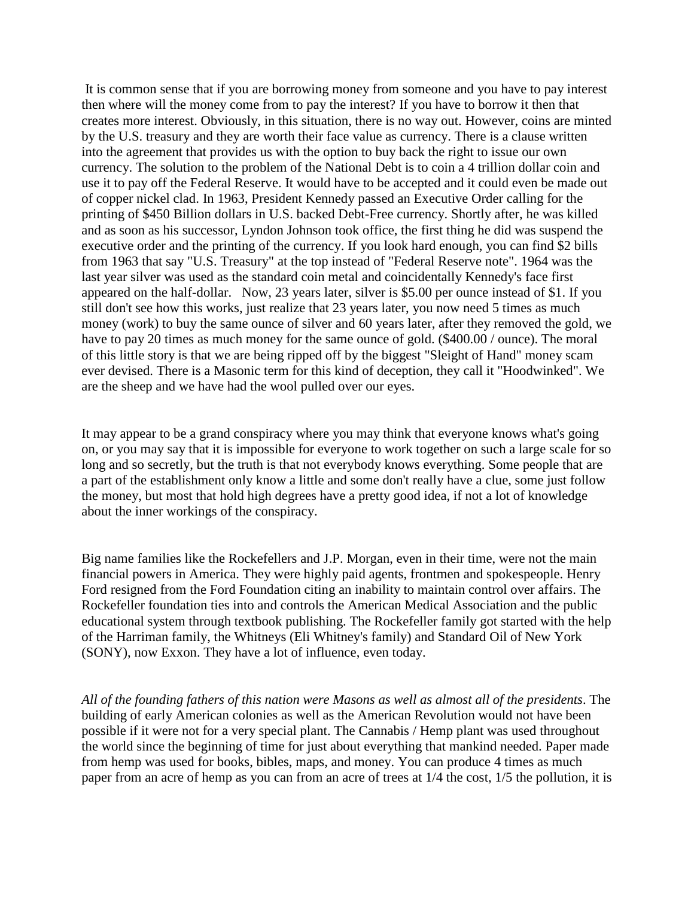It is common sense that if you are borrowing money from someone and you have to pay interest then where will the money come from to pay the interest? If you have to borrow it then that creates more interest. Obviously, in this situation, there is no way out. However, coins are minted by the U.S. treasury and they are worth their face value as currency. There is a clause written into the agreement that provides us with the option to buy back the right to issue our own currency. The solution to the problem of the National Debt is to coin a 4 trillion dollar coin and use it to pay off the Federal Reserve. It would have to be accepted and it could even be made out of copper nickel clad. In 1963, President Kennedy passed an Executive Order calling for the printing of $450 Billion dollars in U.S. backed Debt-Free currency. Shortly after, he was killed and as soon as his successor, Lyndon Johnson took office, the first thing he did was suspend the executive order and the printing of the currency. If you look hard enough, you can find $2 bills from 1963 that say "U.S. Treasury" at the top instead of "Federal Reserve note". 1964 was the last year silver was used as the standard coin metal and coincidentally Kennedy's face first appeared on the half-dollar. Now, 23 years later, silver is $5.00 per ounce instead of $1. If you still don't see how this works, just realize that 23 years later, you now need 5 times as much money (work) to buy the same ounce of silver and 60 years later, after they removed the gold, we have to pay 20 times as much money for the same ounce of gold. ($400.00 / ounce). The moral of this little story is that we are being ripped off by the biggest "Sleight of Hand" money scam ever devised. There is a Masonic term for this kind of deception, they call it "Hoodwinked". We are the sheep and we have had the wool pulled over our eyes.

It may appear to be a grand conspiracy where you may think that everyone knows what's going on, or you may say that it is impossible for everyone to work together on such a large scale for so long and so secretly, but the truth is that not everybody knows everything. Some people that are a part of the establishment only know a little and some don't really have a clue, some just follow the money, but most that hold high degrees have a pretty good idea, if not a lot of knowledge about the inner workings of the conspiracy.

Big name families like the Rockefellers and J.P. Morgan, even in their time, were not the main financial powers in America. They were highly paid agents, frontmen and spokespeople. Henry Ford resigned from the Ford Foundation citing an inability to maintain control over affairs. The Rockefeller foundation ties into and controls the American Medical Association and the public educational system through textbook publishing. The Rockefeller family got started with the help of the Harriman family, the Whitneys (Eli Whitney's family) and Standard Oil of New York (SONY), now Exxon. They have a lot of influence, even today.

*All of the founding fathers of this nation were Masons as well as almost all of the presidents*. The building of early American colonies as well as the American Revolution would not have been possible if it were not for a very special plant. The Cannabis / Hemp plant was used throughout the world since the beginning of time for just about everything that mankind needed. Paper made from hemp was used for books, bibles, maps, and money. You can produce 4 times as much paper from an acre of hemp as you can from an acre of trees at 1/4 the cost, 1/5 the pollution, it is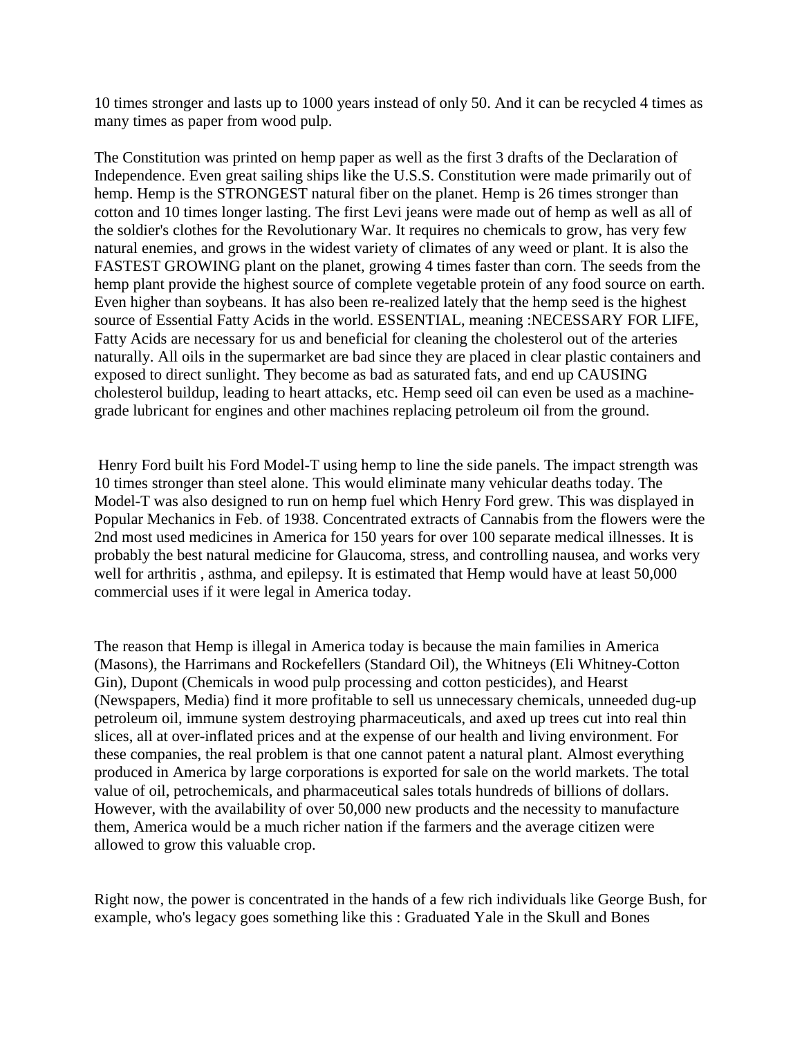10 times stronger and lasts up to 1000 years instead of only 50. And it can be recycled 4 times as many times as paper from wood pulp.

The Constitution was printed on hemp paper as well as the first 3 drafts of the Declaration of Independence. Even great sailing ships like the U.S.S. Constitution were made primarily out of hemp. Hemp is the STRONGEST natural fiber on the planet. Hemp is 26 times stronger than cotton and 10 times longer lasting. The first Levi jeans were made out of hemp as well as all of the soldier's clothes for the Revolutionary War. It requires no chemicals to grow, has very few natural enemies, and grows in the widest variety of climates of any weed or plant. It is also the FASTEST GROWING plant on the planet, growing 4 times faster than corn. The seeds from the hemp plant provide the highest source of complete vegetable protein of any food source on earth. Even higher than soybeans. It has also been re-realized lately that the hemp seed is the highest source of Essential Fatty Acids in the world. ESSENTIAL, meaning :NECESSARY FOR LIFE, Fatty Acids are necessary for us and beneficial for cleaning the cholesterol out of the arteries naturally. All oils in the supermarket are bad since they are placed in clear plastic containers and exposed to direct sunlight. They become as bad as saturated fats, and end up CAUSING cholesterol buildup, leading to heart attacks, etc. Hemp seed oil can even be used as a machine-grade lubricant for engines and other machines replacing petroleum oil from the ground.

Henry Ford built his Ford Model-T using hemp to line the side panels. The impact strength was 10 times stronger than steel alone. This would eliminate many vehicular deaths today. The Model-T was also designed to run on hemp fuel which Henry Ford grew. This was displayed in Popular Mechanics in Feb. of 1938. Concentrated extracts of Cannabis from the flowers were the 2nd most used medicines in America for 150 years for over 100 separate medical illnesses. It is probably the best natural medicine for Glaucoma, stress, and controlling nausea, and works very well for arthritis , asthma, and epilepsy. It is estimated that Hemp would have at least 50,000 commercial uses if it were legal in America today.

The reason that Hemp is illegal in America today is because the main families in America (Masons), the Harrimans and Rockefellers (Standard Oil), the Whitneys (Eli Whitney-Cotton Gin), Dupont (Chemicals in wood pulp processing and cotton pesticides), and Hearst (Newspapers, Media) find it more profitable to sell us unnecessary chemicals, unneeded dug-up petroleum oil, immune system destroying pharmaceuticals, and axed up trees cut into real thin slices, all at over-inflated prices and at the expense of our health and living environment. For these companies, the real problem is that one cannot patent a natural plant. Almost everything produced in America by large corporations is exported for sale on the world markets. The total value of oil, petrochemicals, and pharmaceutical sales totals hundreds of billions of dollars. However, with the availability of over 50,000 new products and the necessity to manufacture them, America would be a much richer nation if the farmers and the average citizen were allowed to grow this valuable crop.

Right now, the power is concentrated in the hands of a few rich individuals like George Bush, for example, who's legacy goes something like this : Graduated Yale in the Skull and Bones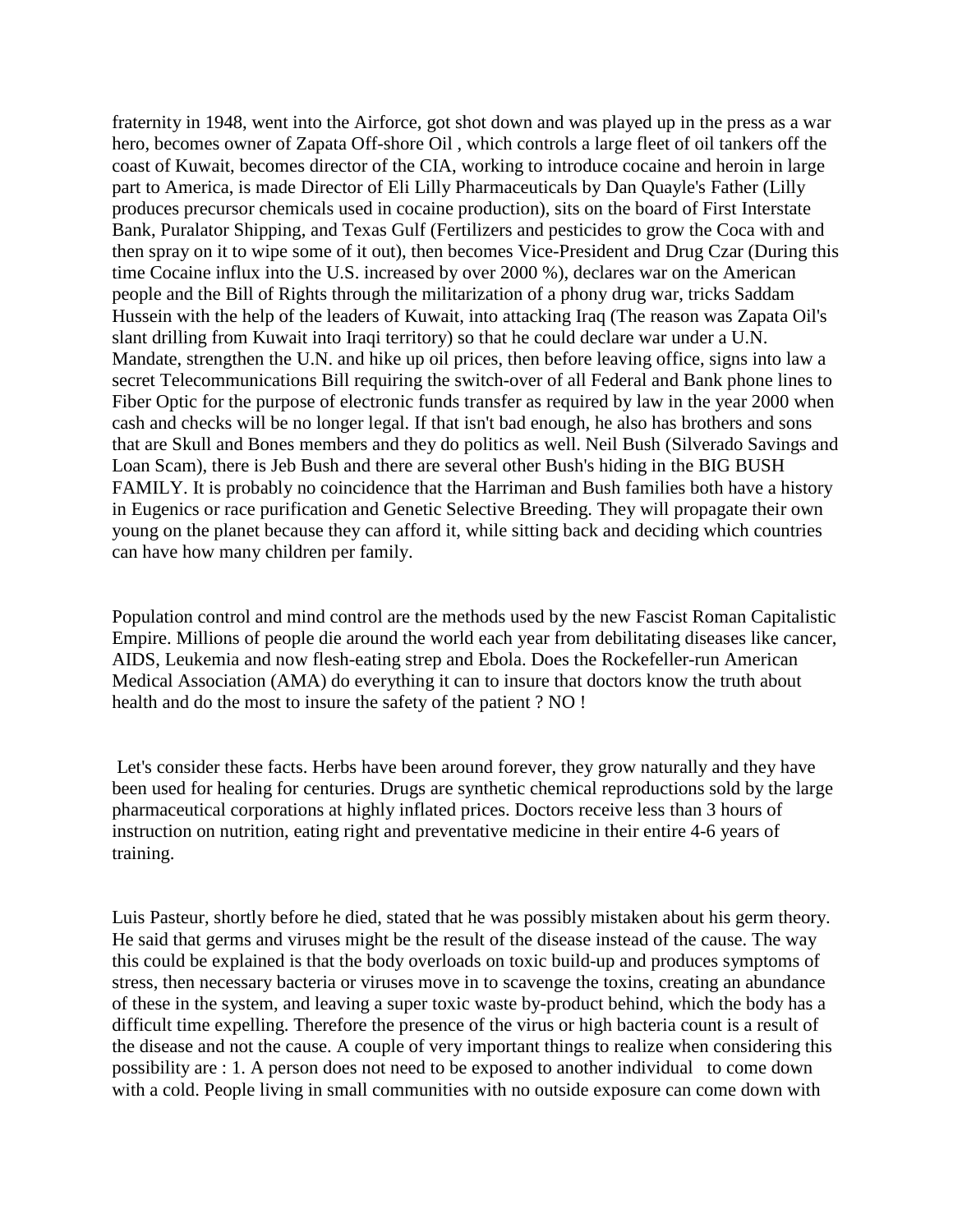fraternity in 1948, went into the Airforce, got shot down and was played up in the press as a war hero, becomes owner of Zapata Off-shore Oil , which controls a large fleet of oil tankers off the coast of Kuwait, becomes director of the CIA, working to introduce cocaine and heroin in large part to America, is made Director of Eli Lilly Pharmaceuticals by Dan Quayle's Father (Lilly produces precursor chemicals used in cocaine production), sits on the board of First Interstate Bank, Puralator Shipping, and Texas Gulf (Fertilizers and pesticides to grow the Coca with and then spray on it to wipe some of it out), then becomes Vice-President and Drug Czar (During this time Cocaine influx into the U.S. increased by over 2000 %), declares war on the American people and the Bill of Rights through the militarization of a phony drug war, tricks Saddam Hussein with the help of the leaders of Kuwait, into attacking Iraq (The reason was Zapata Oil's slant drilling from Kuwait into Iraqi territory) so that he could declare war under a U.N. Mandate, strengthen the U.N. and hike up oil prices, then before leaving office, signs into law a secret Telecommunications Bill requiring the switch-over of all Federal and Bank phone lines to Fiber Optic for the purpose of electronic funds transfer as required by law in the year 2000 when cash and checks will be no longer legal. If that isn't bad enough, he also has brothers and sons that are Skull and Bones members and they do politics as well. Neil Bush (Silverado Savings and Loan Scam), there is Jeb Bush and there are several other Bush's hiding in the BIG BUSH FAMILY. It is probably no coincidence that the Harriman and Bush families both have a history in Eugenics or race purification and Genetic Selective Breeding. They will propagate their own young on the planet because they can afford it, while sitting back and deciding which countries can have how many children per family.

Population control and mind control are the methods used by the new Fascist Roman Capitalistic Empire. Millions of people die around the world each year from debilitating diseases like cancer, AIDS, Leukemia and now flesh-eating strep and Ebola. Does the Rockefeller-run American Medical Association (AMA) do everything it can to insure that doctors know the truth about health and do the most to insure the safety of the patient ? NO !

Let's consider these facts. Herbs have been around forever, they grow naturally and they have been used for healing for centuries. Drugs are synthetic chemical reproductions sold by the large pharmaceutical corporations at highly inflated prices. Doctors receive less than 3 hours of instruction on nutrition, eating right and preventative medicine in their entire 4-6 years of training.

Luis Pasteur, shortly before he died, stated that he was possibly mistaken about his germ theory. He said that germs and viruses might be the result of the disease instead of the cause. The way this could be explained is that the body overloads on toxic build-up and produces symptoms of stress, then necessary bacteria or viruses move in to scavenge the toxins, creating an abundance of these in the system, and leaving a super toxic waste by-product behind, which the body has a difficult time expelling. Therefore the presence of the virus or high bacteria count is a result of the disease and not the cause. A couple of very important things to realize when considering this possibility are : 1. A person does not need to be exposed to another individual to come down with a cold. People living in small communities with no outside exposure can come down with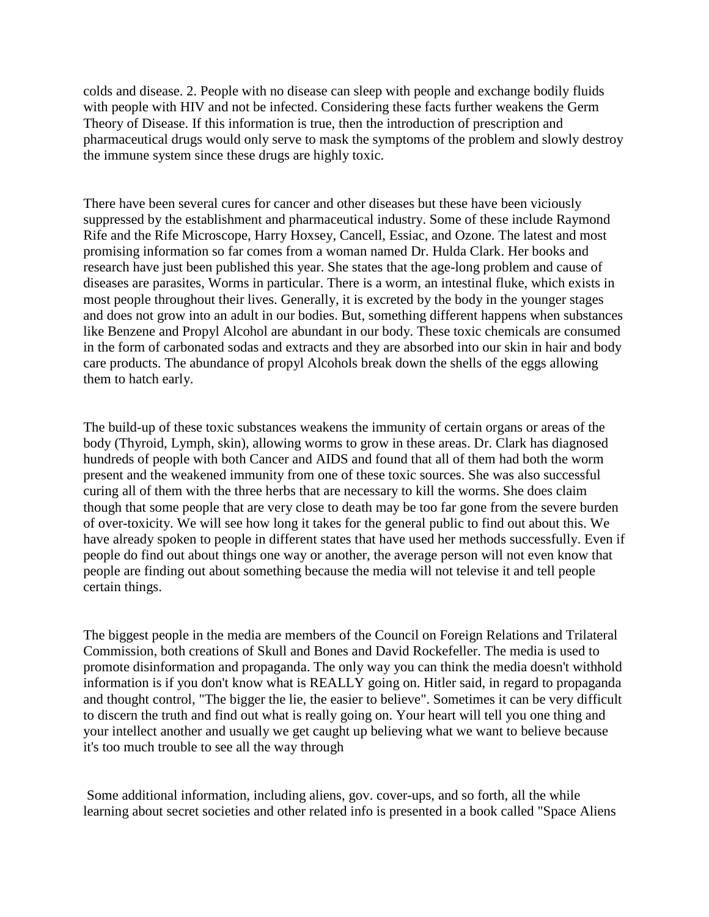colds and disease. 2. People with no disease can sleep with people and exchange bodily fluids with people with HIV and not be infected. Considering these facts further weakens the Germ Theory of Disease. If this information is true, then the introduction of prescription and pharmaceutical drugs would only serve to mask the symptoms of the problem and slowly destroy the immune system since these drugs are highly toxic.

There have been several cures for cancer and other diseases but these have been viciously suppressed by the establishment and pharmaceutical industry. Some of these include Raymond Rife and the Rife Microscope, Harry Hoxsey, Cancell, Essiac, and Ozone. The latest and most promising information so far comes from a woman named Dr. Hulda Clark. Her books and research have just been published this year. She states that the age-long problem and cause of diseases are parasites, Worms in particular. There is a worm, an intestinal fluke, which exists in most people throughout their lives. Generally, it is excreted by the body in the younger stages and does not grow into an adult in our bodies. But, something different happens when substances like Benzene and Propyl Alcohol are abundant in our body. These toxic chemicals are consumed in the form of carbonated sodas and extracts and they are absorbed into our skin in hair and body care products. The abundance of propyl Alcohols break down the shells of the eggs allowing them to hatch early.

The build-up of these toxic substances weakens the immunity of certain organs or areas of the body (Thyroid, Lymph, skin), allowing worms to grow in these areas. Dr. Clark has diagnosed hundreds of people with both Cancer and AIDS and found that all of them had both the worm present and the weakened immunity from one of these toxic sources. She was also successful curing all of them with the three herbs that are necessary to kill the worms. She does claim though that some people that are very close to death may be too far gone from the severe burden of over-toxicity. We will see how long it takes for the general public to find out about this. We have already spoken to people in different states that have used her methods successfully. Even if people do find out about things one way or another, the average person will not even know that people are finding out about something because the media will not televise it and tell people certain things.

The biggest people in the media are members of the Council on Foreign Relations and Trilateral Commission, both creations of Skull and Bones and David Rockefeller. The media is used to promote disinformation and propaganda. The only way you can think the media doesn't withhold information is if you don't know what is REALLY going on. Hitler said, in regard to propaganda and thought control, "The bigger the lie, the easier to believe". Sometimes it can be very difficult to discern the truth and find out what is really going on. Your heart will tell you one thing and your intellect another and usually we get caught up believing what we want to believe because it's too much trouble to see all the way through

Some additional information, including aliens, gov. cover-ups, and so forth, all the while learning about secret societies and other related info is presented in a book called "Space Aliens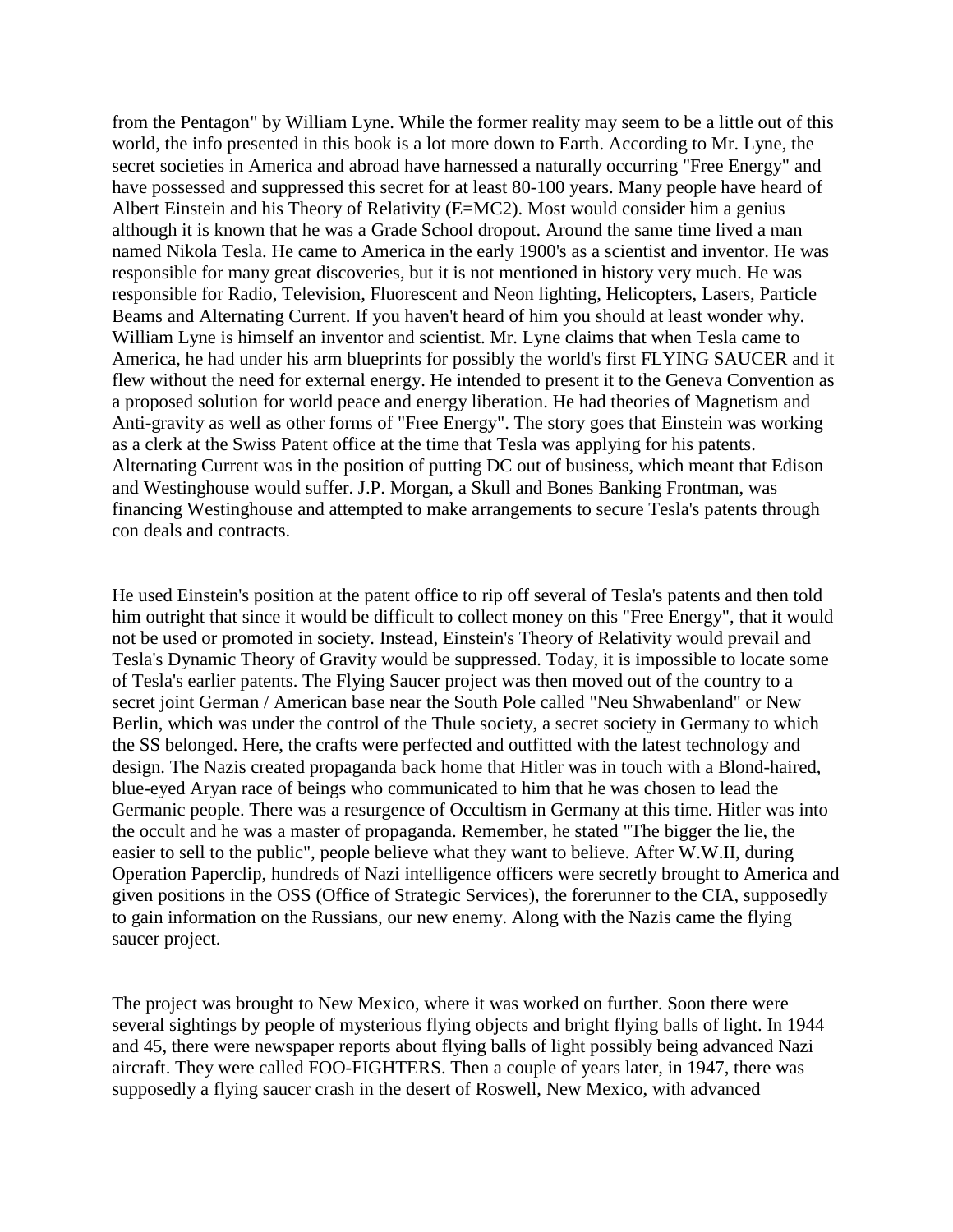from the Pentagon" by William Lyne. While the former reality may seem to be a little out of this world, the info presented in this book is a lot more down to Earth. According to Mr. Lyne, the secret societies in America and abroad have harnessed a naturally occurring "Free Energy" and have possessed and suppressed this secret for at least 80-100 years. Many people have heard of Albert Einstein and his Theory of Relativity (E=MC2). Most would consider him a genius although it is known that he was a Grade School dropout. Around the same time lived a man named Nikola Tesla. He came to America in the early 1900's as a scientist and inventor. He was responsible for many great discoveries, but it is not mentioned in history very much. He was responsible for Radio, Television, Fluorescent and Neon lighting, Helicopters, Lasers, Particle Beams and Alternating Current. If you haven't heard of him you should at least wonder why. William Lyne is himself an inventor and scientist. Mr. Lyne claims that when Tesla came to America, he had under his arm blueprints for possibly the world's first FLYING SAUCER and it flew without the need for external energy. He intended to present it to the Geneva Convention as a proposed solution for world peace and energy liberation. He had theories of Magnetism and Anti-gravity as well as other forms of "Free Energy". The story goes that Einstein was working as a clerk at the Swiss Patent office at the time that Tesla was applying for his patents. Alternating Current was in the position of putting DC out of business, which meant that Edison and Westinghouse would suffer. J.P. Morgan, a Skull and Bones Banking Frontman, was financing Westinghouse and attempted to make arrangements to secure Tesla's patents through con deals and contracts.

He used Einstein's position at the patent office to rip off several of Tesla's patents and then told him outright that since it would be difficult to collect money on this "Free Energy", that it would not be used or promoted in society. Instead, Einstein's Theory of Relativity would prevail and Tesla's Dynamic Theory of Gravity would be suppressed. Today, it is impossible to locate some of Tesla's earlier patents. The Flying Saucer project was then moved out of the country to a secret joint German / American base near the South Pole called "Neu Shwabenland" or New Berlin, which was under the control of the Thule society, a secret society in Germany to which the SS belonged. Here, the crafts were perfected and outfitted with the latest technology and design. The Nazis created propaganda back home that Hitler was in touch with a Blond-haired, blue-eyed Aryan race of beings who communicated to him that he was chosen to lead the Germanic people. There was a resurgence of Occultism in Germany at this time. Hitler was into the occult and he was a master of propaganda. Remember, he stated "The bigger the lie, the easier to sell to the public", people believe what they want to believe. After W.W.II, during Operation Paperclip, hundreds of Nazi intelligence officers were secretly brought to America and given positions in the OSS (Office of Strategic Services), the forerunner to the CIA, supposedly to gain information on the Russians, our new enemy. Along with the Nazis came the flying saucer project.

The project was brought to New Mexico, where it was worked on further. Soon there were several sightings by people of mysterious flying objects and bright flying balls of light. In 1944 and 45, there were newspaper reports about flying balls of light possibly being advanced Nazi aircraft. They were called FOO-FIGHTERS. Then a couple of years later, in 1947, there was supposedly a flying saucer crash in the desert of Roswell, New Mexico, with advanced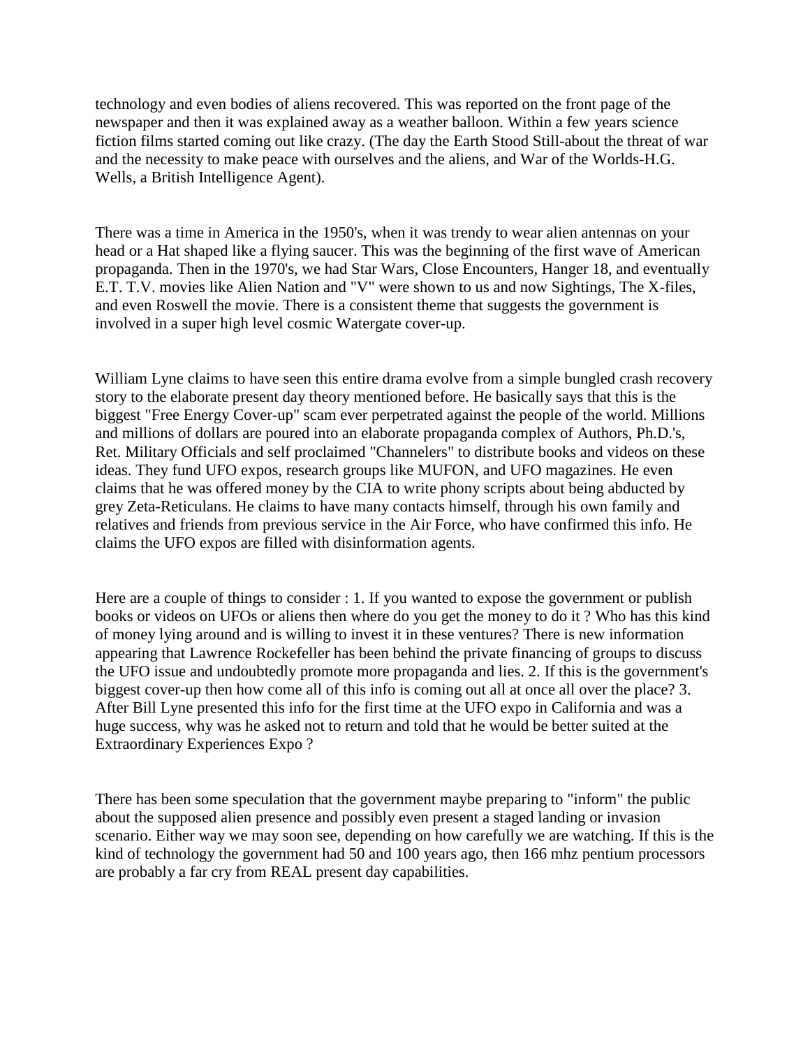technology and even bodies of aliens recovered. This was reported on the front page of the newspaper and then it was explained away as a weather balloon. Within a few years science fiction films started coming out like crazy. (The day the Earth Stood Still-about the threat of war and the necessity to make peace with ourselves and the aliens, and War of the Worlds-H.G. Wells, a British Intelligence Agent).

There was a time in America in the 1950's, when it was trendy to wear alien antennas on your head or a Hat shaped like a flying saucer. This was the beginning of the first wave of American propaganda. Then in the 1970's, we had Star Wars, Close Encounters, Hanger 18, and eventually E.T. T.V. movies like Alien Nation and "V" were shown to us and now Sightings, The X-files, and even Roswell the movie. There is a consistent theme that suggests the government is involved in a super high level cosmic Watergate cover-up.

William Lyne claims to have seen this entire drama evolve from a simple bungled crash recovery story to the elaborate present day theory mentioned before. He basically says that this is the biggest "Free Energy Cover-up" scam ever perpetrated against the people of the world. Millions and millions of dollars are poured into an elaborate propaganda complex of Authors, Ph.D.'s, Ret. Military Officials and self proclaimed "Channelers" to distribute books and videos on these ideas. They fund UFO expos, research groups like MUFON, and UFO magazines. He even claims that he was offered money by the CIA to write phony scripts about being abducted by grey Zeta-Reticulans. He claims to have many contacts himself, through his own family and relatives and friends from previous service in the Air Force, who have confirmed this info. He claims the UFO expos are filled with disinformation agents.

Here are a couple of things to consider : 1. If you wanted to expose the government or publish books or videos on UFOs or aliens then where do you get the money to do it ? Who has this kind of money lying around and is willing to invest it in these ventures? There is new information appearing that Lawrence Rockefeller has been behind the private financing of groups to discuss the UFO issue and undoubtedly promote more propaganda and lies. 2. If this is the government's biggest cover-up then how come all of this info is coming out all at once all over the place? 3. After Bill Lyne presented this info for the first time at the UFO expo in California and was a huge success, why was he asked not to return and told that he would be better suited at the Extraordinary Experiences Expo ?

There has been some speculation that the government maybe preparing to "inform" the public about the supposed alien presence and possibly even present a staged landing or invasion scenario. Either way we may soon see, depending on how carefully we are watching. If this is the kind of technology the government had 50 and 100 years ago, then 166 mhz pentium processors are probably a far cry from REAL present day capabilities.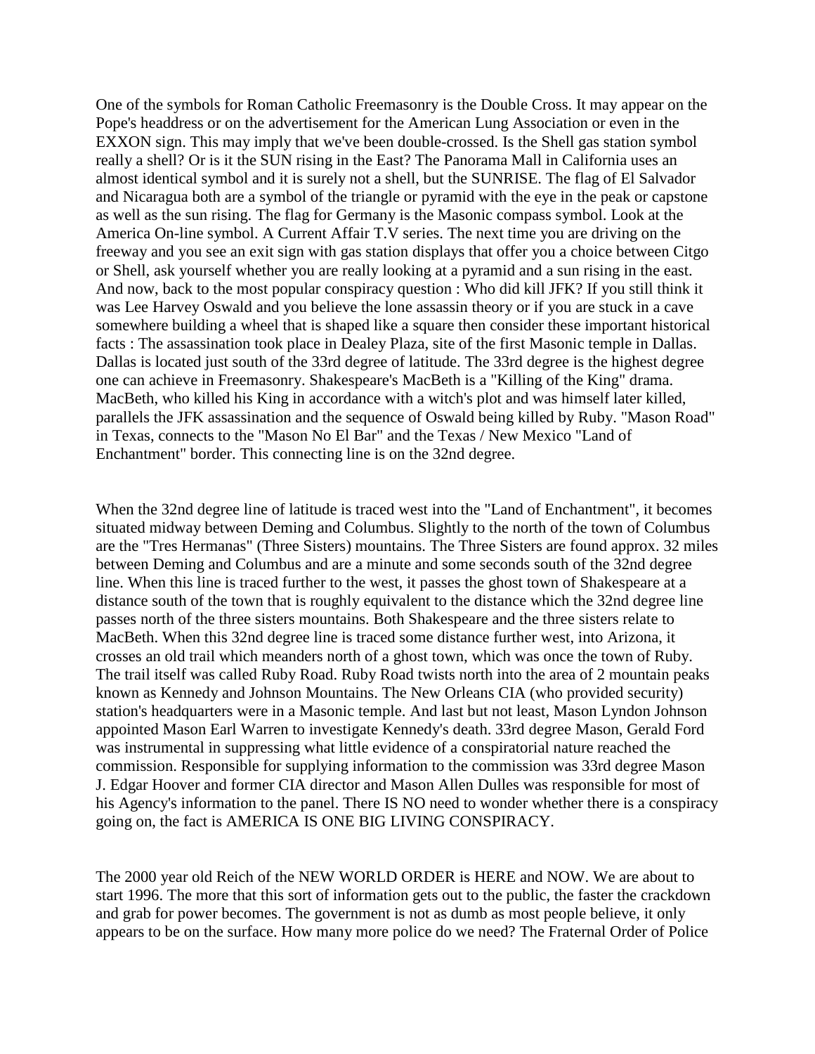One of the symbols for Roman Catholic Freemasonry is the Double Cross. It may appear on the Pope's headdress or on the advertisement for the American Lung Association or even in the EXXON sign. This may imply that we've been double-crossed. Is the Shell gas station symbol really a shell? Or is it the SUN rising in the East? The Panorama Mall in California uses an almost identical symbol and it is surely not a shell, but the SUNRISE. The flag of El Salvador and Nicaragua both are a symbol of the triangle or pyramid with the eye in the peak or capstone as well as the sun rising. The flag for Germany is the Masonic compass symbol. Look at the America On-line symbol. A Current Affair T.V series. The next time you are driving on the freeway and you see an exit sign with gas station displays that offer you a choice between Citgo or Shell, ask yourself whether you are really looking at a pyramid and a sun rising in the east. And now, back to the most popular conspiracy question : Who did kill JFK? If you still think it was Lee Harvey Oswald and you believe the lone assassin theory or if you are stuck in a cave somewhere building a wheel that is shaped like a square then consider these important historical facts : The assassination took place in Dealey Plaza, site of the first Masonic temple in Dallas. Dallas is located just south of the 33rd degree of latitude. The 33rd degree is the highest degree one can achieve in Freemasonry. Shakespeare's MacBeth is a "Killing of the King" drama. MacBeth, who killed his King in accordance with a witch's plot and was himself later killed, parallels the JFK assassination and the sequence of Oswald being killed by Ruby. "Mason Road" in Texas, connects to the "Mason No El Bar" and the Texas / New Mexico "Land of Enchantment" border. This connecting line is on the 32nd degree.

When the 32nd degree line of latitude is traced west into the "Land of Enchantment", it becomes situated midway between Deming and Columbus. Slightly to the north of the town of Columbus are the "Tres Hermanas" (Three Sisters) mountains. The Three Sisters are found approx. 32 miles between Deming and Columbus and are a minute and some seconds south of the 32nd degree line. When this line is traced further to the west, it passes the ghost town of Shakespeare at a distance south of the town that is roughly equivalent to the distance which the 32nd degree line passes north of the three sisters mountains. Both Shakespeare and the three sisters relate to MacBeth. When this 32nd degree line is traced some distance further west, into Arizona, it crosses an old trail which meanders north of a ghost town, which was once the town of Ruby. The trail itself was called Ruby Road. Ruby Road twists north into the area of 2 mountain peaks known as Kennedy and Johnson Mountains. The New Orleans CIA (who provided security) station's headquarters were in a Masonic temple. And last but not least, Mason Lyndon Johnson appointed Mason Earl Warren to investigate Kennedy's death. 33rd degree Mason, Gerald Ford was instrumental in suppressing what little evidence of a conspiratorial nature reached the commission. Responsible for supplying information to the commission was 33rd degree Mason J. Edgar Hoover and former CIA director and Mason Allen Dulles was responsible for most of his Agency's information to the panel. There IS NO need to wonder whether there is a conspiracy going on, the fact is AMERICA IS ONE BIG LIVING CONSPIRACY.

The 2000 year old Reich of the NEW WORLD ORDER is HERE and NOW. We are about to start 1996. The more that this sort of information gets out to the public, the faster the crackdown and grab for power becomes. The government is not as dumb as most people believe, it only appears to be on the surface. How many more police do we need? The Fraternal Order of Police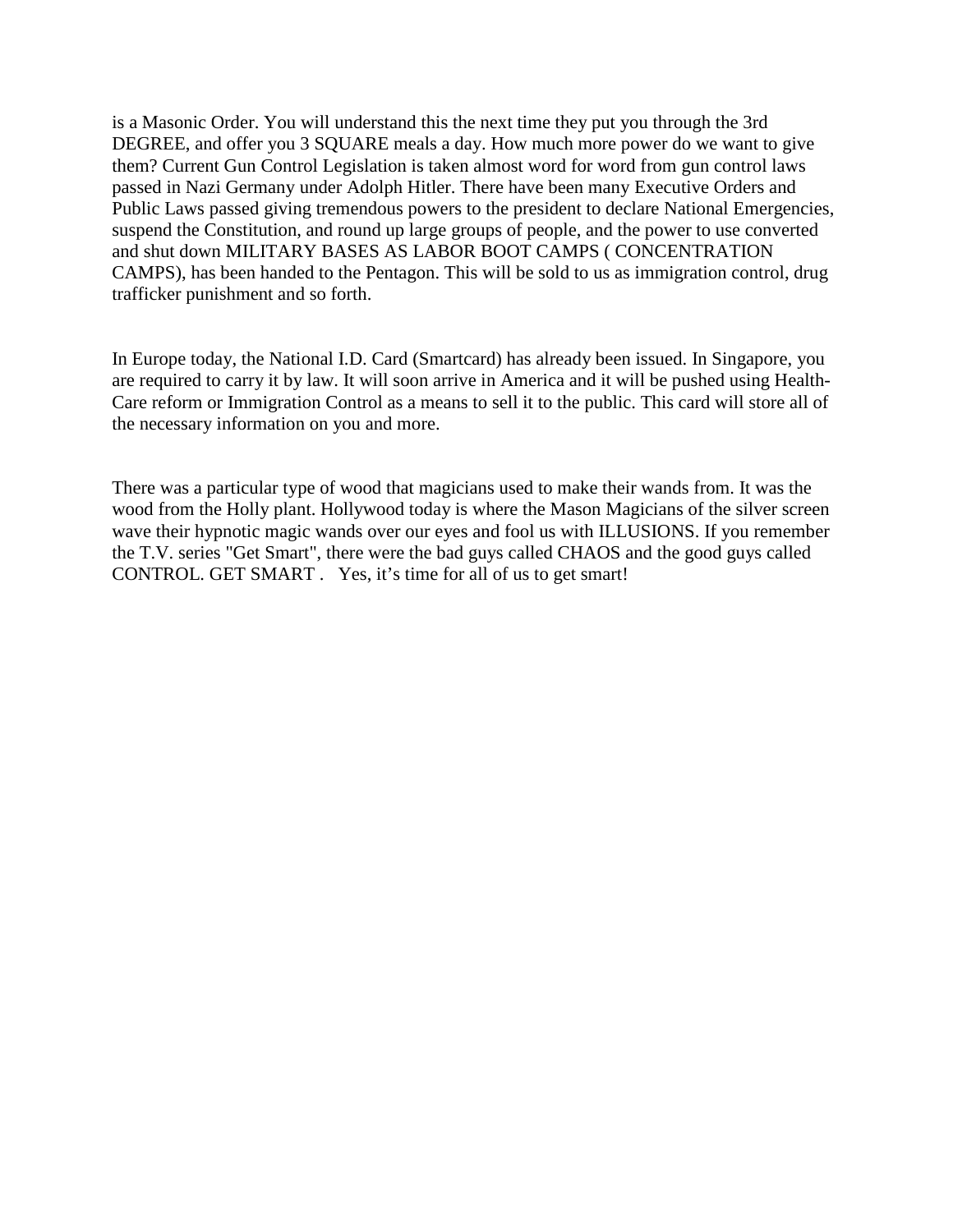is a Masonic Order. You will understand this the next time they put you through the 3rd DEGREE, and offer you 3 SQUARE meals a day. How much more power do we want to give them? Current Gun Control Legislation is taken almost word for word from gun control laws passed in Nazi Germany under Adolph Hitler. There have been many Executive Orders and Public Laws passed giving tremendous powers to the president to declare National Emergencies, suspend the Constitution, and round up large groups of people, and the power to use converted and shut down MILITARY BASES AS LABOR BOOT CAMPS ( CONCENTRATION CAMPS), has been handed to the Pentagon. This will be sold to us as immigration control, drug trafficker punishment and so forth.

In Europe today, the National I.D. Card (Smartcard) has already been issued. In Singapore, you are required to carry it by law. It will soon arrive in America and it will be pushed using Health-Care reform or Immigration Control as a means to sell it to the public. This card will store all of the necessary information on you and more.

There was a particular type of wood that magicians used to make their wands from. It was the wood from the Holly plant. Hollywood today is where the Mason Magicians of the silver screen wave their hypnotic magic wands over our eyes and fool us with ILLUSIONS. If you remember the T.V. series "Get Smart", there were the bad guys called CHAOS and the good guys called CONTROL. GET SMART . Yes, it's time for all of us to get smart!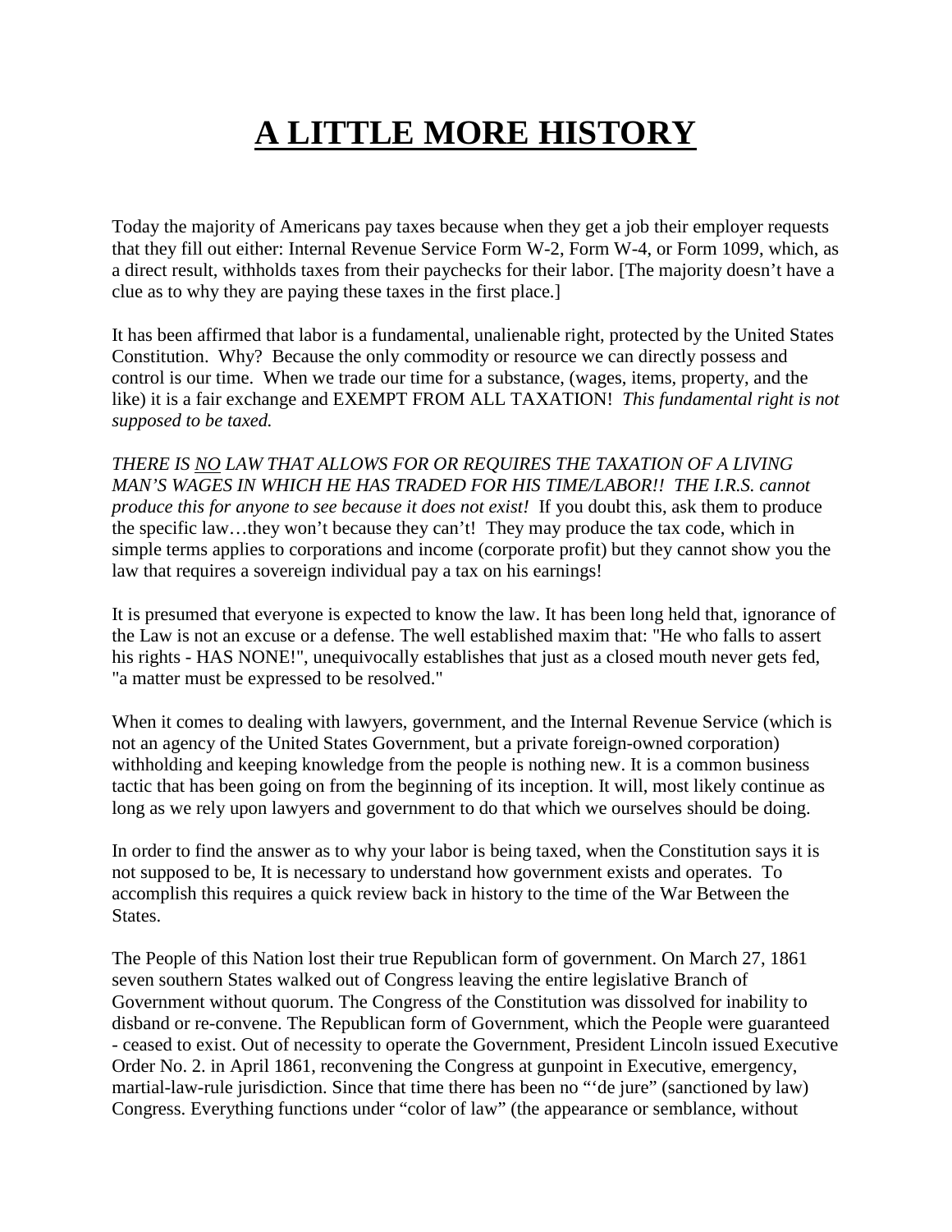# A LITTLE MORE HISTORY

Today the majority of Americans pay taxes because when they get a job their employer requests that they fill out either: Internal Revenue Service Form W-2, Form W-4, or Form 1099, which, as a direct result, withholds taxes from their paychecks for their labor. [The majority doesn't have a clue as to why they are paying these taxes in the first place.]

It has been affirmed that labor is a fundamental, unalienable right, protected by the United States Constitution. Why? Because the only commodity or resource we can directly possess and control is our time. When we trade our time for a substance, (wages, items, property, and the like) it is a fair exchange and EXEMPT FROM ALL TAXATION! *This fundamental right is not supposed to be taxed.*

*THERE IS <u>NO</u> LAW THAT ALLOWS FOR OR REQUIRES THE TAXATION OF A LIVING MAN'S WAGES IN WHICH HE HAS TRADED FOR HIS TIME/LABOR!! THE I.R.S. cannot produce this for anyone to see because it does not exist!* If you doubt this, ask them to produce the specific law…they won't because they can't! They may produce the tax code, which in simple terms applies to corporations and income (corporate profit) but they cannot show you the law that requires a sovereign individual pay a tax on his earnings!

It is presumed that everyone is expected to know the law. It has been long held that, ignorance of the Law is not an excuse or a defense. The well established maxim that: "He who falls to assert his rights - HAS NONE!", unequivocally establishes that just as a closed mouth never gets fed, "a matter must be expressed to be resolved."

When it comes to dealing with lawyers, government, and the Internal Revenue Service (which is not an agency of the United States Government, but a private foreign-owned corporation) withholding and keeping knowledge from the people is nothing new. It is a common business tactic that has been going on from the beginning of its inception. It will, most likely continue as long as we rely upon lawyers and government to do that which we ourselves should be doing.

In order to find the answer as to why your labor is being taxed, when the Constitution says it is not supposed to be, It is necessary to understand how government exists and operates. To accomplish this requires a quick review back in history to the time of the War Between the States.

The People of this Nation lost their true Republican form of government. On March 27, 1861 seven southern States walked out of Congress leaving the entire legislative Branch of Government without quorum. The Congress of the Constitution was dissolved for inability to disband or re-convene. The Republican form of Government, which the People were guaranteed - ceased to exist. Out of necessity to operate the Government, President Lincoln issued Executive Order No. 2. in April 1861, reconvening the Congress at gunpoint in Executive, emergency, martial-law-rule jurisdiction. Since that time there has been no "'de jure" (sanctioned by law) Congress. Everything functions under "color of law" (the appearance or semblance, without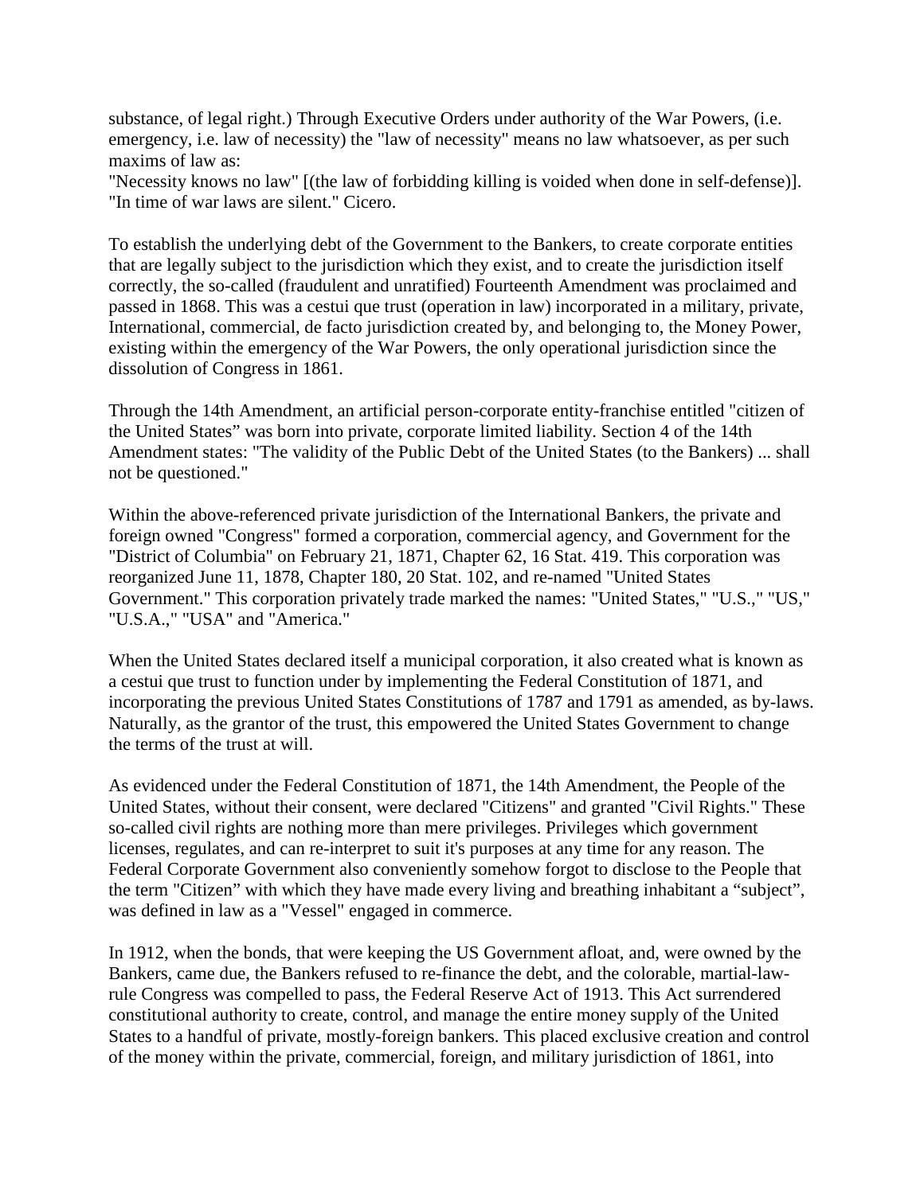substance, of legal right.) Through Executive Orders under authority of the War Powers, (i.e. emergency, i.e. law of necessity) the "law of necessity" means no law whatsoever, as per such maxims of law as:
"Necessity knows no law" [(the law of forbidding killing is voided when done in self-defense)].
"In time of war laws are silent." Cicero.

To establish the underlying debt of the Government to the Bankers, to create corporate entities that are legally subject to the jurisdiction which they exist, and to create the jurisdiction itself correctly, the so-called (fraudulent and unratified) Fourteenth Amendment was proclaimed and passed in 1868. This was a cestui que trust (operation in law) incorporated in a military, private, International, commercial, de facto jurisdiction created by, and belonging to, the Money Power, existing within the emergency of the War Powers, the only operational jurisdiction since the dissolution of Congress in 1861.

Through the 14th Amendment, an artificial person-corporate entity-franchise entitled "citizen of the United States" was born into private, corporate limited liability. Section 4 of the 14th Amendment states: "The validity of the Public Debt of the United States (to the Bankers) ... shall not be questioned."

Within the above-referenced private jurisdiction of the International Bankers, the private and foreign owned "Congress" formed a corporation, commercial agency, and Government for the "District of Columbia" on February 21, 1871, Chapter 62, 16 Stat. 419. This corporation was reorganized June 11, 1878, Chapter 180, 20 Stat. 102, and re-named "United States Government." This corporation privately trade marked the names: "United States," "U.S.," "US," "U.S.A.," "USA" and "America."

When the United States declared itself a municipal corporation, it also created what is known as a cestui que trust to function under by implementing the Federal Constitution of 1871, and incorporating the previous United States Constitutions of 1787 and 1791 as amended, as by-laws. Naturally, as the grantor of the trust, this empowered the United States Government to change the terms of the trust at will.

As evidenced under the Federal Constitution of 1871, the 14th Amendment, the People of the United States, without their consent, were declared "Citizens" and granted "Civil Rights." These so-called civil rights are nothing more than mere privileges. Privileges which government licenses, regulates, and can re-interpret to suit it's purposes at any time for any reason. The Federal Corporate Government also conveniently somehow forgot to disclose to the People that the term "Citizen" with which they have made every living and breathing inhabitant a "subject", was defined in law as a "Vessel" engaged in commerce.

In 1912, when the bonds, that were keeping the US Government afloat, and, were owned by the Bankers, came due, the Bankers refused to re-finance the debt, and the colorable, martial-law-rule Congress was compelled to pass, the Federal Reserve Act of 1913. This Act surrendered constitutional authority to create, control, and manage the entire money supply of the United States to a handful of private, mostly-foreign bankers. This placed exclusive creation and control of the money within the private, commercial, foreign, and military jurisdiction of 1861, into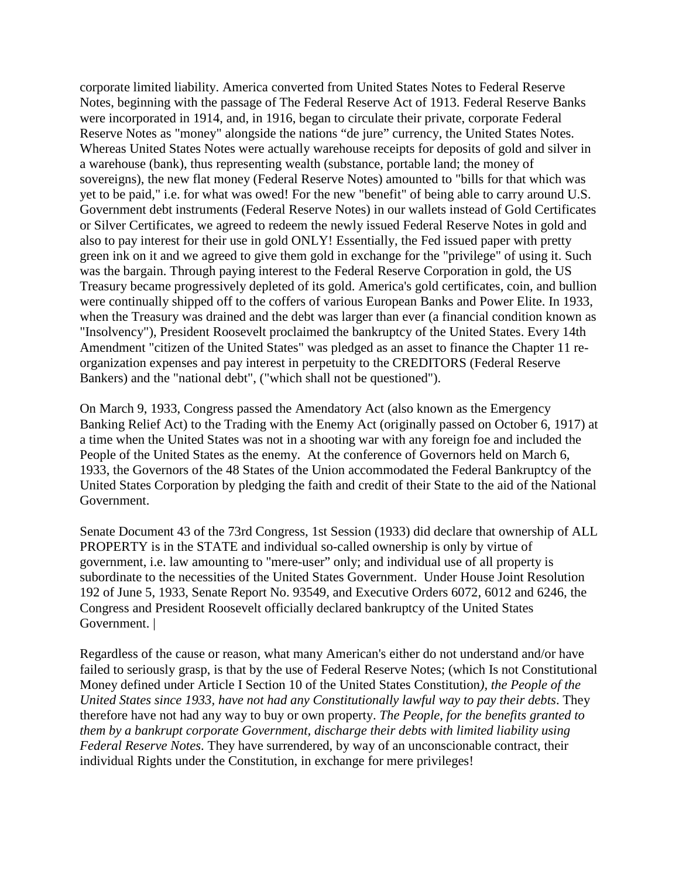corporate limited liability. America converted from United States Notes to Federal Reserve Notes, beginning with the passage of The Federal Reserve Act of 1913. Federal Reserve Banks were incorporated in 1914, and, in 1916, began to circulate their private, corporate Federal Reserve Notes as "money" alongside the nations "de jure" currency, the United States Notes. Whereas United States Notes were actually warehouse receipts for deposits of gold and silver in a warehouse (bank), thus representing wealth (substance, portable land; the money of sovereigns), the new flat money (Federal Reserve Notes) amounted to "bills for that which was yet to be paid," i.e. for what was owed! For the new "benefit" of being able to carry around U.S. Government debt instruments (Federal Reserve Notes) in our wallets instead of Gold Certificates or Silver Certificates, we agreed to redeem the newly issued Federal Reserve Notes in gold and also to pay interest for their use in gold ONLY! Essentially, the Fed issued paper with pretty green ink on it and we agreed to give them gold in exchange for the "privilege" of using it. Such was the bargain. Through paying interest to the Federal Reserve Corporation in gold, the US Treasury became progressively depleted of its gold. America's gold certificates, coin, and bullion were continually shipped off to the coffers of various European Banks and Power Elite. In 1933, when the Treasury was drained and the debt was larger than ever (a financial condition known as "Insolvency"), President Roosevelt proclaimed the bankruptcy of the United States. Every 14th Amendment "citizen of the United States" was pledged as an asset to finance the Chapter 11 re-organization expenses and pay interest in perpetuity to the CREDITORS (Federal Reserve Bankers) and the "national debt", ("which shall not be questioned").

On March 9, 1933, Congress passed the Amendatory Act (also known as the Emergency Banking Relief Act) to the Trading with the Enemy Act (originally passed on October 6, 1917) at a time when the United States was not in a shooting war with any foreign foe and included the People of the United States as the enemy. At the conference of Governors held on March 6, 1933, the Governors of the 48 States of the Union accommodated the Federal Bankruptcy of the United States Corporation by pledging the faith and credit of their State to the aid of the National Government.

Senate Document 43 of the 73rd Congress, 1st Session (1933) did declare that ownership of ALL PROPERTY is in the STATE and individual so-called ownership is only by virtue of government, i.e. law amounting to "mere-user" only; and individual use of all property is subordinate to the necessities of the United States Government. Under House Joint Resolution 192 of June 5, 1933, Senate Report No. 93549, and Executive Orders 6072, 6012 and 6246, the Congress and President Roosevelt officially declared bankruptcy of the United States Government. |

Regardless of the cause or reason, what many American's either do not understand and/or have failed to seriously grasp, is that by the use of Federal Reserve Notes; (which Is not Constitutional Money defined under Article I Section 10 of the United States Constitution*), the People of the United States since 1933, have not had any Constitutionally lawful way to pay their debts*. They therefore have not had any way to buy or own property. *The People, for the benefits granted to them by a bankrupt corporate Government, discharge their debts with limited liability using Federal Reserve Notes*. They have surrendered, by way of an unconscionable contract, their individual Rights under the Constitution, in exchange for mere privileges!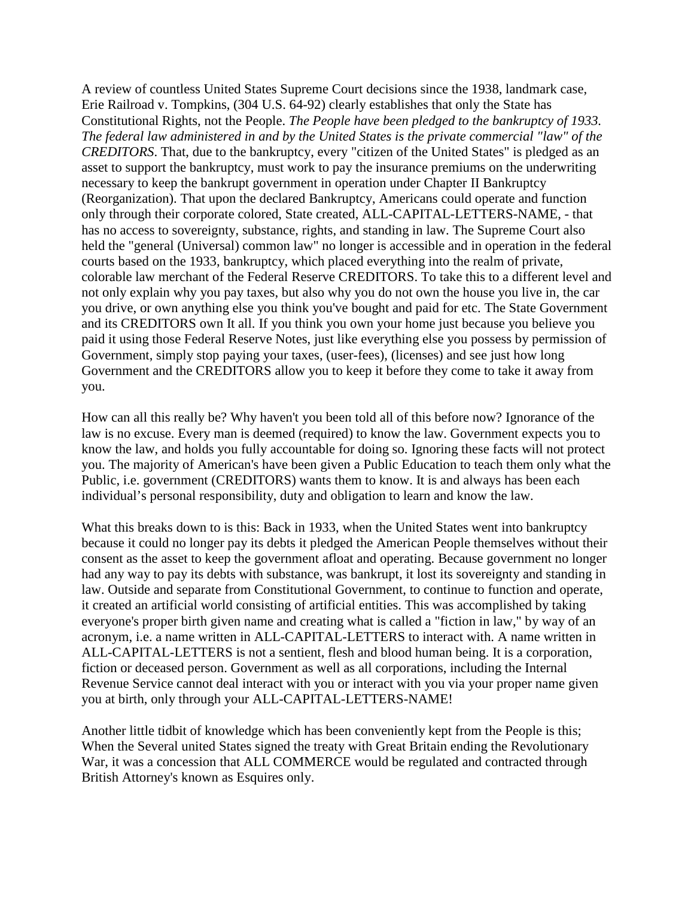A review of countless United States Supreme Court decisions since the 1938, landmark case, Erie Railroad v. Tompkins, (304 U.S. 64-92) clearly establishes that only the State has Constitutional Rights, not the People. *The People have been pledged to the bankruptcy of 1933. The federal law administered in and by the United States is the private commercial "law" of the CREDITORS*. That, due to the bankruptcy, every "citizen of the United States" is pledged as an asset to support the bankruptcy, must work to pay the insurance premiums on the underwriting necessary to keep the bankrupt government in operation under Chapter II Bankruptcy (Reorganization). That upon the declared Bankruptcy, Americans could operate and function only through their corporate colored, State created, ALL-CAPITAL-LETTERS-NAME, - that has no access to sovereignty, substance, rights, and standing in law. The Supreme Court also held the "general (Universal) common law" no longer is accessible and in operation in the federal courts based on the 1933, bankruptcy, which placed everything into the realm of private, colorable law merchant of the Federal Reserve CREDITORS. To take this to a different level and not only explain why you pay taxes, but also why you do not own the house you live in, the car you drive, or own anything else you think you've bought and paid for etc. The State Government and its CREDITORS own It all. If you think you own your home just because you believe you paid it using those Federal Reserve Notes, just like everything else you possess by permission of Government, simply stop paying your taxes, (user-fees), (licenses) and see just how long Government and the CREDITORS allow you to keep it before they come to take it away from you.

How can all this really be? Why haven't you been told all of this before now? Ignorance of the law is no excuse. Every man is deemed (required) to know the law. Government expects you to know the law, and holds you fully accountable for doing so. Ignoring these facts will not protect you. The majority of American's have been given a Public Education to teach them only what the Public, i.e. government (CREDITORS) wants them to know. It is and always has been each individual's personal responsibility, duty and obligation to learn and know the law.

What this breaks down to is this: Back in 1933, when the United States went into bankruptcy because it could no longer pay its debts it pledged the American People themselves without their consent as the asset to keep the government afloat and operating. Because government no longer had any way to pay its debts with substance, was bankrupt, it lost its sovereignty and standing in law. Outside and separate from Constitutional Government, to continue to function and operate, it created an artificial world consisting of artificial entities. This was accomplished by taking everyone's proper birth given name and creating what is called a "fiction in law," by way of an acronym, i.e. a name written in ALL-CAPITAL-LETTERS to interact with. A name written in ALL-CAPITAL-LETTERS is not a sentient, flesh and blood human being. It is a corporation, fiction or deceased person. Government as well as all corporations, including the Internal Revenue Service cannot deal interact with you or interact with you via your proper name given you at birth, only through your ALL-CAPITAL-LETTERS-NAME!

Another little tidbit of knowledge which has been conveniently kept from the People is this; When the Several united States signed the treaty with Great Britain ending the Revolutionary War, it was a concession that ALL COMMERCE would be regulated and contracted through British Attorney's known as Esquires only.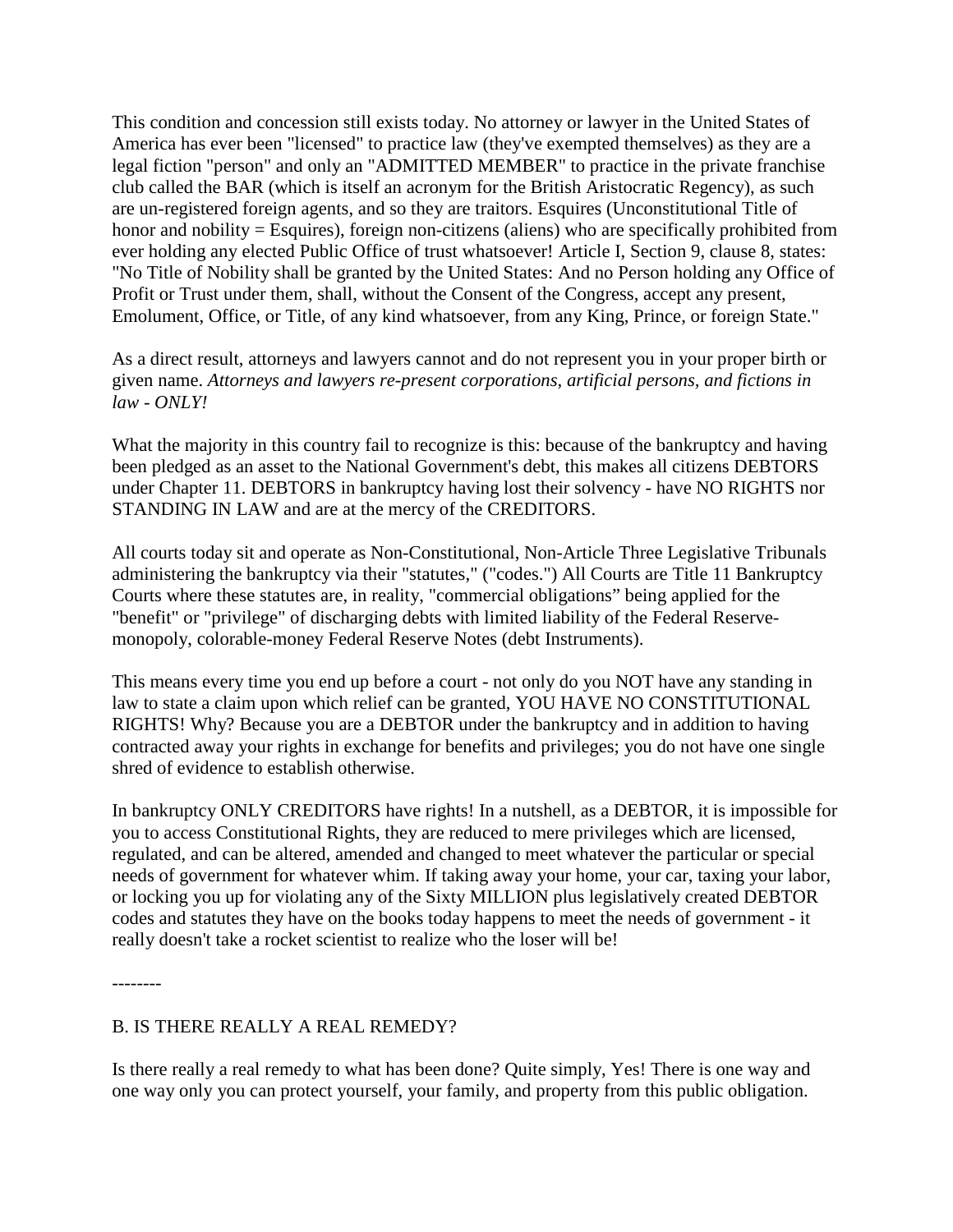This condition and concession still exists today. No attorney or lawyer in the United States of America has ever been "licensed" to practice law (they've exempted themselves) as they are a legal fiction "person" and only an "ADMITTED MEMBER" to practice in the private franchise club called the BAR (which is itself an acronym for the British Aristocratic Regency), as such are un-registered foreign agents, and so they are traitors. Esquires (Unconstitutional Title of honor and nobility = Esquires), foreign non-citizens (aliens) who are specifically prohibited from ever holding any elected Public Office of trust whatsoever! Article I, Section 9, clause 8, states: "No Title of Nobility shall be granted by the United States: And no Person holding any Office of Profit or Trust under them, shall, without the Consent of the Congress, accept any present, Emolument, Office, or Title, of any kind whatsoever, from any King, Prince, or foreign State."

As a direct result, attorneys and lawyers cannot and do not represent you in your proper birth or given name. *Attorneys and lawyers re-present corporations, artificial persons, and fictions in law - ONLY!*

What the majority in this country fail to recognize is this: because of the bankruptcy and having been pledged as an asset to the National Government's debt, this makes all citizens DEBTORS under Chapter 11. DEBTORS in bankruptcy having lost their solvency - have NO RIGHTS nor STANDING IN LAW and are at the mercy of the CREDITORS.

All courts today sit and operate as Non-Constitutional, Non-Article Three Legislative Tribunals administering the bankruptcy via their "statutes," ("codes.") All Courts are Title 11 Bankruptcy Courts where these statutes are, in reality, "commercial obligations" being applied for the "benefit" or "privilege" of discharging debts with limited liability of the Federal Reserve-monopoly, colorable-money Federal Reserve Notes (debt Instruments).

This means every time you end up before a court - not only do you NOT have any standing in law to state a claim upon which relief can be granted, YOU HAVE NO CONSTITUTIONAL RIGHTS! Why? Because you are a DEBTOR under the bankruptcy and in addition to having contracted away your rights in exchange for benefits and privileges; you do not have one single shred of evidence to establish otherwise.

In bankruptcy ONLY CREDITORS have rights! In a nutshell, as a DEBTOR, it is impossible for you to access Constitutional Rights, they are reduced to mere privileges which are licensed, regulated, and can be altered, amended and changed to meet whatever the particular or special needs of government for whatever whim. If taking away your home, your car, taxing your labor, or locking you up for violating any of the Sixty MILLION plus legislatively created DEBTOR codes and statutes they have on the books today happens to meet the needs of government - it really doesn't take a rocket scientist to realize who the loser will be!

--------

B. IS THERE REALLY A REAL REMEDY?

Is there really a real remedy to what has been done? Quite simply, Yes! There is one way and one way only you can protect yourself, your family, and property from this public obligation.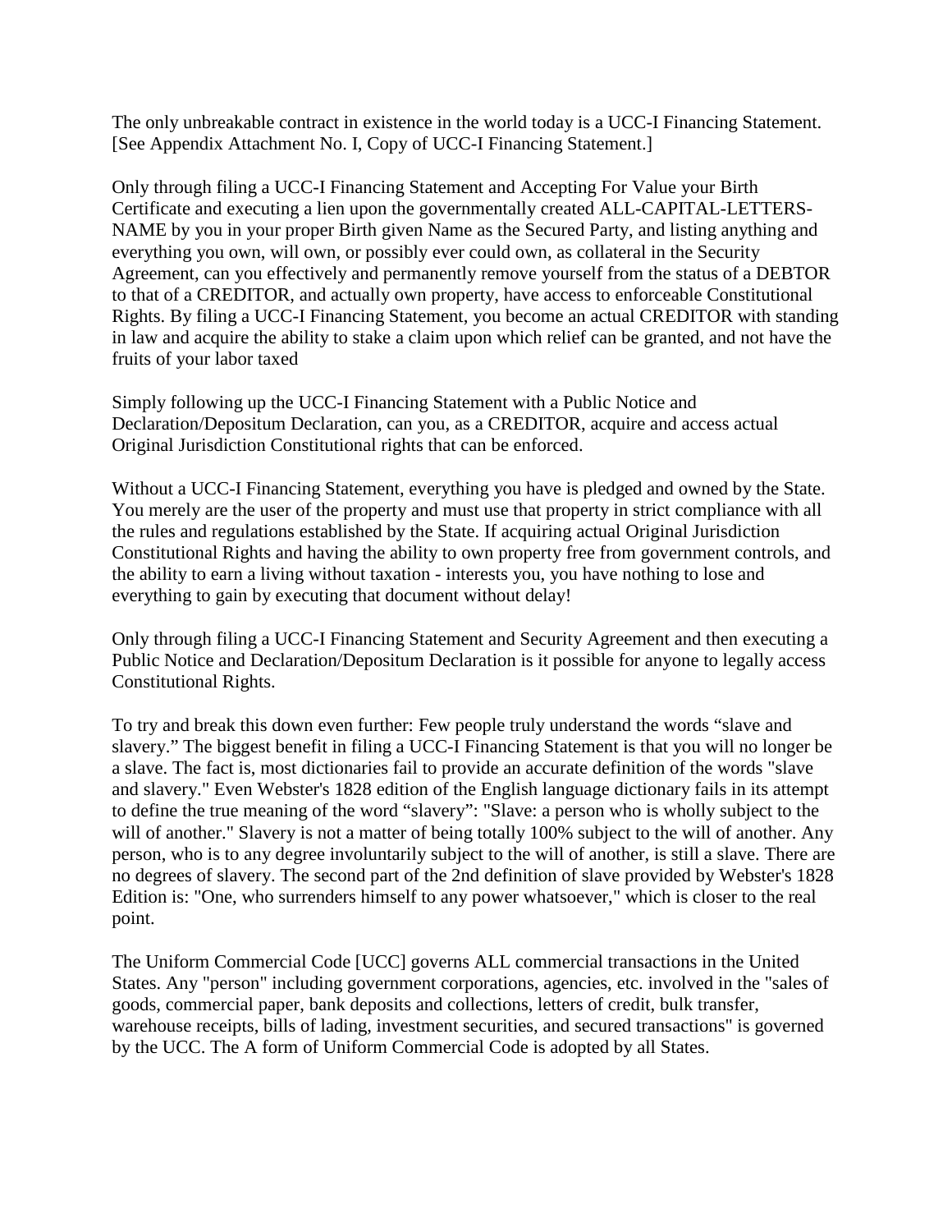The only unbreakable contract in existence in the world today is a UCC-I Financing Statement. [See Appendix Attachment No. I, Copy of UCC-I Financing Statement.]

Only through filing a UCC-I Financing Statement and Accepting For Value your Birth Certificate and executing a lien upon the governmentally created ALL-CAPITAL-LETTERS-NAME by you in your proper Birth given Name as the Secured Party, and listing anything and everything you own, will own, or possibly ever could own, as collateral in the Security Agreement, can you effectively and permanently remove yourself from the status of a DEBTOR to that of a CREDITOR, and actually own property, have access to enforceable Constitutional Rights. By filing a UCC-I Financing Statement, you become an actual CREDITOR with standing in law and acquire the ability to stake a claim upon which relief can be granted, and not have the fruits of your labor taxed

Simply following up the UCC-I Financing Statement with a Public Notice and Declaration/Depositum Declaration, can you, as a CREDITOR, acquire and access actual Original Jurisdiction Constitutional rights that can be enforced.

Without a UCC-I Financing Statement, everything you have is pledged and owned by the State. You merely are the user of the property and must use that property in strict compliance with all the rules and regulations established by the State. If acquiring actual Original Jurisdiction Constitutional Rights and having the ability to own property free from government controls, and the ability to earn a living without taxation - interests you, you have nothing to lose and everything to gain by executing that document without delay!

Only through filing a UCC-I Financing Statement and Security Agreement and then executing a Public Notice and Declaration/Depositum Declaration is it possible for anyone to legally access Constitutional Rights.

To try and break this down even further: Few people truly understand the words “slave and slavery.” The biggest benefit in filing a UCC-I Financing Statement is that you will no longer be a slave. The fact is, most dictionaries fail to provide an accurate definition of the words "slave and slavery." Even Webster's 1828 edition of the English language dictionary fails in its attempt to define the true meaning of the word “slavery”: "Slave: a person who is wholly subject to the will of another." Slavery is not a matter of being totally 100% subject to the will of another. Any person, who is to any degree involuntarily subject to the will of another, is still a slave. There are no degrees of slavery. The second part of the 2nd definition of slave provided by Webster's 1828 Edition is: "One, who surrenders himself to any power whatsoever," which is closer to the real point.

The Uniform Commercial Code [UCC] governs ALL commercial transactions in the United States. Any "person" including government corporations, agencies, etc. involved in the "sales of goods, commercial paper, bank deposits and collections, letters of credit, bulk transfer, warehouse receipts, bills of lading, investment securities, and secured transactions" is governed by the UCC. The A form of Uniform Commercial Code is adopted by all States.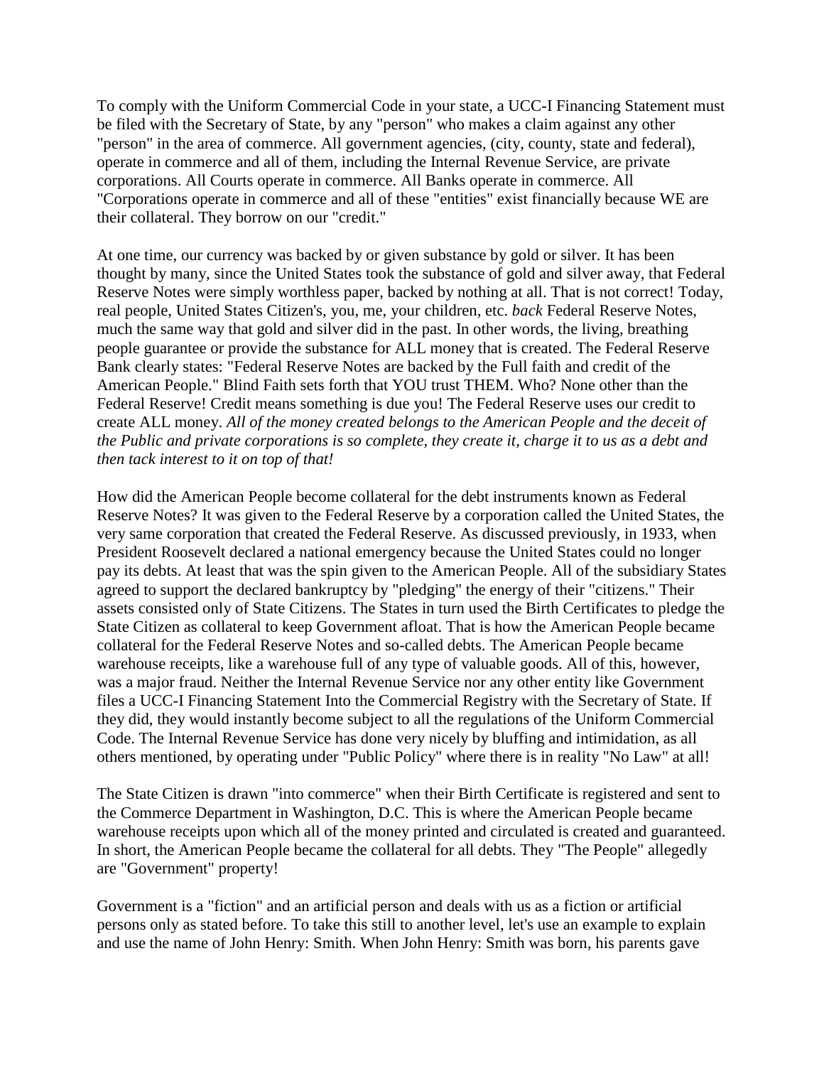To comply with the Uniform Commercial Code in your state, a UCC-I Financing Statement must be filed with the Secretary of State, by any "person" who makes a claim against any other "person" in the area of commerce. All government agencies, (city, county, state and federal), operate in commerce and all of them, including the Internal Revenue Service, are private corporations. All Courts operate in commerce. All Banks operate in commerce. All "Corporations operate in commerce and all of these "entities" exist financially because WE are their collateral. They borrow on our "credit."

At one time, our currency was backed by or given substance by gold or silver. It has been thought by many, since the United States took the substance of gold and silver away, that Federal Reserve Notes were simply worthless paper, backed by nothing at all. That is not correct! Today, real people, United States Citizen's, you, me, your children, etc. *back* Federal Reserve Notes, much the same way that gold and silver did in the past. In other words, the living, breathing people guarantee or provide the substance for ALL money that is created. The Federal Reserve Bank clearly states: "Federal Reserve Notes are backed by the Full faith and credit of the American People." Blind Faith sets forth that YOU trust THEM. Who? None other than the Federal Reserve! Credit means something is due you! The Federal Reserve uses our credit to create ALL money. *All of the money created belongs to the American People and the deceit of the Public and private corporations is so complete, they create it, charge it to us as a debt and then tack interest to it on top of that!*

How did the American People become collateral for the debt instruments known as Federal Reserve Notes? It was given to the Federal Reserve by a corporation called the United States, the very same corporation that created the Federal Reserve. As discussed previously, in 1933, when President Roosevelt declared a national emergency because the United States could no longer pay its debts. At least that was the spin given to the American People. All of the subsidiary States agreed to support the declared bankruptcy by "pledging" the energy of their "citizens." Their assets consisted only of State Citizens. The States in turn used the Birth Certificates to pledge the State Citizen as collateral to keep Government afloat. That is how the American People became collateral for the Federal Reserve Notes and so-called debts. The American People became warehouse receipts, like a warehouse full of any type of valuable goods. All of this, however, was a major fraud. Neither the Internal Revenue Service nor any other entity like Government files a UCC-I Financing Statement Into the Commercial Registry with the Secretary of State. If they did, they would instantly become subject to all the regulations of the Uniform Commercial Code. The Internal Revenue Service has done very nicely by bluffing and intimidation, as all others mentioned, by operating under "Public Policy" where there is in reality "No Law" at all!

The State Citizen is drawn "into commerce" when their Birth Certificate is registered and sent to the Commerce Department in Washington, D.C. This is where the American People became warehouse receipts upon which all of the money printed and circulated is created and guaranteed. In short, the American People became the collateral for all debts. They "The People" allegedly are "Government" property!

Government is a "fiction" and an artificial person and deals with us as a fiction or artificial persons only as stated before. To take this still to another level, let's use an example to explain and use the name of John Henry: Smith. When John Henry: Smith was born, his parents gave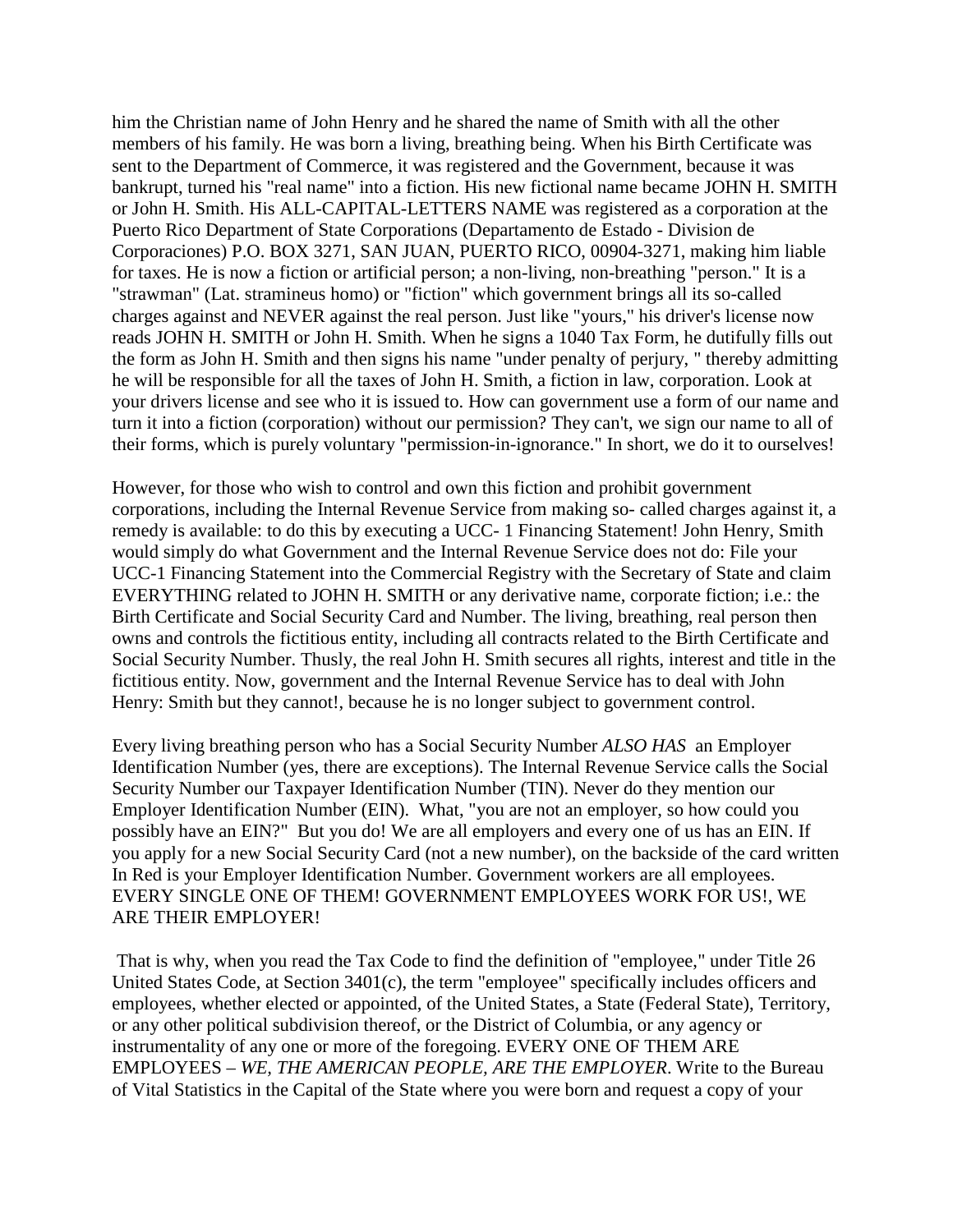him the Christian name of John Henry and he shared the name of Smith with all the other members of his family. He was born a living, breathing being. When his Birth Certificate was sent to the Department of Commerce, it was registered and the Government, because it was bankrupt, turned his "real name" into a fiction. His new fictional name became JOHN H. SMITH or John H. Smith. His ALL-CAPITAL-LETTERS NAME was registered as a corporation at the Puerto Rico Department of State Corporations (Departamento de Estado - Division de Corporaciones) P.O. BOX 3271, SAN JUAN, PUERTO RICO, 00904-3271, making him liable for taxes. He is now a fiction or artificial person; a non-living, non-breathing "person." It is a "strawman" (Lat. stramineus homo) or "fiction" which government brings all its so-called charges against and NEVER against the real person. Just like "yours," his driver's license now reads JOHN H. SMITH or John H. Smith. When he signs a 1040 Tax Form, he dutifully fills out the form as John H. Smith and then signs his name "under penalty of perjury, " thereby admitting he will be responsible for all the taxes of John H. Smith, a fiction in law, corporation. Look at your drivers license and see who it is issued to. How can government use a form of our name and turn it into a fiction (corporation) without our permission? They can't, we sign our name to all of their forms, which is purely voluntary "permission-in-ignorance." In short, we do it to ourselves!

However, for those who wish to control and own this fiction and prohibit government corporations, including the Internal Revenue Service from making so- called charges against it, a remedy is available: to do this by executing a UCC- 1 Financing Statement! John Henry, Smith would simply do what Government and the Internal Revenue Service does not do: File your UCC-1 Financing Statement into the Commercial Registry with the Secretary of State and claim EVERYTHING related to JOHN H. SMITH or any derivative name, corporate fiction; i.e.: the Birth Certificate and Social Security Card and Number. The living, breathing, real person then owns and controls the fictitious entity, including all contracts related to the Birth Certificate and Social Security Number. Thusly, the real John H. Smith secures all rights, interest and title in the fictitious entity. Now, government and the Internal Revenue Service has to deal with John Henry: Smith but they cannot!, because he is no longer subject to government control.

Every living breathing person who has a Social Security Number *ALSO HAS* an Employer Identification Number (yes, there are exceptions). The Internal Revenue Service calls the Social Security Number our Taxpayer Identification Number (TIN). Never do they mention our Employer Identification Number (EIN). What, "you are not an employer, so how could you possibly have an EIN?" But you do! We are all employers and every one of us has an EIN. If you apply for a new Social Security Card (not a new number), on the backside of the card written In Red is your Employer Identification Number. Government workers are all employees. EVERY SINGLE ONE OF THEM! GOVERNMENT EMPLOYEES WORK FOR US!, WE ARE THEIR EMPLOYER!

That is why, when you read the Tax Code to find the definition of "employee," under Title 26 United States Code, at Section 3401(c), the term "employee" specifically includes officers and employees, whether elected or appointed, of the United States, a State (Federal State), Territory, or any other political subdivision thereof, or the District of Columbia, or any agency or instrumentality of any one or more of the foregoing. EVERY ONE OF THEM ARE EMPLOYEES – *WE, THE AMERICAN PEOPLE, ARE THE EMPLOYER*. Write to the Bureau of Vital Statistics in the Capital of the State where you were born and request a copy of your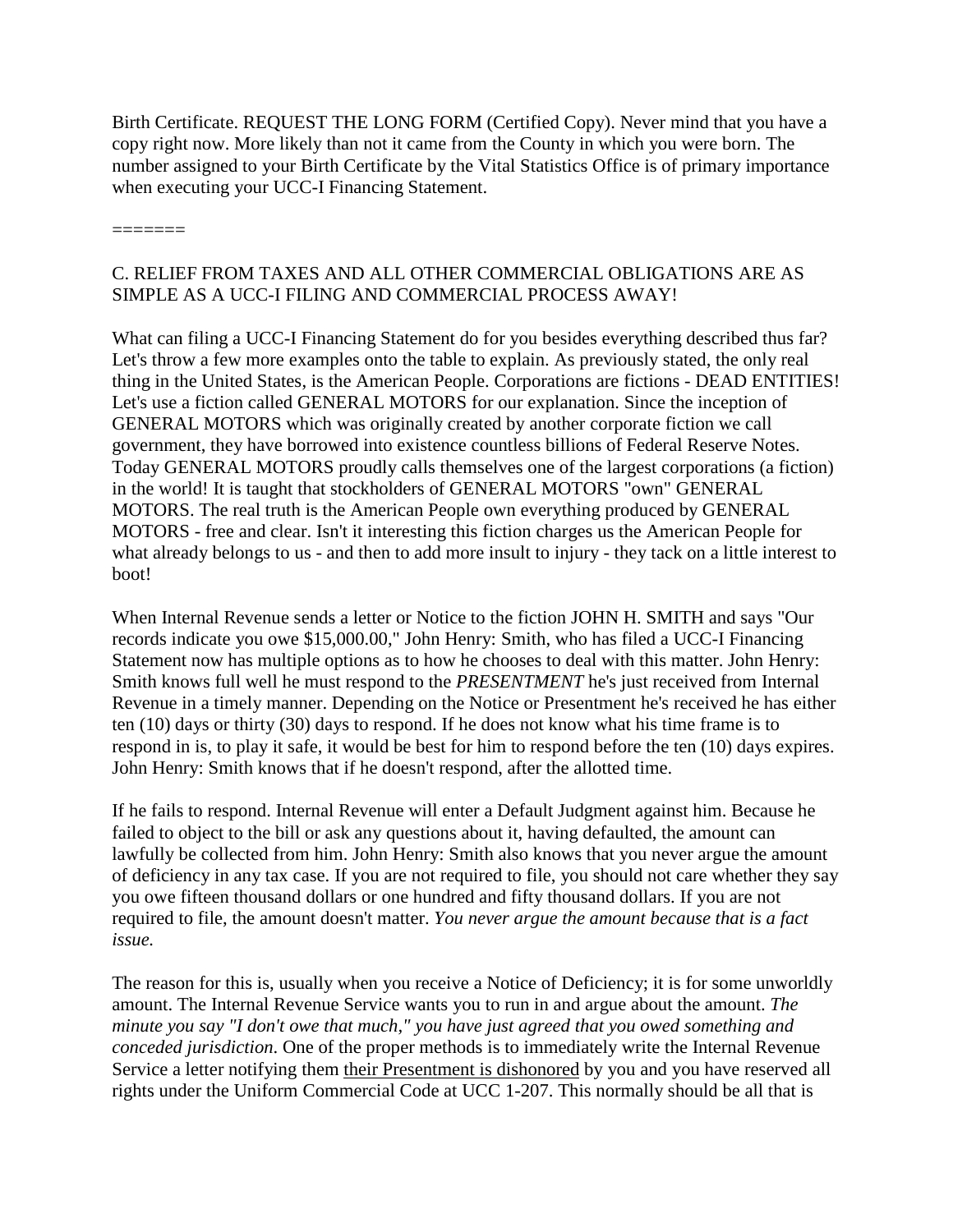Birth Certificate. REQUEST THE LONG FORM (Certified Copy). Never mind that you have a copy right now. More likely than not it came from the County in which you were born. The number assigned to your Birth Certificate by the Vital Statistics Office is of primary importance when executing your UCC-I Financing Statement.

=======

C. RELIEF FROM TAXES AND ALL OTHER COMMERCIAL OBLIGATIONS ARE AS SIMPLE AS A UCC-I FILING AND COMMERCIAL PROCESS AWAY!

What can filing a UCC-I Financing Statement do for you besides everything described thus far? Let's throw a few more examples onto the table to explain. As previously stated, the only real thing in the United States, is the American People. Corporations are fictions - DEAD ENTITIES! Let's use a fiction called GENERAL MOTORS for our explanation. Since the inception of GENERAL MOTORS which was originally created by another corporate fiction we call government, they have borrowed into existence countless billions of Federal Reserve Notes. Today GENERAL MOTORS proudly calls themselves one of the largest corporations (a fiction) in the world! It is taught that stockholders of GENERAL MOTORS "own" GENERAL MOTORS. The real truth is the American People own everything produced by GENERAL MOTORS - free and clear. Isn't it interesting this fiction charges us the American People for what already belongs to us - and then to add more insult to injury - they tack on a little interest to boot!

When Internal Revenue sends a letter or Notice to the fiction JOHN H. SMITH and says "Our records indicate you owe $15,000.00," John Henry: Smith, who has filed a UCC-I Financing Statement now has multiple options as to how he chooses to deal with this matter. John Henry: Smith knows full well he must respond to the *PRESENTMENT* he's just received from Internal Revenue in a timely manner. Depending on the Notice or Presentment he's received he has either ten (10) days or thirty (30) days to respond. If he does not know what his time frame is to respond in is, to play it safe, it would be best for him to respond before the ten (10) days expires. John Henry: Smith knows that if he doesn't respond, after the allotted time.

If he fails to respond. Internal Revenue will enter a Default Judgment against him. Because he failed to object to the bill or ask any questions about it, having defaulted, the amount can lawfully be collected from him. John Henry: Smith also knows that you never argue the amount of deficiency in any tax case. If you are not required to file, you should not care whether they say you owe fifteen thousand dollars or one hundred and fifty thousand dollars. If you are not required to file, the amount doesn't matter. *You never argue the amount because that is a fact issue.*

The reason for this is, usually when you receive a Notice of Deficiency; it is for some unworldly amount. The Internal Revenue Service wants you to run in and argue about the amount. *The minute you say "I don't owe that much," you have just agreed that you owed something and conceded jurisdiction*. One of the proper methods is to immediately write the Internal Revenue Service a letter notifying them <u>their Presentment is dishonored</u> by you and you have reserved all rights under the Uniform Commercial Code at UCC 1-207. This normally should be all that is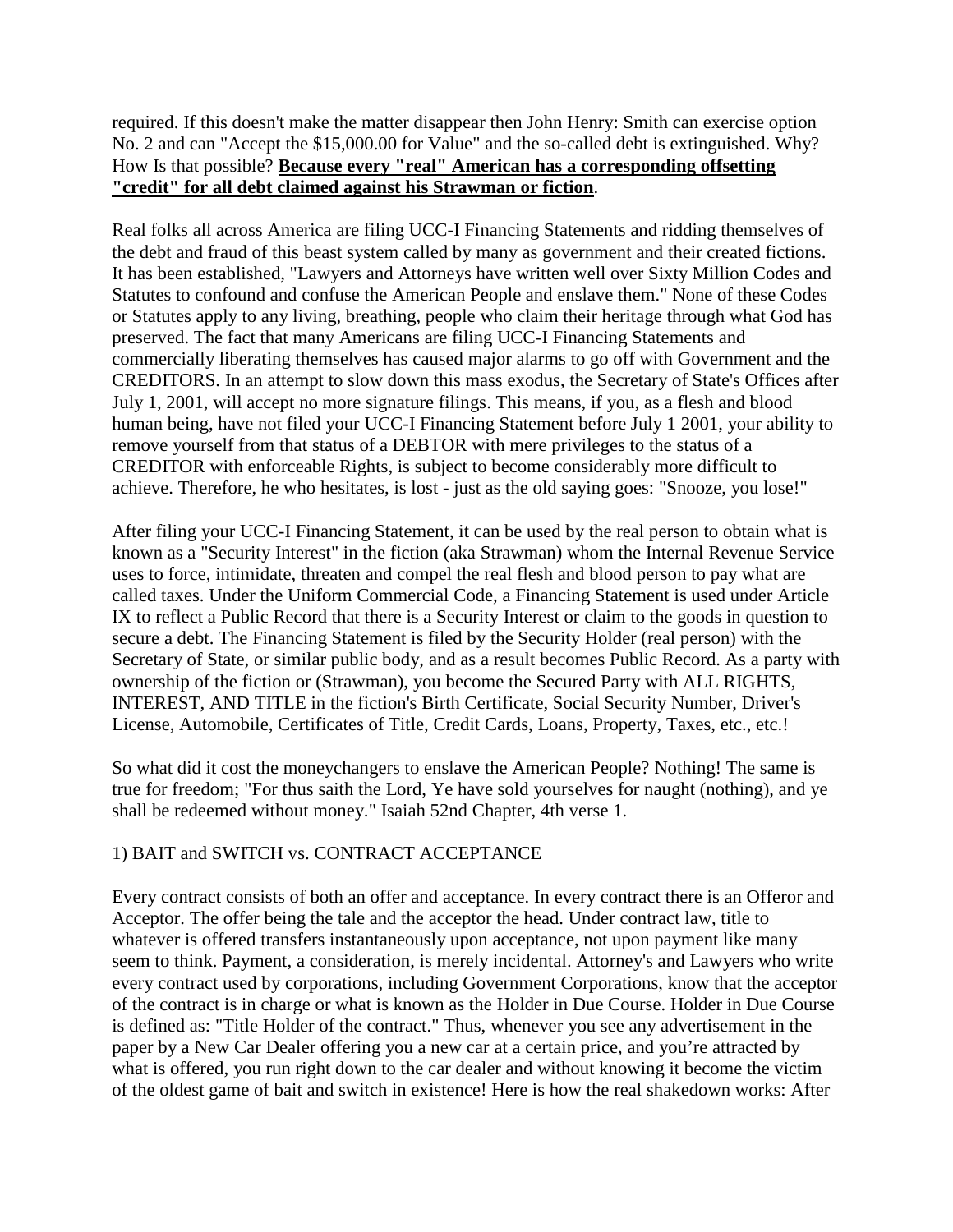required. If this doesn't make the matter disappear then John Henry: Smith can exercise option No. 2 and can "Accept the $15,000.00 for Value" and the so-called debt is extinguished. Why? How Is that possible? **<u>Because every "real" American has a corresponding offsetting "credit" for all debt claimed against his Strawman or fiction</u>**.

Real folks all across America are filing UCC-I Financing Statements and ridding themselves of the debt and fraud of this beast system called by many as government and their created fictions. It has been established, "Lawyers and Attorneys have written well over Sixty Million Codes and Statutes to confound and confuse the American People and enslave them." None of these Codes or Statutes apply to any living, breathing, people who claim their heritage through what God has preserved. The fact that many Americans are filing UCC-I Financing Statements and commercially liberating themselves has caused major alarms to go off with Government and the CREDITORS. In an attempt to slow down this mass exodus, the Secretary of State's Offices after July 1, 2001, will accept no more signature filings. This means, if you, as a flesh and blood human being, have not filed your UCC-I Financing Statement before July 1 2001, your ability to remove yourself from that status of a DEBTOR with mere privileges to the status of a CREDITOR with enforceable Rights, is subject to become considerably more difficult to achieve. Therefore, he who hesitates, is lost - just as the old saying goes: "Snooze, you lose!"

After filing your UCC-I Financing Statement, it can be used by the real person to obtain what is known as a "Security Interest" in the fiction (aka Strawman) whom the Internal Revenue Service uses to force, intimidate, threaten and compel the real flesh and blood person to pay what are called taxes. Under the Uniform Commercial Code, a Financing Statement is used under Article IX to reflect a Public Record that there is a Security Interest or claim to the goods in question to secure a debt. The Financing Statement is filed by the Security Holder (real person) with the Secretary of State, or similar public body, and as a result becomes Public Record. As a party with ownership of the fiction or (Strawman), you become the Secured Party with ALL RIGHTS, INTEREST, AND TITLE in the fiction's Birth Certificate, Social Security Number, Driver's License, Automobile, Certificates of Title, Credit Cards, Loans, Property, Taxes, etc., etc.!

So what did it cost the moneychangers to enslave the American People? Nothing! The same is true for freedom; "For thus saith the Lord, Ye have sold yourselves for naught (nothing), and ye shall be redeemed without money." Isaiah 52nd Chapter, 4th verse 1.

1) BAIT and SWITCH vs. CONTRACT ACCEPTANCE

Every contract consists of both an offer and acceptance. In every contract there is an Offeror and Acceptor. The offer being the tale and the acceptor the head. Under contract law, title to whatever is offered transfers instantaneously upon acceptance, not upon payment like many seem to think. Payment, a consideration, is merely incidental. Attorney's and Lawyers who write every contract used by corporations, including Government Corporations, know that the acceptor of the contract is in charge or what is known as the Holder in Due Course. Holder in Due Course is defined as: "Title Holder of the contract." Thus, whenever you see any advertisement in the paper by a New Car Dealer offering you a new car at a certain price, and you're attracted by what is offered, you run right down to the car dealer and without knowing it become the victim of the oldest game of bait and switch in existence! Here is how the real shakedown works: After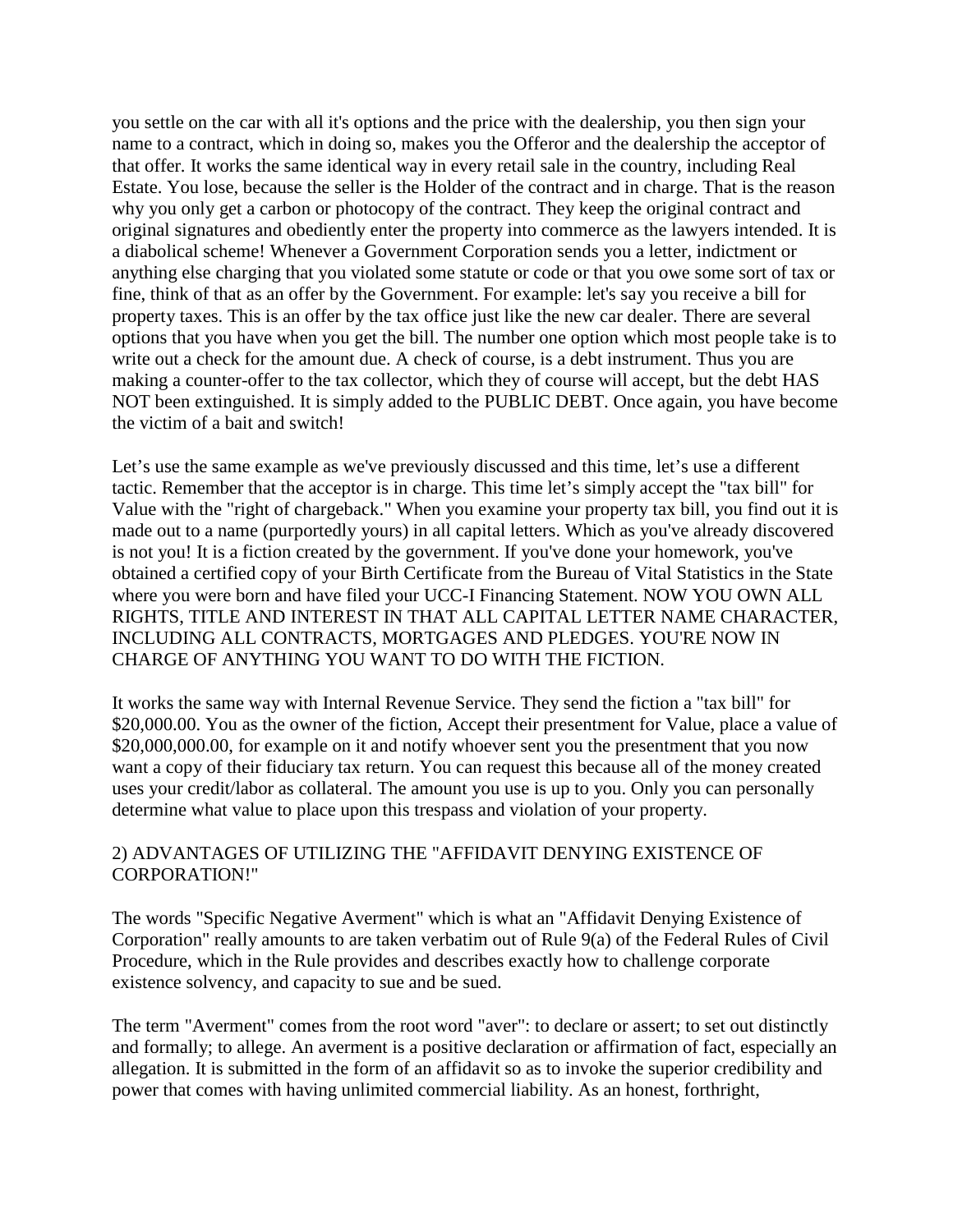you settle on the car with all it's options and the price with the dealership, you then sign your name to a contract, which in doing so, makes you the Offeror and the dealership the acceptor of that offer. It works the same identical way in every retail sale in the country, including Real Estate. You lose, because the seller is the Holder of the contract and in charge. That is the reason why you only get a carbon or photocopy of the contract. They keep the original contract and original signatures and obediently enter the property into commerce as the lawyers intended. It is a diabolical scheme! Whenever a Government Corporation sends you a letter, indictment or anything else charging that you violated some statute or code or that you owe some sort of tax or fine, think of that as an offer by the Government. For example: let's say you receive a bill for property taxes. This is an offer by the tax office just like the new car dealer. There are several options that you have when you get the bill. The number one option which most people take is to write out a check for the amount due. A check of course, is a debt instrument. Thus you are making a counter-offer to the tax collector, which they of course will accept, but the debt HAS NOT been extinguished. It is simply added to the PUBLIC DEBT. Once again, you have become the victim of a bait and switch!

Let's use the same example as we've previously discussed and this time, let's use a different tactic. Remember that the acceptor is in charge. This time let's simply accept the "tax bill" for Value with the "right of chargeback." When you examine your property tax bill, you find out it is made out to a name (purportedly yours) in all capital letters. Which as you've already discovered is not you! It is a fiction created by the government. If you've done your homework, you've obtained a certified copy of your Birth Certificate from the Bureau of Vital Statistics in the State where you were born and have filed your UCC-I Financing Statement. NOW YOU OWN ALL RIGHTS, TITLE AND INTEREST IN THAT ALL CAPITAL LETTER NAME CHARACTER, INCLUDING ALL CONTRACTS, MORTGAGES AND PLEDGES. YOU'RE NOW IN CHARGE OF ANYTHING YOU WANT TO DO WITH THE FICTION.

It works the same way with Internal Revenue Service. They send the fiction a "tax bill" for $20,000.00. You as the owner of the fiction, Accept their presentment for Value, place a value of $20,000,000.00, for example on it and notify whoever sent you the presentment that you now want a copy of their fiduciary tax return. You can request this because all of the money created uses your credit/labor as collateral. The amount you use is up to you. Only you can personally determine what value to place upon this trespass and violation of your property.

## 2) ADVANTAGES OF UTILIZING THE "AFFIDAVIT DENYING EXISTENCE OF CORPORATION!"

The words "Specific Negative Averment" which is what an "Affidavit Denying Existence of Corporation" really amounts to are taken verbatim out of Rule 9(a) of the Federal Rules of Civil Procedure, which in the Rule provides and describes exactly how to challenge corporate existence solvency, and capacity to sue and be sued.

The term "Averment" comes from the root word "aver": to declare or assert; to set out distinctly and formally; to allege. An averment is a positive declaration or affirmation of fact, especially an allegation. It is submitted in the form of an affidavit so as to invoke the superior credibility and power that comes with having unlimited commercial liability. As an honest, forthright,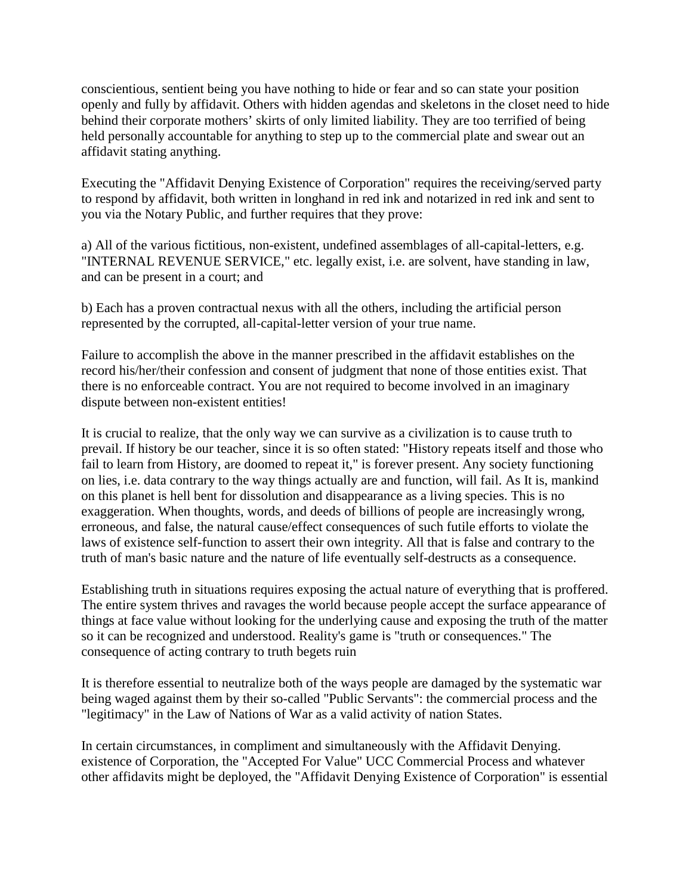conscientious, sentient being you have nothing to hide or fear and so can state your position openly and fully by affidavit. Others with hidden agendas and skeletons in the closet need to hide behind their corporate mothers' skirts of only limited liability. They are too terrified of being held personally accountable for anything to step up to the commercial plate and swear out an affidavit stating anything.

Executing the "Affidavit Denying Existence of Corporation" requires the receiving/served party to respond by affidavit, both written in longhand in red ink and notarized in red ink and sent to you via the Notary Public, and further requires that they prove:

a) All of the various fictitious, non-existent, undefined assemblages of all-capital-letters, e.g. "INTERNAL REVENUE SERVICE," etc. legally exist, i.e. are solvent, have standing in law, and can be present in a court; and

b) Each has a proven contractual nexus with all the others, including the artificial person represented by the corrupted, all-capital-letter version of your true name.

Failure to accomplish the above in the manner prescribed in the affidavit establishes on the record his/her/their confession and consent of judgment that none of those entities exist. That there is no enforceable contract. You are not required to become involved in an imaginary dispute between non-existent entities!

It is crucial to realize, that the only way we can survive as a civilization is to cause truth to prevail. If history be our teacher, since it is so often stated: "History repeats itself and those who fail to learn from History, are doomed to repeat it," is forever present. Any society functioning on lies, i.e. data contrary to the way things actually are and function, will fail. As It is, mankind on this planet is hell bent for dissolution and disappearance as a living species. This is no exaggeration. When thoughts, words, and deeds of billions of people are increasingly wrong, erroneous, and false, the natural cause/effect consequences of such futile efforts to violate the laws of existence self-function to assert their own integrity. All that is false and contrary to the truth of man's basic nature and the nature of life eventually self-destructs as a consequence.

Establishing truth in situations requires exposing the actual nature of everything that is proffered. The entire system thrives and ravages the world because people accept the surface appearance of things at face value without looking for the underlying cause and exposing the truth of the matter so it can be recognized and understood. Reality's game is "truth or consequences." The consequence of acting contrary to truth begets ruin

It is therefore essential to neutralize both of the ways people are damaged by the systematic war being waged against them by their so-called "Public Servants": the commercial process and the "legitimacy" in the Law of Nations of War as a valid activity of nation States.

In certain circumstances, in compliment and simultaneously with the Affidavit Denying. existence of Corporation, the "Accepted For Value" UCC Commercial Process and whatever other affidavits might be deployed, the "Affidavit Denying Existence of Corporation" is essential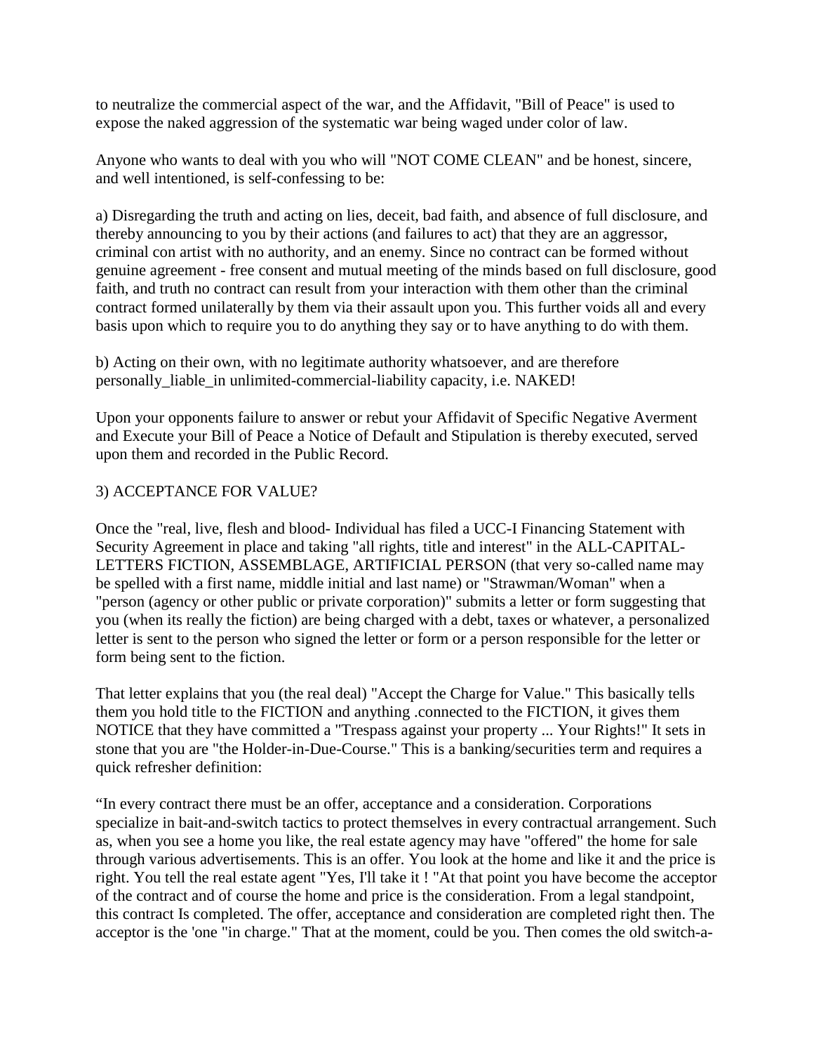to neutralize the commercial aspect of the war, and the Affidavit, "Bill of Peace" is used to expose the naked aggression of the systematic war being waged under color of law.

Anyone who wants to deal with you who will "NOT COME CLEAN" and be honest, sincere, and well intentioned, is self-confessing to be:

a) Disregarding the truth and acting on lies, deceit, bad faith, and absence of full disclosure, and thereby announcing to you by their actions (and failures to act) that they are an aggressor, criminal con artist with no authority, and an enemy. Since no contract can be formed without genuine agreement - free consent and mutual meeting of the minds based on full disclosure, good faith, and truth no contract can result from your interaction with them other than the criminal contract formed unilaterally by them via their assault upon you. This further voids all and every basis upon which to require you to do anything they say or to have anything to do with them.

b) Acting on their own, with no legitimate authority whatsoever, and are therefore personally_liable_in unlimited-commercial-liability capacity, i.e. NAKED!

Upon your opponents failure to answer or rebut your Affidavit of Specific Negative Averment and Execute your Bill of Peace a Notice of Default and Stipulation is thereby executed, served upon them and recorded in the Public Record.

3) ACCEPTANCE FOR VALUE?

Once the "real, live, flesh and blood- Individual has filed a UCC-I Financing Statement with Security Agreement in place and taking "all rights, title and interest" in the ALL-CAPITAL-LETTERS FICTION, ASSEMBLAGE, ARTIFICIAL PERSON (that very so-called name may be spelled with a first name, middle initial and last name) or "Strawman/Woman" when a "person (agency or other public or private corporation)" submits a letter or form suggesting that you (when its really the fiction) are being charged with a debt, taxes or whatever, a personalized letter is sent to the person who signed the letter or form or a person responsible for the letter or form being sent to the fiction.

That letter explains that you (the real deal) "Accept the Charge for Value." This basically tells them you hold title to the FICTION and anything .connected to the FICTION, it gives them NOTICE that they have committed a "Trespass against your property ... Your Rights!" It sets in stone that you are "the Holder-in-Due-Course." This is a banking/securities term and requires a quick refresher definition:

“In every contract there must be an offer, acceptance and a consideration. Corporations specialize in bait-and-switch tactics to protect themselves in every contractual arrangement. Such as, when you see a home you like, the real estate agency may have "offered" the home for sale through various advertisements. This is an offer. You look at the home and like it and the price is right. You tell the real estate agent "Yes, I'll take it ! "At that point you have become the acceptor of the contract and of course the home and price is the consideration. From a legal standpoint, this contract Is completed. The offer, acceptance and consideration are completed right then. The acceptor is the 'one "in charge." That at the moment, could be you. Then comes the old switch-a-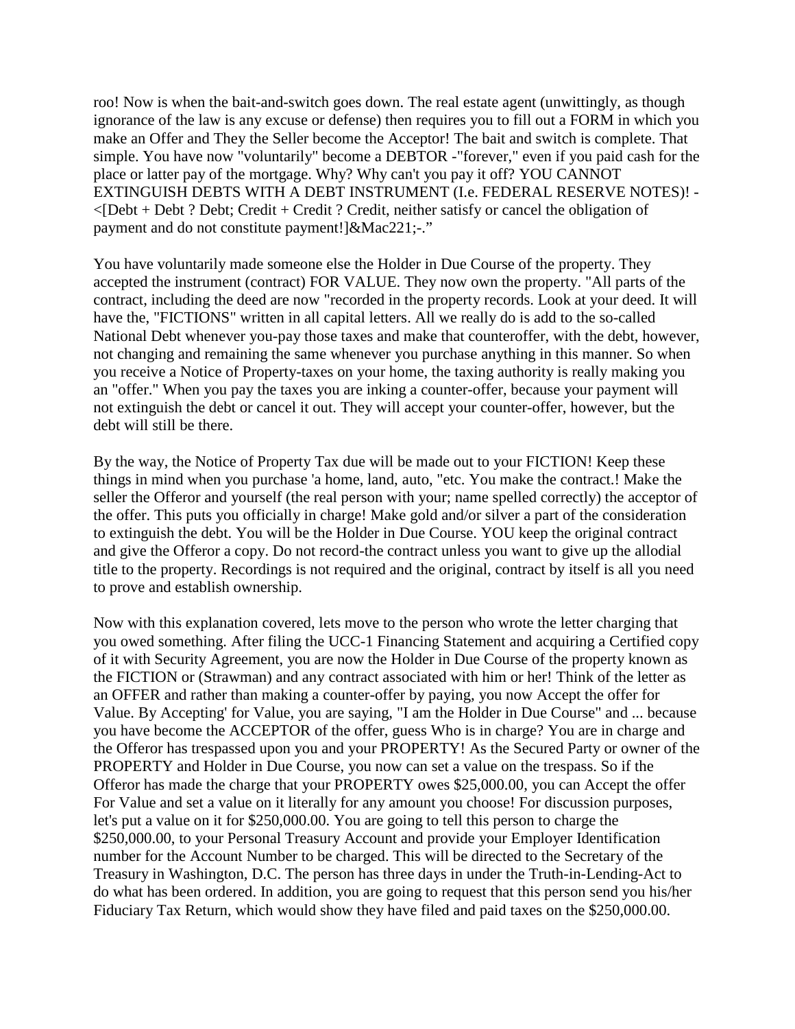roo! Now is when the bait-and-switch goes down. The real estate agent (unwittingly, as though ignorance of the law is any excuse or defense) then requires you to fill out a FORM in which you make an Offer and They the Seller become the Acceptor! The bait and switch is complete. That simple. You have now "voluntarily" become a DEBTOR -"forever," even if you paid cash for the place or latter pay of the mortgage. Why? Why can't you pay it off? YOU CANNOT EXTINGUISH DEBTS WITH A DEBT INSTRUMENT (I.e. FEDERAL RESERVE NOTES)! -<[Debt + Debt ? Debt; Credit + Credit ? Credit, neither satisfy or cancel the obligation of payment and do not constitute payment!]&Mac221;-."

You have voluntarily made someone else the Holder in Due Course of the property. They accepted the instrument (contract) FOR VALUE. They now own the property. "All parts of the contract, including the deed are now "recorded in the property records. Look at your deed. It will have the, "FICTIONS" written in all capital letters. All we really do is add to the so-called National Debt whenever you-pay those taxes and make that counteroffer, with the debt, however, not changing and remaining the same whenever you purchase anything in this manner. So when you receive a Notice of Property-taxes on your home, the taxing authority is really making you an "offer." When you pay the taxes you are inking a counter-offer, because your payment will not extinguish the debt or cancel it out. They will accept your counter-offer, however, but the debt will still be there.

By the way, the Notice of Property Tax due will be made out to your FICTION! Keep these things in mind when you purchase 'a home, land, auto, "etc. You make the contract.! Make the seller the Offeror and yourself (the real person with your; name spelled correctly) the acceptor of the offer. This puts you officially in charge! Make gold and/or silver a part of the consideration to extinguish the debt. You will be the Holder in Due Course. YOU keep the original contract and give the Offeror a copy. Do not record-the contract unless you want to give up the allodial title to the property. Recordings is not required and the original, contract by itself is all you need to prove and establish ownership.

Now with this explanation covered, lets move to the person who wrote the letter charging that you owed something. After filing the UCC-1 Financing Statement and acquiring a Certified copy of it with Security Agreement, you are now the Holder in Due Course of the property known as the FICTION or (Strawman) and any contract associated with him or her! Think of the letter as an OFFER and rather than making a counter-offer by paying, you now Accept the offer for Value. By Accepting' for Value, you are saying, "I am the Holder in Due Course" and ... because you have become the ACCEPTOR of the offer, guess Who is in charge? You are in charge and the Offeror has trespassed upon you and your PROPERTY! As the Secured Party or owner of the PROPERTY and Holder in Due Course, you now can set a value on the trespass. So if the Offeror has made the charge that your PROPERTY owes $25,000.00, you can Accept the offer For Value and set a value on it literally for any amount you choose! For discussion purposes, let's put a value on it for $250,000.00. You are going to tell this person to charge the $250,000.00, to your Personal Treasury Account and provide your Employer Identification number for the Account Number to be charged. This will be directed to the Secretary of the Treasury in Washington, D.C. The person has three days in under the Truth-in-Lending-Act to do what has been ordered. In addition, you are going to request that this person send you his/her Fiduciary Tax Return, which would show they have filed and paid taxes on the $250,000.00.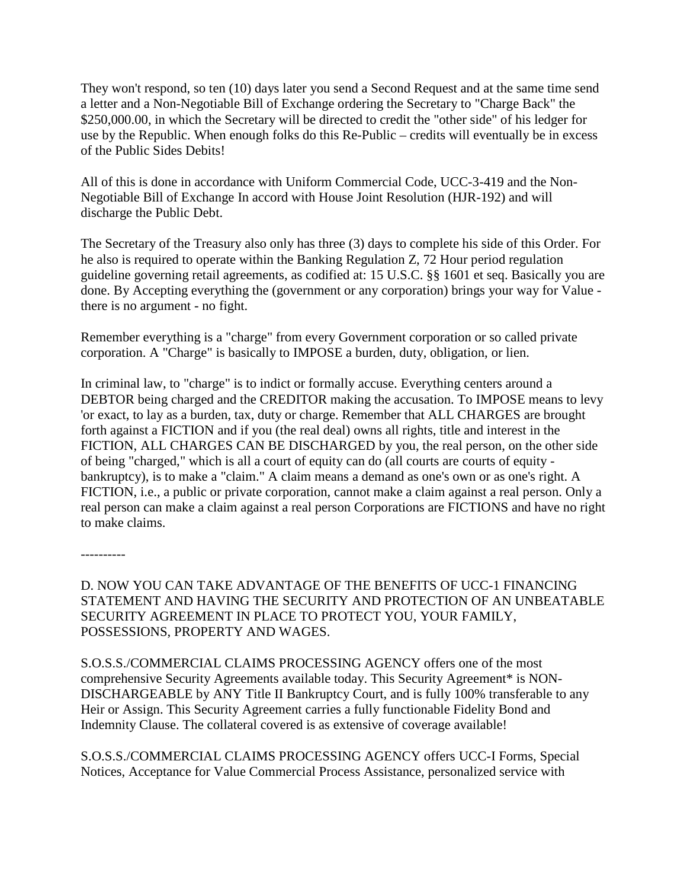They won't respond, so ten (10) days later you send a Second Request and at the same time send a letter and a Non-Negotiable Bill of Exchange ordering the Secretary to "Charge Back" the $250,000.00, in which the Secretary will be directed to credit the "other side" of his ledger for use by the Republic. When enough folks do this Re-Public – credits will eventually be in excess of the Public Sides Debits!

All of this is done in accordance with Uniform Commercial Code, UCC-3-419 and the Non-Negotiable Bill of Exchange In accord with House Joint Resolution (HJR-192) and will discharge the Public Debt.

The Secretary of the Treasury also only has three (3) days to complete his side of this Order. For he also is required to operate within the Banking Regulation Z, 72 Hour period regulation guideline governing retail agreements, as codified at: 15 U.S.C. §§ 1601 et seq. Basically you are done. By Accepting everything the (government or any corporation) brings your way for Value - there is no argument - no fight.

Remember everything is a "charge" from every Government corporation or so called private corporation. A "Charge" is basically to IMPOSE a burden, duty, obligation, or lien.

In criminal law, to "charge" is to indict or formally accuse. Everything centers around a DEBTOR being charged and the CREDITOR making the accusation. To IMPOSE means to levy 'or exact, to lay as a burden, tax, duty or charge. Remember that ALL CHARGES are brought forth against a FICTION and if you (the real deal) owns all rights, title and interest in the FICTION, ALL CHARGES CAN BE DISCHARGED by you, the real person, on the other side of being "charged," which is all a court of equity can do (all courts are courts of equity - bankruptcy), is to make a "claim." A claim means a demand as one's own or as one's right. A FICTION, i.e., a public or private corporation, cannot make a claim against a real person. Only a real person can make a claim against a real person Corporations are FICTIONS and have no right to make claims.

----------

D. NOW YOU CAN TAKE ADVANTAGE OF THE BENEFITS OF UCC-1 FINANCING STATEMENT AND HAVING THE SECURITY AND PROTECTION OF AN UNBEATABLE SECURITY AGREEMENT IN PLACE TO PROTECT YOU, YOUR FAMILY, POSSESSIONS, PROPERTY AND WAGES.

S.O.S.S./COMMERCIAL CLAIMS PROCESSING AGENCY offers one of the most comprehensive Security Agreements available today. This Security Agreement* is NON-DISCHARGEABLE by ANY Title II Bankruptcy Court, and is fully 100% transferable to any Heir or Assign. This Security Agreement carries a fully functionable Fidelity Bond and Indemnity Clause. The collateral covered is as extensive of coverage available!

S.O.S.S./COMMERCIAL CLAIMS PROCESSING AGENCY offers UCC-I Forms, Special Notices, Acceptance for Value Commercial Process Assistance, personalized service with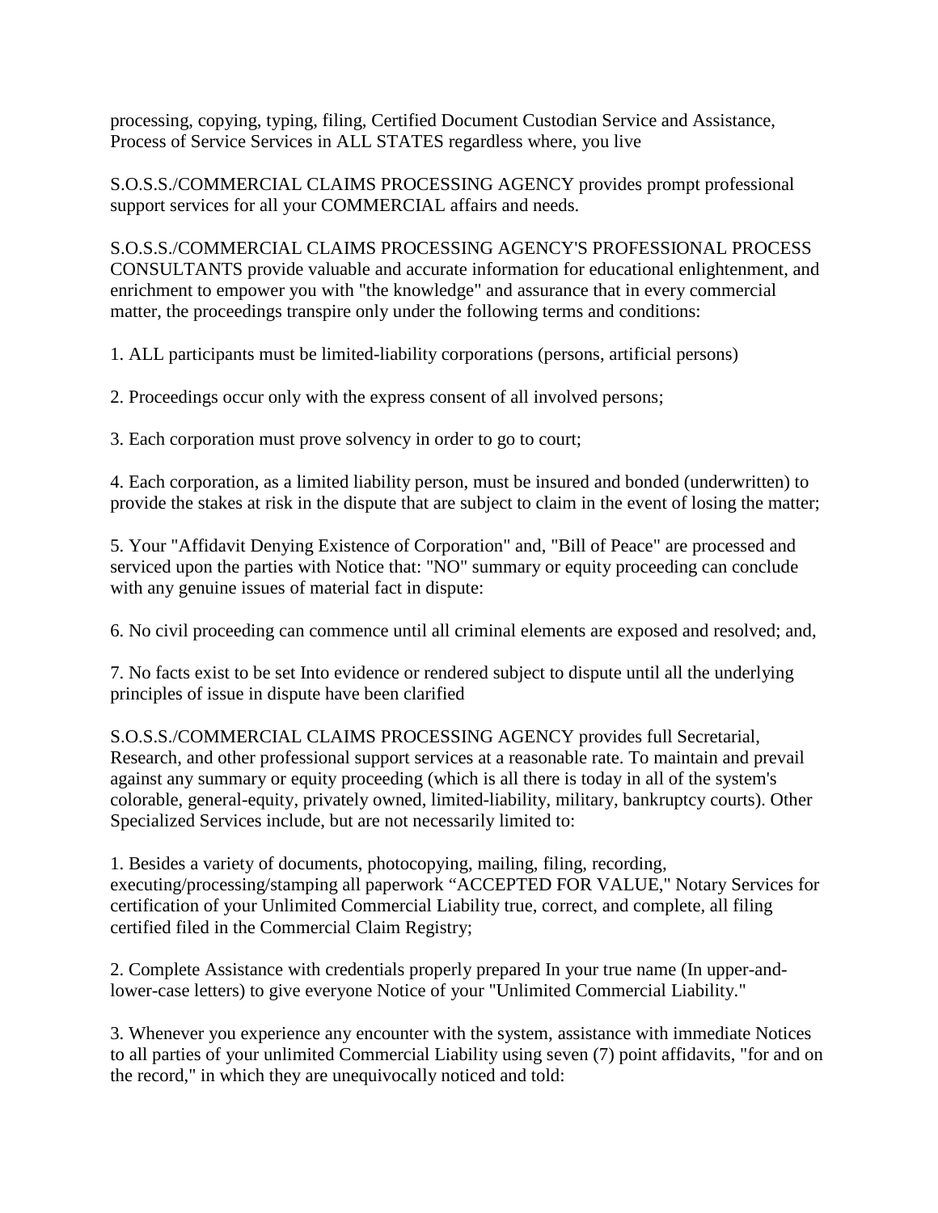processing, copying, typing, filing, Certified Document Custodian Service and Assistance, Process of Service Services in ALL STATES regardless where, you live

S.O.S.S./COMMERCIAL CLAIMS PROCESSING AGENCY provides prompt professional support services for all your COMMERCIAL affairs and needs.

S.O.S.S./COMMERCIAL CLAIMS PROCESSING AGENCY'S PROFESSIONAL PROCESS CONSULTANTS provide valuable and accurate information for educational enlightenment, and enrichment to empower you with "the knowledge" and assurance that in every commercial matter, the proceedings transpire only under the following terms and conditions:

1. ALL participants must be limited-liability corporations (persons, artificial persons)

2. Proceedings occur only with the express consent of all involved persons;

3. Each corporation must prove solvency in order to go to court;

4. Each corporation, as a limited liability person, must be insured and bonded (underwritten) to provide the stakes at risk in the dispute that are subject to claim in the event of losing the matter;

5. Your "Affidavit Denying Existence of Corporation" and, "Bill of Peace" are processed and serviced upon the parties with Notice that: "NO" summary or equity proceeding can conclude with any genuine issues of material fact in dispute:

6. No civil proceeding can commence until all criminal elements are exposed and resolved; and,

7. No facts exist to be set Into evidence or rendered subject to dispute until all the underlying principles of issue in dispute have been clarified

S.O.S.S./COMMERCIAL CLAIMS PROCESSING AGENCY provides full Secretarial, Research, and other professional support services at a reasonable rate. To maintain and prevail against any summary or equity proceeding (which is all there is today in all of the system's colorable, general-equity, privately owned, limited-liability, military, bankruptcy courts). Other Specialized Services include, but are not necessarily limited to:

1. Besides a variety of documents, photocopying, mailing, filing, recording, executing/processing/stamping all paperwork "ACCEPTED FOR VALUE," Notary Services for certification of your Unlimited Commercial Liability true, correct, and complete, all filing certified filed in the Commercial Claim Registry;

2. Complete Assistance with credentials properly prepared In your true name (In upper-and-lower-case letters) to give everyone Notice of your "Unlimited Commercial Liability."

3. Whenever you experience any encounter with the system, assistance with immediate Notices to all parties of your unlimited Commercial Liability using seven (7) point affidavits, "for and on the record," in which they are unequivocally noticed and told: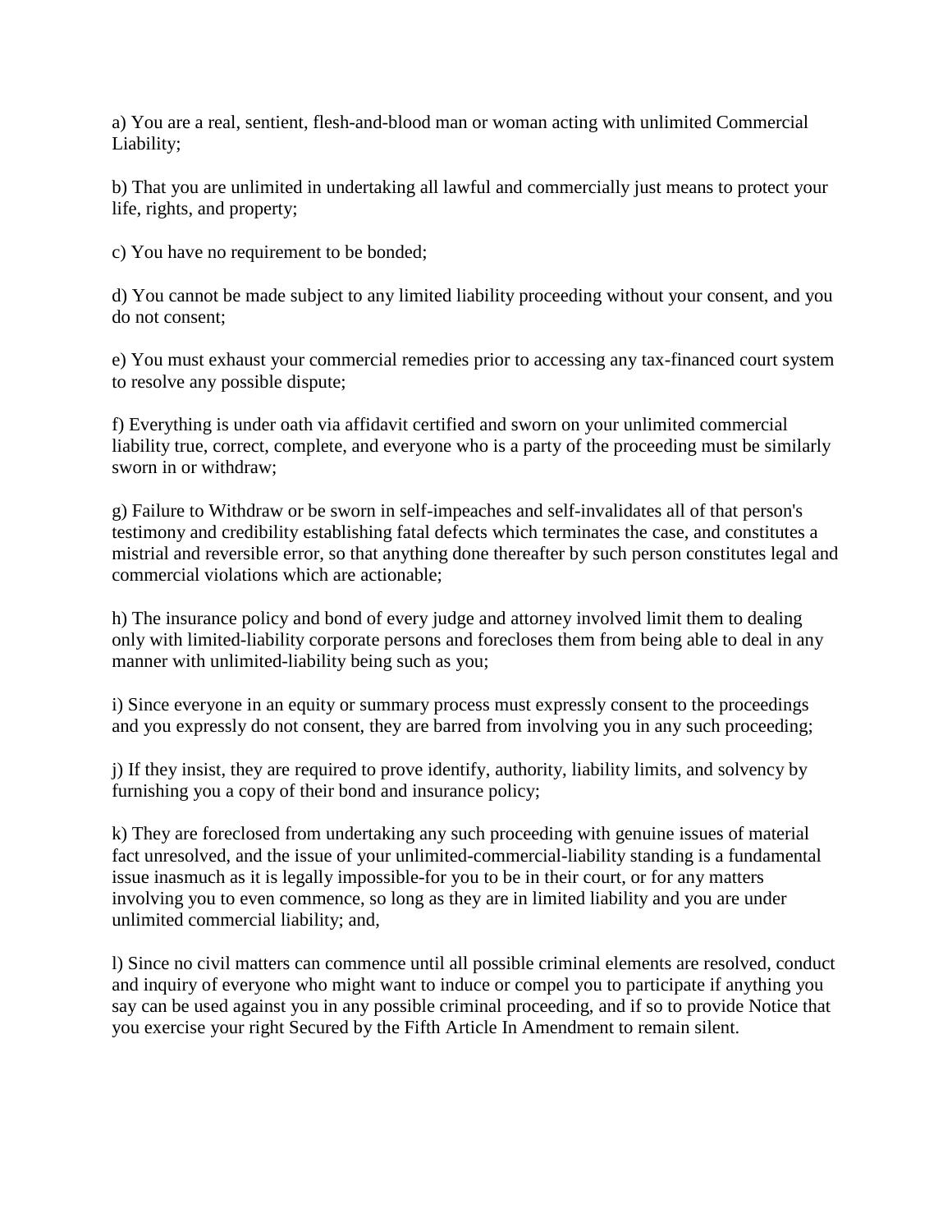a) You are a real, sentient, flesh-and-blood man or woman acting with unlimited Commercial Liability;

b) That you are unlimited in undertaking all lawful and commercially just means to protect your life, rights, and property;

c) You have no requirement to be bonded;

d) You cannot be made subject to any limited liability proceeding without your consent, and you do not consent;

e) You must exhaust your commercial remedies prior to accessing any tax-financed court system to resolve any possible dispute;

f) Everything is under oath via affidavit certified and sworn on your unlimited commercial liability true, correct, complete, and everyone who is a party of the proceeding must be similarly sworn in or withdraw;

g) Failure to Withdraw or be sworn in self-impeaches and self-invalidates all of that person's testimony and credibility establishing fatal defects which terminates the case, and constitutes a mistrial and reversible error, so that anything done thereafter by such person constitutes legal and commercial violations which are actionable;

h) The insurance policy and bond of every judge and attorney involved limit them to dealing only with limited-liability corporate persons and forecloses them from being able to deal in any manner with unlimited-liability being such as you;

i) Since everyone in an equity or summary process must expressly consent to the proceedings and you expressly do not consent, they are barred from involving you in any such proceeding;

j) If they insist, they are required to prove identify, authority, liability limits, and solvency by furnishing you a copy of their bond and insurance policy;

k) They are foreclosed from undertaking any such proceeding with genuine issues of material fact unresolved, and the issue of your unlimited-commercial-liability standing is a fundamental issue inasmuch as it is legally impossible-for you to be in their court, or for any matters involving you to even commence, so long as they are in limited liability and you are under unlimited commercial liability; and,

l) Since no civil matters can commence until all possible criminal elements are resolved, conduct and inquiry of everyone who might want to induce or compel you to participate if anything you say can be used against you in any possible criminal proceeding, and if so to provide Notice that you exercise your right Secured by the Fifth Article In Amendment to remain silent.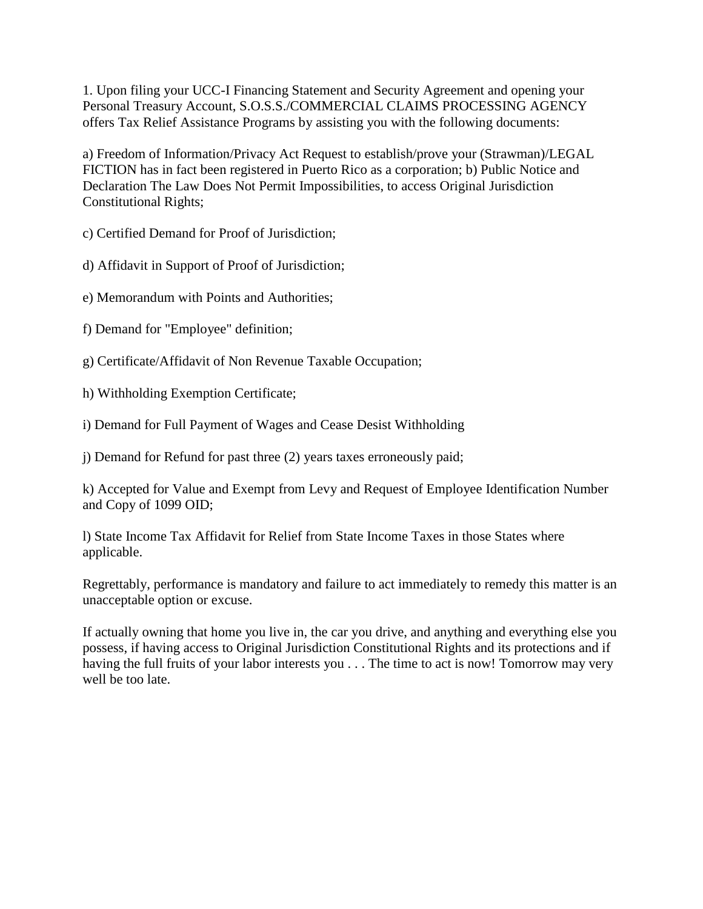1. Upon filing your UCC-I Financing Statement and Security Agreement and opening your Personal Treasury Account, S.O.S.S./COMMERCIAL CLAIMS PROCESSING AGENCY offers Tax Relief Assistance Programs by assisting you with the following documents:

a) Freedom of Information/Privacy Act Request to establish/prove your (Strawman)/LEGAL FICTION has in fact been registered in Puerto Rico as a corporation; b) Public Notice and Declaration The Law Does Not Permit Impossibilities, to access Original Jurisdiction Constitutional Rights;

c) Certified Demand for Proof of Jurisdiction;

d) Affidavit in Support of Proof of Jurisdiction;

e) Memorandum with Points and Authorities;

f) Demand for "Employee" definition;

g) Certificate/Affidavit of Non Revenue Taxable Occupation;

h) Withholding Exemption Certificate;

i) Demand for Full Payment of Wages and Cease Desist Withholding

j) Demand for Refund for past three (2) years taxes erroneously paid;

k) Accepted for Value and Exempt from Levy and Request of Employee Identification Number and Copy of 1099 OID;

l) State Income Tax Affidavit for Relief from State Income Taxes in those States where applicable.

Regrettably, performance is mandatory and failure to act immediately to remedy this matter is an unacceptable option or excuse.

If actually owning that home you live in, the car you drive, and anything and everything else you possess, if having access to Original Jurisdiction Constitutional Rights and its protections and if having the full fruits of your labor interests you . . . The time to act is now! Tomorrow may very well be too late.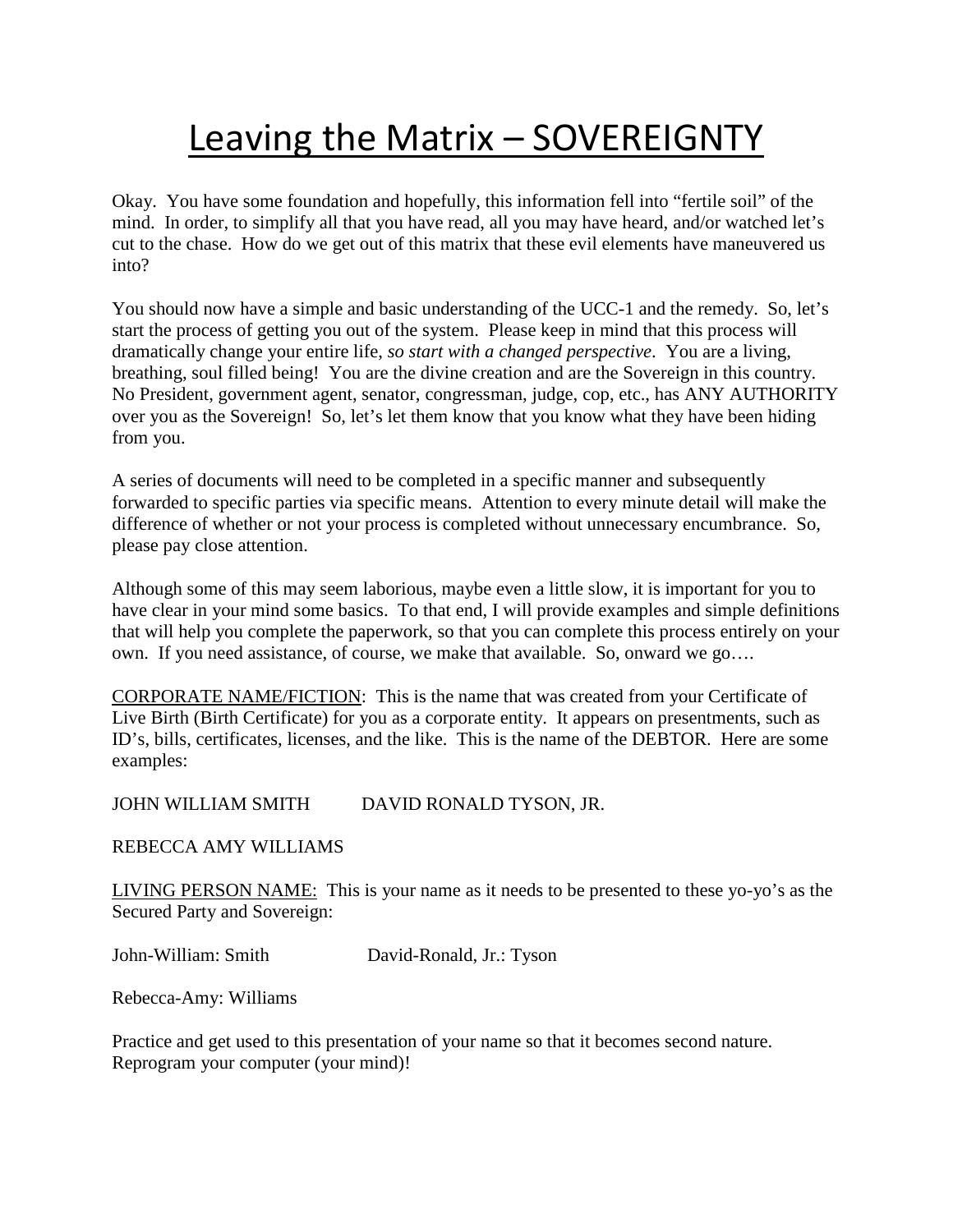# Leaving the Matrix – SOVEREIGNTY

Okay. You have some foundation and hopefully, this information fell into "fertile soil" of the mind. In order, to simplify all that you have read, all you may have heard, and/or watched let's cut to the chase. How do we get out of this matrix that these evil elements have maneuvered us into?

You should now have a simple and basic understanding of the UCC-1 and the remedy. So, let's start the process of getting you out of the system. Please keep in mind that this process will dramatically change your entire life, *so start with a changed perspective*. You are a living, breathing, soul filled being! You are the divine creation and are the Sovereign in this country. No President, government agent, senator, congressman, judge, cop, etc., has ANY AUTHORITY over you as the Sovereign! So, let's let them know that you know what they have been hiding from you.

A series of documents will need to be completed in a specific manner and subsequently forwarded to specific parties via specific means. Attention to every minute detail will make the difference of whether or not your process is completed without unnecessary encumbrance. So, please pay close attention.

Although some of this may seem laborious, maybe even a little slow, it is important for you to have clear in your mind some basics. To that end, I will provide examples and simple definitions that will help you complete the paperwork, so that you can complete this process entirely on your own. If you need assistance, of course, we make that available. So, onward we go….

<u>CORPORATE NAME/FICTION</u>: This is the name that was created from your Certificate of Live Birth (Birth Certificate) for you as a corporate entity. It appears on presentments, such as ID's, bills, certificates, licenses, and the like. This is the name of the DEBTOR. Here are some examples:

JOHN WILLIAM SMITH          DAVID RONALD TYSON, JR.

REBECCA AMY WILLIAMS

<u>LIVING PERSON NAME:</u> This is your name as it needs to be presented to these yo-yo's as the Secured Party and Sovereign:

John-William: Smith          David-Ronald, Jr.: Tyson

Rebecca-Amy: Williams

Practice and get used to this presentation of your name so that it becomes second nature. Reprogram your computer (your mind)!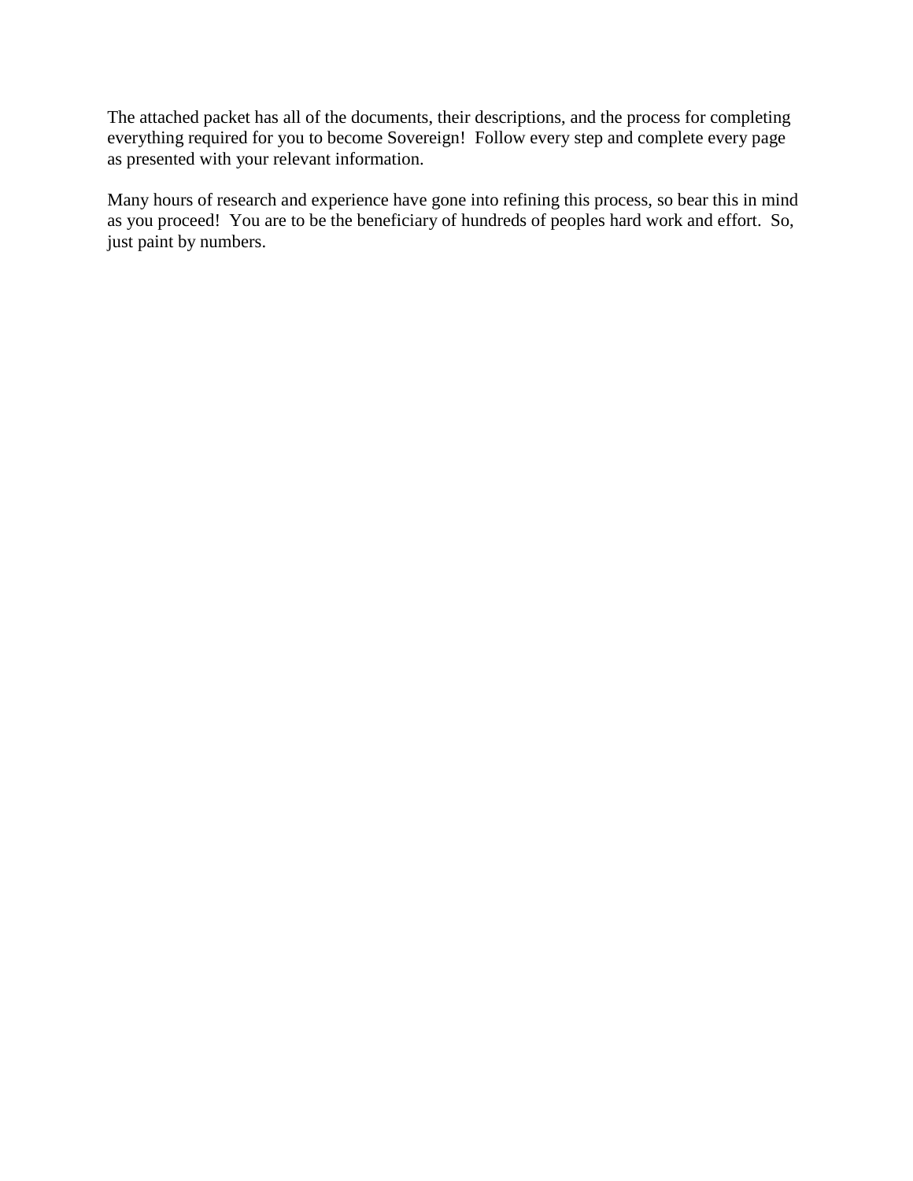The attached packet has all of the documents, their descriptions, and the process for completing everything required for you to become Sovereign! Follow every step and complete every page as presented with your relevant information.

Many hours of research and experience have gone into refining this process, so bear this in mind as you proceed! You are to be the beneficiary of hundreds of peoples hard work and effort. So, just paint by numbers.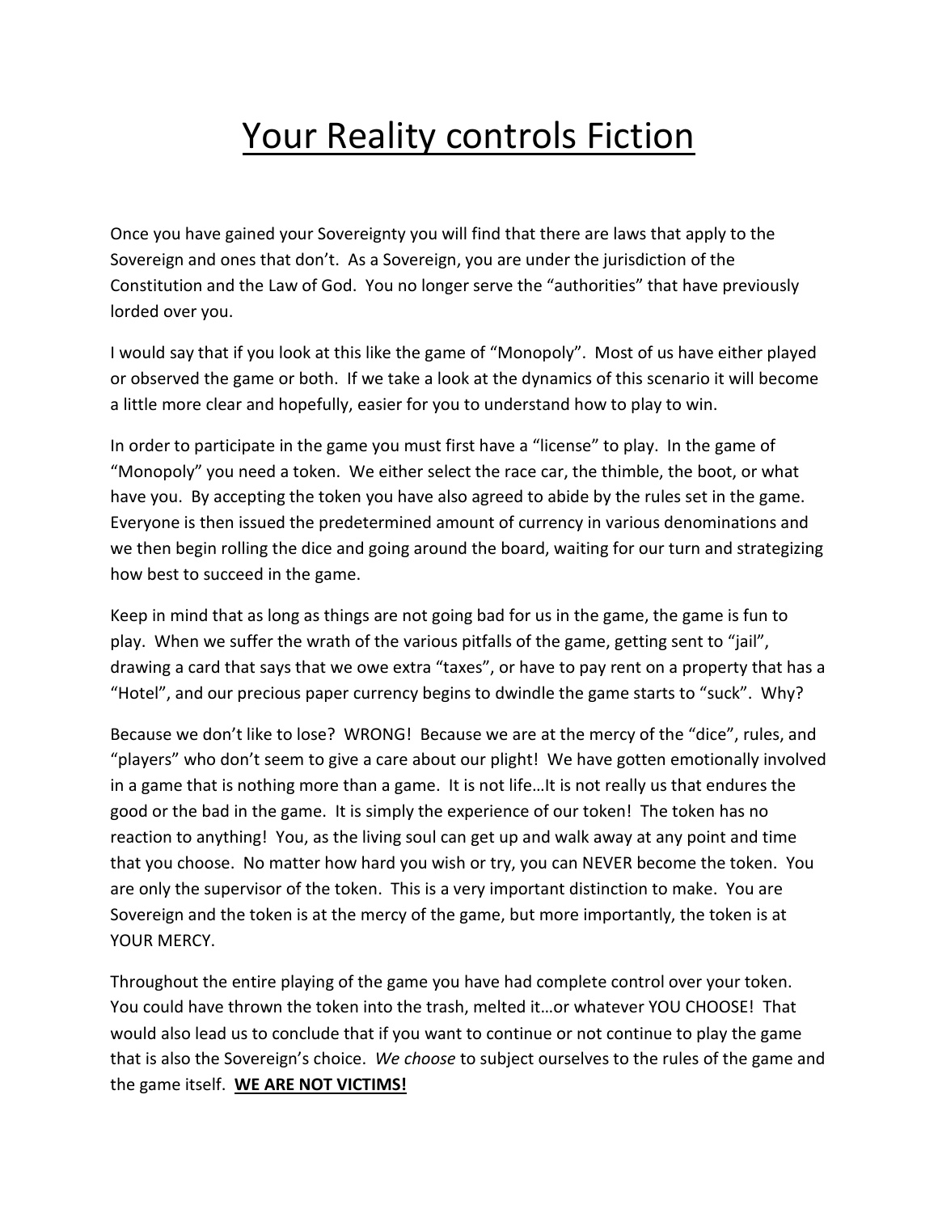# Your Reality controls Fiction

Once you have gained your Sovereignty you will find that there are laws that apply to the Sovereign and ones that don't. As a Sovereign, you are under the jurisdiction of the Constitution and the Law of God. You no longer serve the "authorities" that have previously lorded over you.

I would say that if you look at this like the game of "Monopoly". Most of us have either played or observed the game or both. If we take a look at the dynamics of this scenario it will become a little more clear and hopefully, easier for you to understand how to play to win.

In order to participate in the game you must first have a "license" to play. In the game of "Monopoly" you need a token. We either select the race car, the thimble, the boot, or what have you. By accepting the token you have also agreed to abide by the rules set in the game. Everyone is then issued the predetermined amount of currency in various denominations and we then begin rolling the dice and going around the board, waiting for our turn and strategizing how best to succeed in the game.

Keep in mind that as long as things are not going bad for us in the game, the game is fun to play. When we suffer the wrath of the various pitfalls of the game, getting sent to "jail", drawing a card that says that we owe extra "taxes", or have to pay rent on a property that has a "Hotel", and our precious paper currency begins to dwindle the game starts to "suck". Why?

Because we don't like to lose? WRONG! Because we are at the mercy of the "dice", rules, and "players" who don't seem to give a care about our plight! We have gotten emotionally involved in a game that is nothing more than a game. It is not life…It is not really us that endures the good or the bad in the game. It is simply the experience of our token! The token has no reaction to anything! You, as the living soul can get up and walk away at any point and time that you choose. No matter how hard you wish or try, you can NEVER become the token. You are only the supervisor of the token. This is a very important distinction to make. You are Sovereign and the token is at the mercy of the game, but more importantly, the token is at YOUR MERCY.

Throughout the entire playing of the game you have had complete control over your token. You could have thrown the token into the trash, melted it…or whatever YOU CHOOSE! That would also lead us to conclude that if you want to continue or not continue to play the game that is also the Sovereign's choice. *We choose* to subject ourselves to the rules of the game and the game itself. **WE ARE NOT VICTIMS!**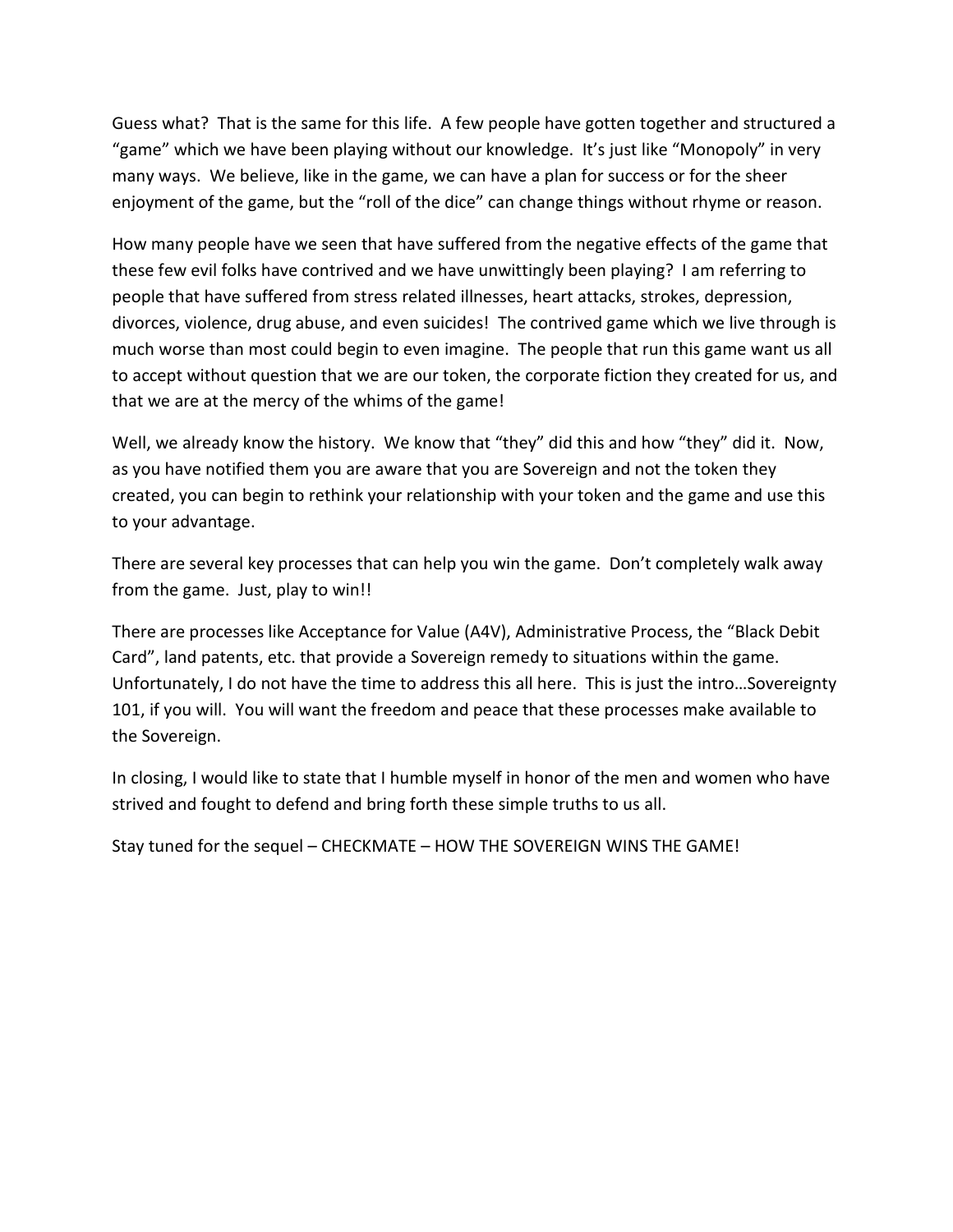Guess what? That is the same for this life. A few people have gotten together and structured a "game" which we have been playing without our knowledge. It's just like "Monopoly" in very many ways. We believe, like in the game, we can have a plan for success or for the sheer enjoyment of the game, but the "roll of the dice" can change things without rhyme or reason.

How many people have we seen that have suffered from the negative effects of the game that these few evil folks have contrived and we have unwittingly been playing? I am referring to people that have suffered from stress related illnesses, heart attacks, strokes, depression, divorces, violence, drug abuse, and even suicides! The contrived game which we live through is much worse than most could begin to even imagine. The people that run this game want us all to accept without question that we are our token, the corporate fiction they created for us, and that we are at the mercy of the whims of the game!

Well, we already know the history. We know that "they" did this and how "they" did it. Now, as you have notified them you are aware that you are Sovereign and not the token they created, you can begin to rethink your relationship with your token and the game and use this to your advantage.

There are several key processes that can help you win the game. Don't completely walk away from the game. Just, play to win!!

There are processes like Acceptance for Value (A4V), Administrative Process, the "Black Debit Card", land patents, etc. that provide a Sovereign remedy to situations within the game. Unfortunately, I do not have the time to address this all here. This is just the intro…Sovereignty 101, if you will. You will want the freedom and peace that these processes make available to the Sovereign.

In closing, I would like to state that I humble myself in honor of the men and women who have strived and fought to defend and bring forth these simple truths to us all.

Stay tuned for the sequel – CHECKMATE – HOW THE SOVEREIGN WINS THE GAME!